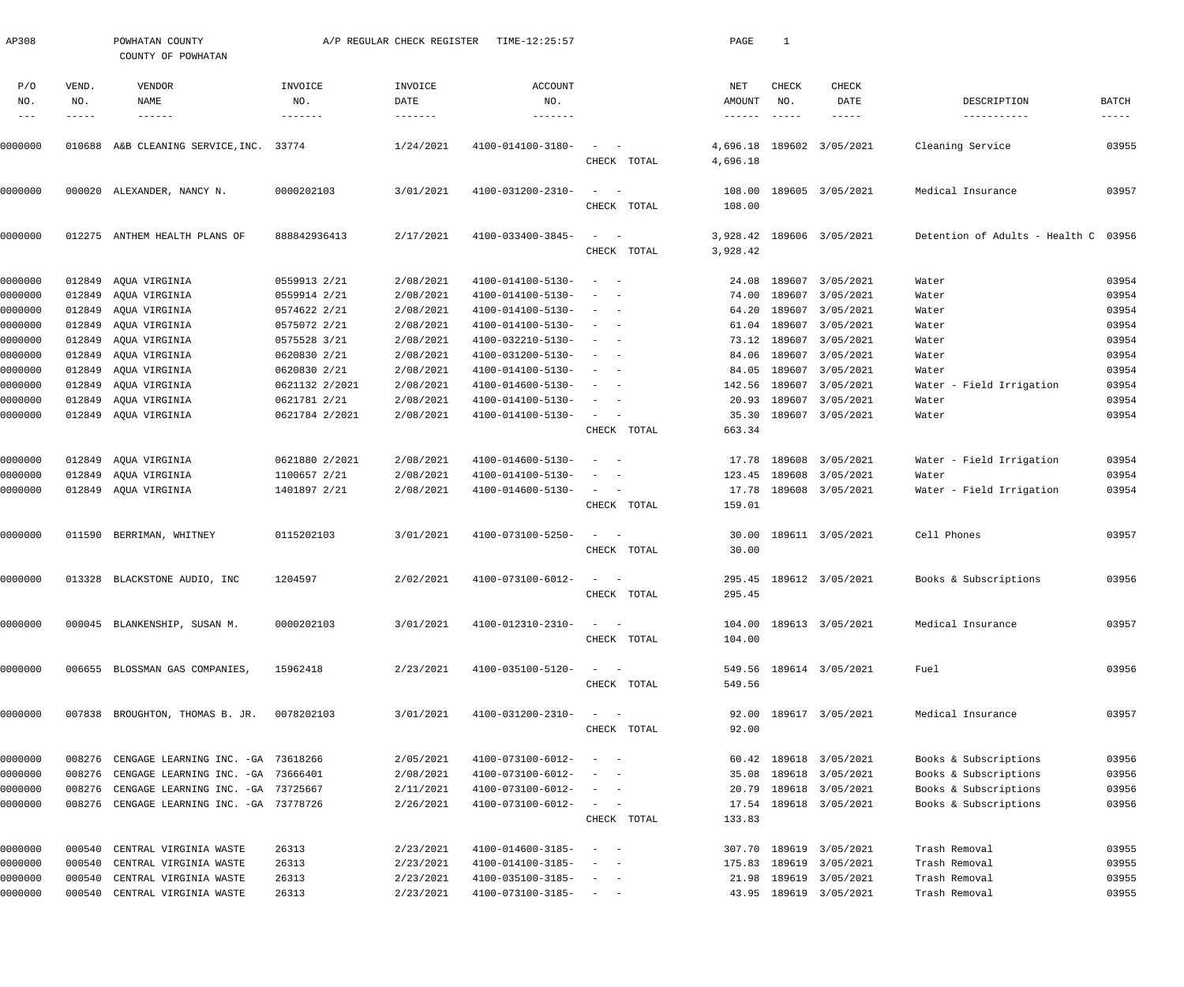AP308 POWHATAN COUNTY A/P REGULAR CHECK REGISTER TIME-12:25:57 PAGE 1

COUNTY OF POWHATAN

| P/O NO. | VEND. NO. | VENDOR NAME | INVOICE NO. | INVOICE DATE | ACCOUNT NO. | | NET AMOUNT | CHECK NO. | CHECK DATE | DESCRIPTION | BATCH |
|---|---|---|---|---|---|---|---|---|---|---|---|
| 0000000 | 010688 | A&B CLEANING SERVICE,INC. | 33774 | 1/24/2021 | 4100-014100-3180- | - - | 4,696.18 | 189602 | 3/05/2021 | Cleaning Service | 03955 |
| | | | | | | CHECK TOTAL | 4,696.18 | | | | |
| 0000000 | 000020 | ALEXANDER, NANCY N. | 0000202103 | 3/01/2021 | 4100-031200-2310- | - - | 108.00 | 189605 | 3/05/2021 | Medical Insurance | 03957 |
| | | | | | | CHECK TOTAL | 108.00 | | | | |
| 0000000 | 012275 | ANTHEM HEALTH PLANS OF | 888842936413 | 2/17/2021 | 4100-033400-3845- | - - | 3,928.42 | 189606 | 3/05/2021 | Detention of Adults - Health C | 03956 |
| | | | | | | CHECK TOTAL | 3,928.42 | | | | |
| 0000000 | 012849 | AQUA VIRGINIA | 0559913 2/21 | 2/08/2021 | 4100-014100-5130- | - - | 24.08 | 189607 | 3/05/2021 | Water | 03954 |
| 0000000 | 012849 | AQUA VIRGINIA | 0559914 2/21 | 2/08/2021 | 4100-014100-5130- | - - | 74.00 | 189607 | 3/05/2021 | Water | 03954 |
| 0000000 | 012849 | AQUA VIRGINIA | 0574622 2/21 | 2/08/2021 | 4100-014100-5130- | - - | 64.20 | 189607 | 3/05/2021 | Water | 03954 |
| 0000000 | 012849 | AQUA VIRGINIA | 0575072 2/21 | 2/08/2021 | 4100-014100-5130- | - - | 61.04 | 189607 | 3/05/2021 | Water | 03954 |
| 0000000 | 012849 | AQUA VIRGINIA | 0575528 3/21 | 2/08/2021 | 4100-032210-5130- | - - | 73.12 | 189607 | 3/05/2021 | Water | 03954 |
| 0000000 | 012849 | AQUA VIRGINIA | 0620830 2/21 | 2/08/2021 | 4100-031200-5130- | - - | 84.06 | 189607 | 3/05/2021 | Water | 03954 |
| 0000000 | 012849 | AQUA VIRGINIA | 0620830 2/21 | 2/08/2021 | 4100-014100-5130- | - - | 84.05 | 189607 | 3/05/2021 | Water | 03954 |
| 0000000 | 012849 | AQUA VIRGINIA | 0621132 2/2021 | 2/08/2021 | 4100-014600-5130- | - - | 142.56 | 189607 | 3/05/2021 | Water - Field Irrigation | 03954 |
| 0000000 | 012849 | AQUA VIRGINIA | 0621781 2/21 | 2/08/2021 | 4100-014100-5130- | - - | 20.93 | 189607 | 3/05/2021 | Water | 03954 |
| 0000000 | 012849 | AQUA VIRGINIA | 0621784 2/2021 | 2/08/2021 | 4100-014100-5130- | - - | 35.30 | 189607 | 3/05/2021 | Water | 03954 |
| | | | | | | CHECK TOTAL | 663.34 | | | | |
| 0000000 | 012849 | AQUA VIRGINIA | 0621880 2/2021 | 2/08/2021 | 4100-014600-5130- | - - | 17.78 | 189608 | 3/05/2021 | Water - Field Irrigation | 03954 |
| 0000000 | 012849 | AQUA VIRGINIA | 1100657 2/21 | 2/08/2021 | 4100-014100-5130- | - - | 123.45 | 189608 | 3/05/2021 | Water | 03954 |
| 0000000 | 012849 | AQUA VIRGINIA | 1401897 2/21 | 2/08/2021 | 4100-014600-5130- | - - | 17.78 | 189608 | 3/05/2021 | Water - Field Irrigation | 03954 |
| | | | | | | CHECK TOTAL | 159.01 | | | | |
| 0000000 | 011590 | BERRIMAN, WHITNEY | 0115202103 | 3/01/2021 | 4100-073100-5250- | - - | 30.00 | 189611 | 3/05/2021 | Cell Phones | 03957 |
| | | | | | | CHECK TOTAL | 30.00 | | | | |
| 0000000 | 013328 | BLACKSTONE AUDIO, INC | 1204597 | 2/02/2021 | 4100-073100-6012- | - - | 295.45 | 189612 | 3/05/2021 | Books & Subscriptions | 03956 |
| | | | | | | CHECK TOTAL | 295.45 | | | | |
| 0000000 | 000045 | BLANKENSHIP, SUSAN M. | 0000202103 | 3/01/2021 | 4100-012310-2310- | - - | 104.00 | 189613 | 3/05/2021 | Medical Insurance | 03957 |
| | | | | | | CHECK TOTAL | 104.00 | | | | |
| 0000000 | 006655 | BLOSSMAN GAS COMPANIES, | 15962418 | 2/23/2021 | 4100-035100-5120- | - - | 549.56 | 189614 | 3/05/2021 | Fuel | 03956 |
| | | | | | | CHECK TOTAL | 549.56 | | | | |
| 0000000 | 007838 | BROUGHTON, THOMAS B. JR. | 0078202103 | 3/01/2021 | 4100-031200-2310- | - - | 92.00 | 189617 | 3/05/2021 | Medical Insurance | 03957 |
| | | | | | | CHECK TOTAL | 92.00 | | | | |
| 0000000 | 008276 | CENGAGE LEARNING INC. -GA | 73618266 | 2/05/2021 | 4100-073100-6012- | - - | 60.42 | 189618 | 3/05/2021 | Books & Subscriptions | 03956 |
| 0000000 | 008276 | CENGAGE LEARNING INC. -GA | 73666401 | 2/08/2021 | 4100-073100-6012- | - - | 35.08 | 189618 | 3/05/2021 | Books & Subscriptions | 03956 |
| 0000000 | 008276 | CENGAGE LEARNING INC. -GA | 73725667 | 2/11/2021 | 4100-073100-6012- | - - | 20.79 | 189618 | 3/05/2021 | Books & Subscriptions | 03956 |
| 0000000 | 008276 | CENGAGE LEARNING INC. -GA | 73778726 | 2/26/2021 | 4100-073100-6012- | - - | 17.54 | 189618 | 3/05/2021 | Books & Subscriptions | 03956 |
| | | | | | | CHECK TOTAL | 133.83 | | | | |
| 0000000 | 000540 | CENTRAL VIRGINIA WASTE | 26313 | 2/23/2021 | 4100-014600-3185- | - - | 307.70 | 189619 | 3/05/2021 | Trash Removal | 03955 |
| 0000000 | 000540 | CENTRAL VIRGINIA WASTE | 26313 | 2/23/2021 | 4100-014100-3185- | - - | 175.83 | 189619 | 3/05/2021 | Trash Removal | 03955 |
| 0000000 | 000540 | CENTRAL VIRGINIA WASTE | 26313 | 2/23/2021 | 4100-035100-3185- | - - | 21.98 | 189619 | 3/05/2021 | Trash Removal | 03955 |
| 0000000 | 000540 | CENTRAL VIRGINIA WASTE | 26313 | 2/23/2021 | 4100-073100-3185- | - - | 43.95 | 189619 | 3/05/2021 | Trash Removal | 03955 |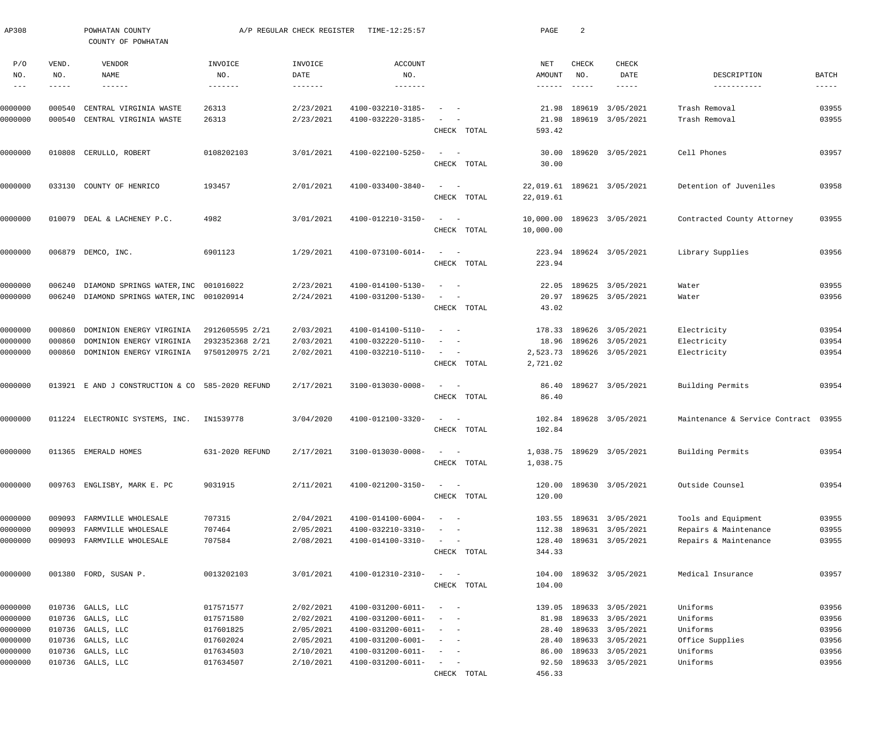AP308 POWHATAN COUNTY A/P REGULAR CHECK REGISTER TIME-12:25:57

COUNTY OF POWHATAN

| P/O NO. | VEND. NO. | VENDOR NAME | INVOICE NO. | INVOICE DATE | ACCOUNT NO. | | NET AMOUNT | CHECK NO. | CHECK DATE | DESCRIPTION | BATCH |
|---|---|---|---|---|---|---|---|---|---|---|---|
| 0000000 | 000540 | CENTRAL VIRGINIA WASTE | 26313 | 2/23/2021 | 4100-032210-3185- | - - | 21.98 | 189619 | 3/05/2021 | Trash Removal | 03955 |
| 0000000 | 000540 | CENTRAL VIRGINIA WASTE | 26313 | 2/23/2021 | 4100-032220-3185- | - - | 21.98 | 189619 | 3/05/2021 | Trash Removal | 03955 |
| | | | | | | CHECK TOTAL | 593.42 | | | | |
| 0000000 | 010808 | CERULLO, ROBERT | 0108202103 | 3/01/2021 | 4100-022100-5250- | - - | 30.00 | 189620 | 3/05/2021 | Cell Phones | 03957 |
| | | | | | | CHECK TOTAL | 30.00 | | | | |
| 0000000 | 033130 | COUNTY OF HENRICO | 193457 | 2/01/2021 | 4100-033400-3840- | - - | 22,019.61 | 189621 | 3/05/2021 | Detention of Juveniles | 03958 |
| | | | | | | CHECK TOTAL | 22,019.61 | | | | |
| 0000000 | 010079 | DEAL & LACHENEY P.C. | 4982 | 3/01/2021 | 4100-012210-3150- | - - | 10,000.00 | 189623 | 3/05/2021 | Contracted County Attorney | 03955 |
| | | | | | | CHECK TOTAL | 10,000.00 | | | | |
| 0000000 | 006879 | DEMCO, INC. | 6901123 | 1/29/2021 | 4100-073100-6014- | - - | 223.94 | 189624 | 3/05/2021 | Library Supplies | 03956 |
| | | | | | | CHECK TOTAL | 223.94 | | | | |
| 0000000 | 006240 | DIAMOND SPRINGS WATER,INC | 001016022 | 2/23/2021 | 4100-014100-5130- | - - | 22.05 | 189625 | 3/05/2021 | Water | 03955 |
| 0000000 | 006240 | DIAMOND SPRINGS WATER,INC | 001020914 | 2/24/2021 | 4100-031200-5130- | - - | 20.97 | 189625 | 3/05/2021 | Water | 03956 |
| | | | | | | CHECK TOTAL | 43.02 | | | | |
| 0000000 | 000860 | DOMINION ENERGY VIRGINIA | 2912605595 2/21 | 2/03/2021 | 4100-014100-5110- | - - | 178.33 | 189626 | 3/05/2021 | Electricity | 03954 |
| 0000000 | 000860 | DOMINION ENERGY VIRGINIA | 2932352368 2/21 | 2/03/2021 | 4100-032220-5110- | - - | 18.96 | 189626 | 3/05/2021 | Electricity | 03954 |
| 0000000 | 000860 | DOMINION ENERGY VIRGINIA | 9750120975 2/21 | 2/02/2021 | 4100-032210-5110- | - - | 2,523.73 | 189626 | 3/05/2021 | Electricity | 03954 |
| | | | | | | CHECK TOTAL | 2,721.02 | | | | |
| 0000000 | 013921 | E AND J CONSTRUCTION & CO | 585-2020 REFUND | 2/17/2021 | 3100-013030-0008- | - - | 86.40 | 189627 | 3/05/2021 | Building Permits | 03954 |
| | | | | | | CHECK TOTAL | 86.40 | | | | |
| 0000000 | 011224 | ELECTRONIC SYSTEMS, INC. | IN1539778 | 3/04/2020 | 4100-012100-3320- | - - | 102.84 | 189628 | 3/05/2021 | Maintenance & Service Contract | 03955 |
| | | | | | | CHECK TOTAL | 102.84 | | | | |
| 0000000 | 011365 | EMERALD HOMES | 631-2020 REFUND | 2/17/2021 | 3100-013030-0008- | - - | 1,038.75 | 189629 | 3/05/2021 | Building Permits | 03954 |
| | | | | | | CHECK TOTAL | 1,038.75 | | | | |
| 0000000 | 009763 | ENGLISBY, MARK E. PC | 9031915 | 2/11/2021 | 4100-021200-3150- | - - | 120.00 | 189630 | 3/05/2021 | Outside Counsel | 03954 |
| | | | | | | CHECK TOTAL | 120.00 | | | | |
| 0000000 | 009093 | FARMVILLE WHOLESALE | 707315 | 2/04/2021 | 4100-014100-6004- | - - | 103.55 | 189631 | 3/05/2021 | Tools and Equipment | 03955 |
| 0000000 | 009093 | FARMVILLE WHOLESALE | 707464 | 2/05/2021 | 4100-032210-3310- | - - | 112.38 | 189631 | 3/05/2021 | Repairs & Maintenance | 03955 |
| 0000000 | 009093 | FARMVILLE WHOLESALE | 707584 | 2/08/2021 | 4100-014100-3310- | - - | 128.40 | 189631 | 3/05/2021 | Repairs & Maintenance | 03955 |
| | | | | | | CHECK TOTAL | 344.33 | | | | |
| 0000000 | 001380 | FORD, SUSAN P. | 0013202103 | 3/01/2021 | 4100-012310-2310- | - - | 104.00 | 189632 | 3/05/2021 | Medical Insurance | 03957 |
| | | | | | | CHECK TOTAL | 104.00 | | | | |
| 0000000 | 010736 | GALLS, LLC | 017571577 | 2/02/2021 | 4100-031200-6011- | - - | 139.05 | 189633 | 3/05/2021 | Uniforms | 03956 |
| 0000000 | 010736 | GALLS, LLC | 017571580 | 2/02/2021 | 4100-031200-6011- | - - | 81.98 | 189633 | 3/05/2021 | Uniforms | 03956 |
| 0000000 | 010736 | GALLS, LLC | 017601825 | 2/05/2021 | 4100-031200-6011- | - - | 28.40 | 189633 | 3/05/2021 | Uniforms | 03956 |
| 0000000 | 010736 | GALLS, LLC | 017602024 | 2/05/2021 | 4100-031200-6001- | - - | 28.40 | 189633 | 3/05/2021 | Office Supplies | 03956 |
| 0000000 | 010736 | GALLS, LLC | 017634503 | 2/10/2021 | 4100-031200-6011- | - - | 86.00 | 189633 | 3/05/2021 | Uniforms | 03956 |
| 0000000 | 010736 | GALLS, LLC | 017634507 | 2/10/2021 | 4100-031200-6011- | - - | 92.50 | 189633 | 3/05/2021 | Uniforms | 03956 |
| | | | | | | CHECK TOTAL | 456.33 | | | | |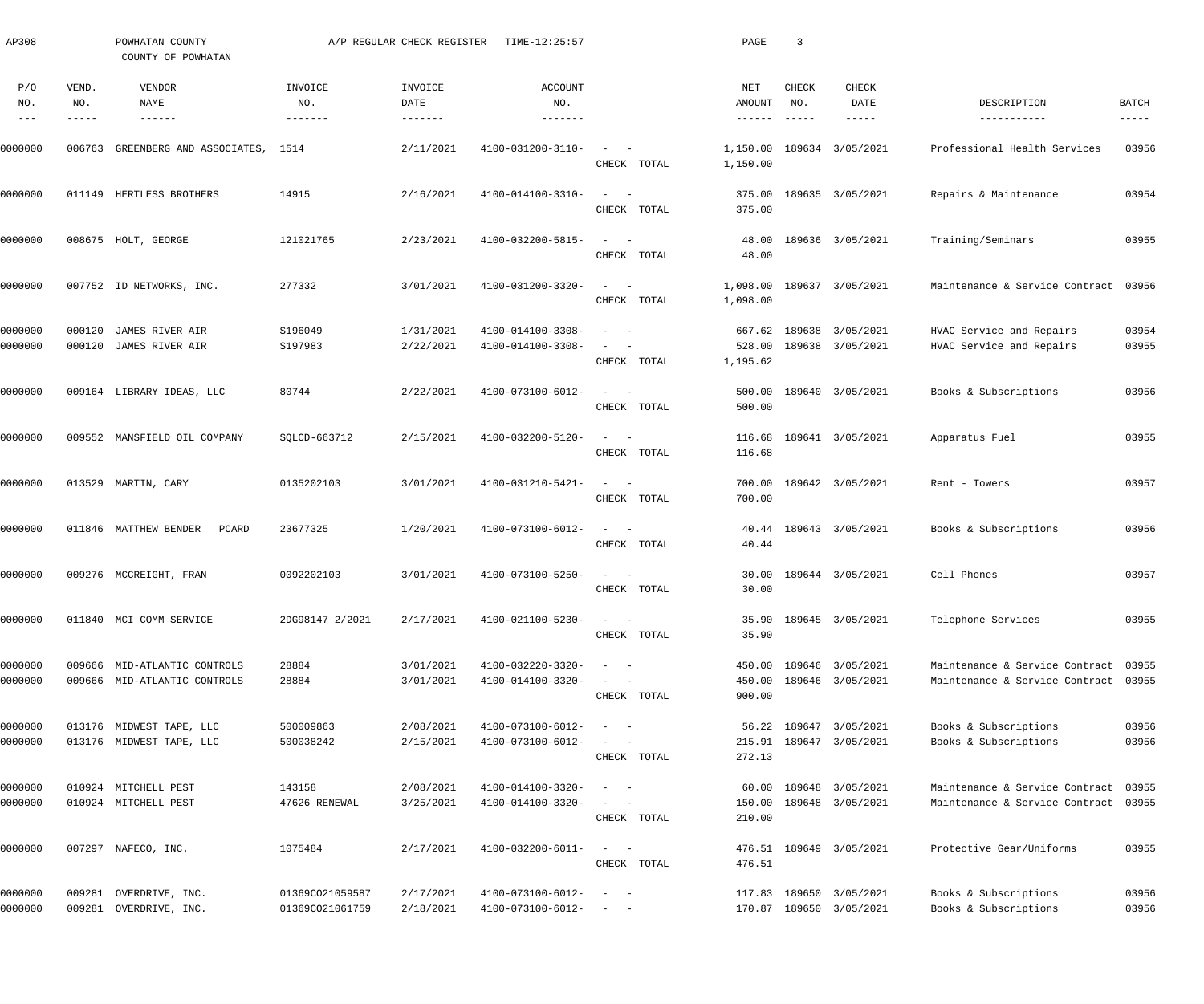AP308 POWHATAN COUNTY A/P REGULAR CHECK REGISTER TIME-12:25:57

COUNTY OF POWHATAN

| P/O NO. | VEND. NO. | VENDOR NAME | INVOICE NO. | INVOICE DATE | ACCOUNT NO. | | NET AMOUNT | CHECK NO. | CHECK DATE | DESCRIPTION | BATCH |
|---|---|---|---|---|---|---|---|---|---|---|---|
| 0000000 | 006763 | GREENBERG AND ASSOCIATES, | 1514 | 2/11/2021 | 4100-031200-3110- | - - | 1,150.00 | 189634 | 3/05/2021 | Professional Health Services | 03956 |
| | | | | | | CHECK TOTAL | 1,150.00 | | | | |
| 0000000 | 011149 | HERTLESS BROTHERS | 14915 | 2/16/2021 | 4100-014100-3310- | - - | 375.00 | 189635 | 3/05/2021 | Repairs & Maintenance | 03954 |
| | | | | | | CHECK TOTAL | 375.00 | | | | |
| 0000000 | 008675 | HOLT, GEORGE | 121021765 | 2/23/2021 | 4100-032200-5815- | - - | 48.00 | 189636 | 3/05/2021 | Training/Seminars | 03955 |
| | | | | | | CHECK TOTAL | 48.00 | | | | |
| 0000000 | 007752 | ID NETWORKS, INC. | 277332 | 3/01/2021 | 4100-031200-3320- | - - | 1,098.00 | 189637 | 3/05/2021 | Maintenance & Service Contract | 03956 |
| | | | | | | CHECK TOTAL | 1,098.00 | | | | |
| 0000000 | 000120 | JAMES RIVER AIR | S196049 | 1/31/2021 | 4100-014100-3308- | - - | 667.62 | 189638 | 3/05/2021 | HVAC Service and Repairs | 03954 |
| 0000000 | 000120 | JAMES RIVER AIR | S197983 | 2/22/2021 | 4100-014100-3308- | - - | 528.00 | 189638 | 3/05/2021 | HVAC Service and Repairs | 03955 |
| | | | | | | CHECK TOTAL | 1,195.62 | | | | |
| 0000000 | 009164 | LIBRARY IDEAS, LLC | 80744 | 2/22/2021 | 4100-073100-6012- | - - | 500.00 | 189640 | 3/05/2021 | Books & Subscriptions | 03956 |
| | | | | | | CHECK TOTAL | 500.00 | | | | |
| 0000000 | 009552 | MANSFIELD OIL COMPANY | SQLCD-663712 | 2/15/2021 | 4100-032200-5120- | - - | 116.68 | 189641 | 3/05/2021 | Apparatus Fuel | 03955 |
| | | | | | | CHECK TOTAL | 116.68 | | | | |
| 0000000 | 013529 | MARTIN, CARY | 0135202103 | 3/01/2021 | 4100-031210-5421- | - - | 700.00 | 189642 | 3/05/2021 | Rent - Towers | 03957 |
| | | | | | | CHECK TOTAL | 700.00 | | | | |
| 0000000 | 011846 | MATTHEW BENDER PCARD | 23677325 | 1/20/2021 | 4100-073100-6012- | - - | 40.44 | 189643 | 3/05/2021 | Books & Subscriptions | 03956 |
| | | | | | | CHECK TOTAL | 40.44 | | | | |
| 0000000 | 009276 | MCCREIGHT, FRAN | 0092202103 | 3/01/2021 | 4100-073100-5250- | - - | 30.00 | 189644 | 3/05/2021 | Cell Phones | 03957 |
| | | | | | | CHECK TOTAL | 30.00 | | | | |
| 0000000 | 011840 | MCI COMM SERVICE | 2DG98147 2/2021 | 2/17/2021 | 4100-021100-5230- | - - | 35.90 | 189645 | 3/05/2021 | Telephone Services | 03955 |
| | | | | | | CHECK TOTAL | 35.90 | | | | |
| 0000000 | 009666 | MID-ATLANTIC CONTROLS | 28884 | 3/01/2021 | 4100-032220-3320- | - - | 450.00 | 189646 | 3/05/2021 | Maintenance & Service Contract | 03955 |
| 0000000 | 009666 | MID-ATLANTIC CONTROLS | 28884 | 3/01/2021 | 4100-014100-3320- | - - | 450.00 | 189646 | 3/05/2021 | Maintenance & Service Contract | 03955 |
| | | | | | | CHECK TOTAL | 900.00 | | | | |
| 0000000 | 013176 | MIDWEST TAPE, LLC | 500009863 | 2/08/2021 | 4100-073100-6012- | - - | 56.22 | 189647 | 3/05/2021 | Books & Subscriptions | 03956 |
| 0000000 | 013176 | MIDWEST TAPE, LLC | 500038242 | 2/15/2021 | 4100-073100-6012- | - - | 215.91 | 189647 | 3/05/2021 | Books & Subscriptions | 03956 |
| | | | | | | CHECK TOTAL | 272.13 | | | | |
| 0000000 | 010924 | MITCHELL PEST | 143158 | 2/08/2021 | 4100-014100-3320- | - - | 60.00 | 189648 | 3/05/2021 | Maintenance & Service Contract | 03955 |
| 0000000 | 010924 | MITCHELL PEST | 47626 RENEWAL | 3/25/2021 | 4100-014100-3320- | - - | 150.00 | 189648 | 3/05/2021 | Maintenance & Service Contract | 03955 |
| | | | | | | CHECK TOTAL | 210.00 | | | | |
| 0000000 | 007297 | NAFECO, INC. | 1075484 | 2/17/2021 | 4100-032200-6011- | - - | 476.51 | 189649 | 3/05/2021 | Protective Gear/Uniforms | 03955 |
| | | | | | | CHECK TOTAL | 476.51 | | | | |
| 0000000 | 009281 | OVERDRIVE, INC. | 01369CO21059587 | 2/17/2021 | 4100-073100-6012- | - - | 117.83 | 189650 | 3/05/2021 | Books & Subscriptions | 03956 |
| 0000000 | 009281 | OVERDRIVE, INC. | 01369CO21061759 | 2/18/2021 | 4100-073100-6012- | - - | 170.87 | 189650 | 3/05/2021 | Books & Subscriptions | 03956 |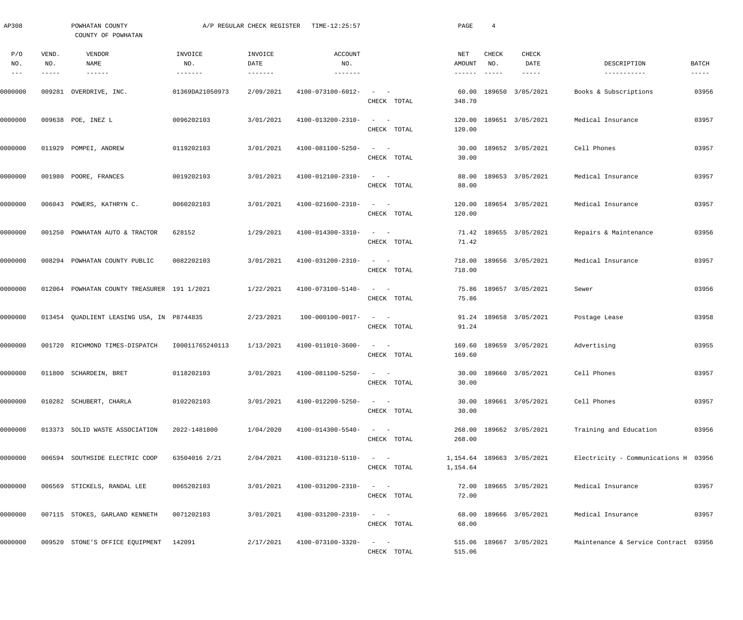AP308 POWHATAN COUNTY A/P REGULAR CHECK REGISTER TIME-12:25:57

COUNTY OF POWHATAN

| P/O NO. | VEND. NO. | VENDOR NAME | INVOICE NO. | INVOICE DATE | ACCOUNT NO. | | NET AMOUNT | CHECK NO. | CHECK DATE | DESCRIPTION | BATCH |
|---|---|---|---|---|---|---|---|---|---|---|---|
| 0000000 | 009281 | OVERDRIVE, INC. | 01369DA21050973 | 2/09/2021 | 4100-073100-6012- | - - | 60.00 | 189650 | 3/05/2021 | Books & Subscriptions | 03956 |
| | | | | | | CHECK TOTAL | 348.70 | | | | |
| 0000000 | 009638 | POE, INEZ L | 0096202103 | 3/01/2021 | 4100-013200-2310- | - - | 120.00 | 189651 | 3/05/2021 | Medical Insurance | 03957 |
| | | | | | | CHECK TOTAL | 120.00 | | | | |
| 0000000 | 011929 | POMPEI, ANDREW | 0119202103 | 3/01/2021 | 4100-081100-5250- | - - | 30.00 | 189652 | 3/05/2021 | Cell Phones | 03957 |
| | | | | | | CHECK TOTAL | 30.00 | | | | |
| 0000000 | 001980 | POORE, FRANCES | 0019202103 | 3/01/2021 | 4100-012100-2310- | - - | 88.00 | 189653 | 3/05/2021 | Medical Insurance | 03957 |
| | | | | | | CHECK TOTAL | 88.00 | | | | |
| 0000000 | 006043 | POWERS, KATHRYN C. | 0060202103 | 3/01/2021 | 4100-021600-2310- | - - | 120.00 | 189654 | 3/05/2021 | Medical Insurance | 03957 |
| | | | | | | CHECK TOTAL | 120.00 | | | | |
| 0000000 | 001250 | POWHATAN AUTO & TRACTOR | 628152 | 1/29/2021 | 4100-014300-3310- | - - | 71.42 | 189655 | 3/05/2021 | Repairs & Maintenance | 03956 |
| | | | | | | CHECK TOTAL | 71.42 | | | | |
| 0000000 | 008294 | POWHATAN COUNTY PUBLIC | 0082202103 | 3/01/2021 | 4100-031200-2310- | - - | 718.00 | 189656 | 3/05/2021 | Medical Insurance | 03957 |
| | | | | | | CHECK TOTAL | 718.00 | | | | |
| 0000000 | 012064 | POWHATAN COUNTY TREASURER | 191 1/2021 | 1/22/2021 | 4100-073100-5140- | - - | 75.86 | 189657 | 3/05/2021 | Sewer | 03956 |
| | | | | | | CHECK TOTAL | 75.86 | | | | |
| 0000000 | 013454 | QUADLIENT LEASING USA, IN | P8744835 | 2/23/2021 | 100-000100-0017- | - - | 91.24 | 189658 | 3/05/2021 | Postage Lease | 03958 |
| | | | | | | CHECK TOTAL | 91.24 | | | | |
| 0000000 | 001720 | RICHMOND TIMES-DISPATCH | I00011765240113 | 1/13/2021 | 4100-011010-3600- | - - | 169.60 | 189659 | 3/05/2021 | Advertising | 03955 |
| | | | | | | CHECK TOTAL | 169.60 | | | | |
| 0000000 | 011800 | SCHARDEIN, BRET | 0118202103 | 3/01/2021 | 4100-081100-5250- | - - | 30.00 | 189660 | 3/05/2021 | Cell Phones | 03957 |
| | | | | | | CHECK TOTAL | 30.00 | | | | |
| 0000000 | 010282 | SCHUBERT, CHARLA | 0102202103 | 3/01/2021 | 4100-012200-5250- | - - | 30.00 | 189661 | 3/05/2021 | Cell Phones | 03957 |
| | | | | | | CHECK TOTAL | 30.00 | | | | |
| 0000000 | 013373 | SOLID WASTE ASSOCIATION | 2022-1481800 | 1/04/2020 | 4100-014300-5540- | - - | 268.00 | 189662 | 3/05/2021 | Training and Education | 03956 |
| | | | | | | CHECK TOTAL | 268.00 | | | | |
| 0000000 | 006594 | SOUTHSIDE ELECTRIC COOP | 63504016 2/21 | 2/04/2021 | 4100-031210-5110- | - - | 1,154.64 | 189663 | 3/05/2021 | Electricity - Communications H | 03956 |
| | | | | | | CHECK TOTAL | 1,154.64 | | | | |
| 0000000 | 006569 | STICKELS, RANDAL LEE | 0065202103 | 3/01/2021 | 4100-031200-2310- | - - | 72.00 | 189665 | 3/05/2021 | Medical Insurance | 03957 |
| | | | | | | CHECK TOTAL | 72.00 | | | | |
| 0000000 | 007115 | STOKES, GARLAND KENNETH | 0071202103 | 3/01/2021 | 4100-031200-2310- | - - | 68.00 | 189666 | 3/05/2021 | Medical Insurance | 03957 |
| | | | | | | CHECK TOTAL | 68.00 | | | | |
| 0000000 | 009520 | STONE'S OFFICE EQUIPMENT | 142091 | 2/17/2021 | 4100-073100-3320- | - - | 515.06 | 189667 | 3/05/2021 | Maintenance & Service Contract | 03956 |
| | | | | | | CHECK TOTAL | 515.06 | | | | |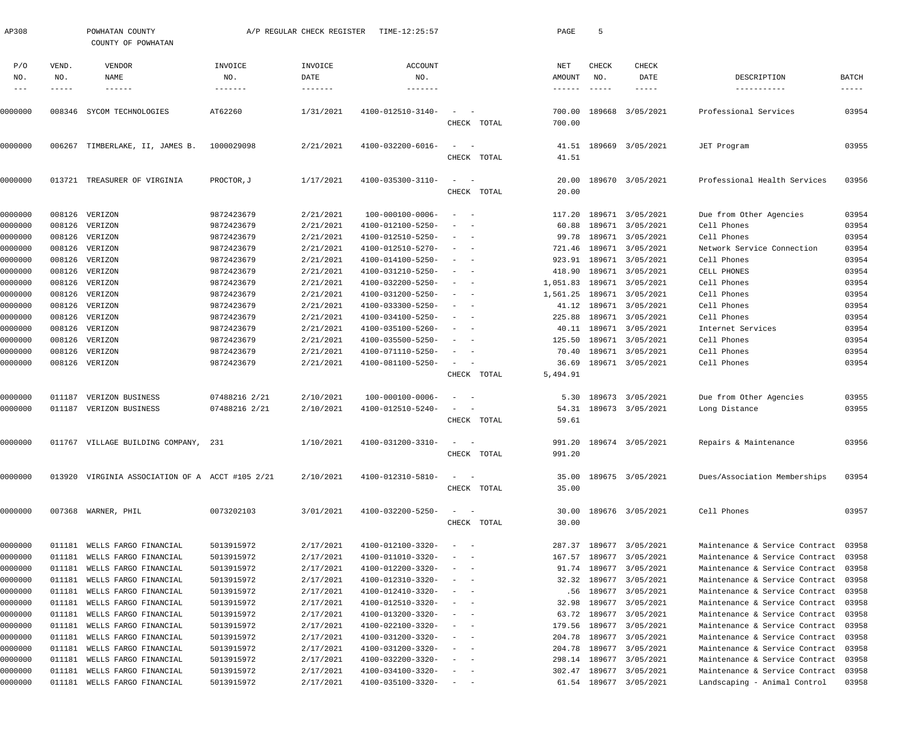AP308 POWHATAN COUNTY A/P REGULAR CHECK REGISTER TIME-12:25:57

COUNTY OF POWHATAN

| P/O NO. | VEND. NO. | VENDOR NAME | INVOICE NO. | INVOICE DATE | ACCOUNT NO. | | NET AMOUNT | CHECK NO. | CHECK DATE | DESCRIPTION | BATCH |
|---|---|---|---|---|---|---|---|---|---|---|---|
| 0000000 | 008346 | SYCOM TECHNOLOGIES | AT62260 | 1/31/2021 | 4100-012510-3140- | - - | 700.00 | 189668 | 3/05/2021 | Professional Services | 03954 |
| | | | | | | CHECK TOTAL | 700.00 | | | | |
| 0000000 | 006267 | TIMBERLAKE, II, JAMES B. | 1000029098 | 2/21/2021 | 4100-032200-6016- | - - | 41.51 | 189669 | 3/05/2021 | JET Program | 03955 |
| | | | | | | CHECK TOTAL | 41.51 | | | | |
| 0000000 | 013721 | TREASURER OF VIRGINIA | PROCTOR,J | 1/17/2021 | 4100-035300-3110- | - - | 20.00 | 189670 | 3/05/2021 | Professional Health Services | 03956 |
| | | | | | | CHECK TOTAL | 20.00 | | | | |
| 0000000 | 008126 | VERIZON | 9872423679 | 2/21/2021 | 100-000100-0006- | - - | 117.20 | 189671 | 3/05/2021 | Due from Other Agencies | 03954 |
| 0000000 | 008126 | VERIZON | 9872423679 | 2/21/2021 | 4100-012100-5250- | - - | 60.88 | 189671 | 3/05/2021 | Cell Phones | 03954 |
| 0000000 | 008126 | VERIZON | 9872423679 | 2/21/2021 | 4100-012510-5250- | - - | 99.78 | 189671 | 3/05/2021 | Cell Phones | 03954 |
| 0000000 | 008126 | VERIZON | 9872423679 | 2/21/2021 | 4100-012510-5270- | - - | 721.46 | 189671 | 3/05/2021 | Network Service Connection | 03954 |
| 0000000 | 008126 | VERIZON | 9872423679 | 2/21/2021 | 4100-014100-5250- | - - | 923.91 | 189671 | 3/05/2021 | Cell Phones | 03954 |
| 0000000 | 008126 | VERIZON | 9872423679 | 2/21/2021 | 4100-031210-5250- | - - | 418.90 | 189671 | 3/05/2021 | CELL PHONES | 03954 |
| 0000000 | 008126 | VERIZON | 9872423679 | 2/21/2021 | 4100-032200-5250- | - - | 1,051.83 | 189671 | 3/05/2021 | Cell Phones | 03954 |
| 0000000 | 008126 | VERIZON | 9872423679 | 2/21/2021 | 4100-031200-5250- | - - | 1,561.25 | 189671 | 3/05/2021 | Cell Phones | 03954 |
| 0000000 | 008126 | VERIZON | 9872423679 | 2/21/2021 | 4100-033300-5250- | - - | 41.12 | 189671 | 3/05/2021 | Cell Phones | 03954 |
| 0000000 | 008126 | VERIZON | 9872423679 | 2/21/2021 | 4100-034100-5250- | - - | 225.88 | 189671 | 3/05/2021 | Cell Phones | 03954 |
| 0000000 | 008126 | VERIZON | 9872423679 | 2/21/2021 | 4100-035100-5260- | - - | 40.11 | 189671 | 3/05/2021 | Internet Services | 03954 |
| 0000000 | 008126 | VERIZON | 9872423679 | 2/21/2021 | 4100-035500-5250- | - - | 125.50 | 189671 | 3/05/2021 | Cell Phones | 03954 |
| 0000000 | 008126 | VERIZON | 9872423679 | 2/21/2021 | 4100-071110-5250- | - - | 70.40 | 189671 | 3/05/2021 | Cell Phones | 03954 |
| 0000000 | 008126 | VERIZON | 9872423679 | 2/21/2021 | 4100-081100-5250- | - - | 36.69 | 189671 | 3/05/2021 | Cell Phones | 03954 |
| | | | | | | CHECK TOTAL | 5,494.91 | | | | |
| 0000000 | 011187 | VERIZON BUSINESS | 07488216 2/21 | 2/10/2021 | 100-000100-0006- | - - | 5.30 | 189673 | 3/05/2021 | Due from Other Agencies | 03955 |
| 0000000 | 011187 | VERIZON BUSINESS | 07488216 2/21 | 2/10/2021 | 4100-012510-5240- | - - | 54.31 | 189673 | 3/05/2021 | Long Distance | 03955 |
| | | | | | | CHECK TOTAL | 59.61 | | | | |
| 0000000 | 011767 | VILLAGE BUILDING COMPANY, | 231 | 1/10/2021 | 4100-031200-3310- | - - | 991.20 | 189674 | 3/05/2021 | Repairs & Maintenance | 03956 |
| | | | | | | CHECK TOTAL | 991.20 | | | | |
| 0000000 | 013920 | VIRGINIA ASSOCIATION OF A | ACCT #105 2/21 | 2/10/2021 | 4100-012310-5810- | - - | 35.00 | 189675 | 3/05/2021 | Dues/Association Memberships | 03954 |
| | | | | | | CHECK TOTAL | 35.00 | | | | |
| 0000000 | 007368 | WARNER, PHIL | 0073202103 | 3/01/2021 | 4100-032200-5250- | - - | 30.00 | 189676 | 3/05/2021 | Cell Phones | 03957 |
| | | | | | | CHECK TOTAL | 30.00 | | | | |
| 0000000 | 011181 | WELLS FARGO FINANCIAL | 5013915972 | 2/17/2021 | 4100-012100-3320- | - - | 287.37 | 189677 | 3/05/2021 | Maintenance & Service Contract | 03958 |
| 0000000 | 011181 | WELLS FARGO FINANCIAL | 5013915972 | 2/17/2021 | 4100-011010-3320- | - - | 167.57 | 189677 | 3/05/2021 | Maintenance & Service Contract | 03958 |
| 0000000 | 011181 | WELLS FARGO FINANCIAL | 5013915972 | 2/17/2021 | 4100-012200-3320- | - - | 91.74 | 189677 | 3/05/2021 | Maintenance & Service Contract | 03958 |
| 0000000 | 011181 | WELLS FARGO FINANCIAL | 5013915972 | 2/17/2021 | 4100-012310-3320- | - - | 32.32 | 189677 | 3/05/2021 | Maintenance & Service Contract | 03958 |
| 0000000 | 011181 | WELLS FARGO FINANCIAL | 5013915972 | 2/17/2021 | 4100-012410-3320- | - - | .56 | 189677 | 3/05/2021 | Maintenance & Service Contract | 03958 |
| 0000000 | 011181 | WELLS FARGO FINANCIAL | 5013915972 | 2/17/2021 | 4100-012510-3320- | - - | 32.98 | 189677 | 3/05/2021 | Maintenance & Service Contract | 03958 |
| 0000000 | 011181 | WELLS FARGO FINANCIAL | 5013915972 | 2/17/2021 | 4100-013200-3320- | - - | 63.72 | 189677 | 3/05/2021 | Maintenance & Service Contract | 03958 |
| 0000000 | 011181 | WELLS FARGO FINANCIAL | 5013915972 | 2/17/2021 | 4100-022100-3320- | - - | 179.56 | 189677 | 3/05/2021 | Maintenance & Service Contract | 03958 |
| 0000000 | 011181 | WELLS FARGO FINANCIAL | 5013915972 | 2/17/2021 | 4100-031200-3320- | - - | 204.78 | 189677 | 3/05/2021 | Maintenance & Service Contract | 03958 |
| 0000000 | 011181 | WELLS FARGO FINANCIAL | 5013915972 | 2/17/2021 | 4100-031200-3320- | - - | 204.78 | 189677 | 3/05/2021 | Maintenance & Service Contract | 03958 |
| 0000000 | 011181 | WELLS FARGO FINANCIAL | 5013915972 | 2/17/2021 | 4100-032200-3320- | - - | 298.14 | 189677 | 3/05/2021 | Maintenance & Service Contract | 03958 |
| 0000000 | 011181 | WELLS FARGO FINANCIAL | 5013915972 | 2/17/2021 | 4100-034100-3320- | - - | 302.47 | 189677 | 3/05/2021 | Maintenance & Service Contract | 03958 |
| 0000000 | 011181 | WELLS FARGO FINANCIAL | 5013915972 | 2/17/2021 | 4100-035100-3320- | - - | 61.54 | 189677 | 3/05/2021 | Landscaping - Animal Control | 03958 |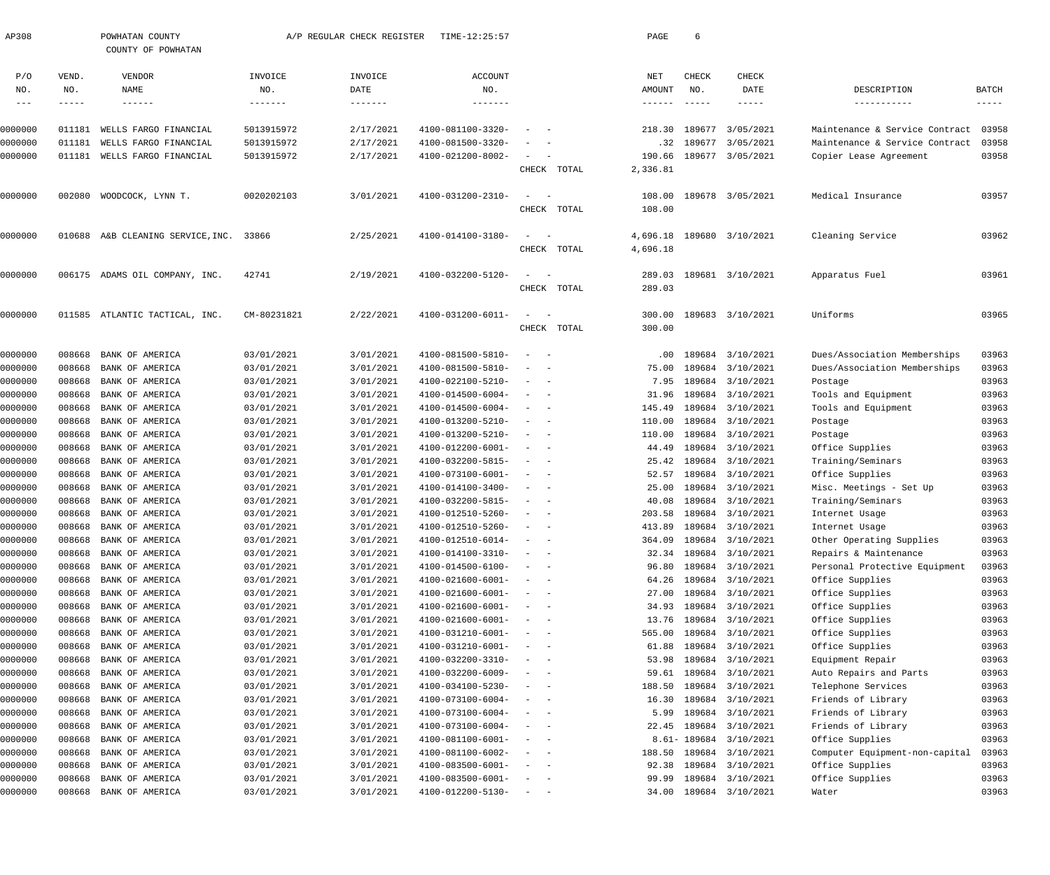POWHATAN COUNTY
COUNTY OF POWHATAN

A/P REGULAR CHECK REGISTER TIME-12:25:57

| P/O NO. | VEND. NO. | VENDOR NAME | INVOICE NO. | INVOICE DATE | ACCOUNT NO. | | NET AMOUNT | CHECK NO. | CHECK DATE | DESCRIPTION | BATCH |
|---|---|---|---|---|---|---|---|---|---|---|---|
| 0000000 | 011181 | WELLS FARGO FINANCIAL | 5013915972 | 2/17/2021 | 4100-081100-3320- | - - | 218.30 | 189677 | 3/05/2021 | Maintenance & Service Contract | 03958 |
| 0000000 | 011181 | WELLS FARGO FINANCIAL | 5013915972 | 2/17/2021 | 4100-081500-3320- | - - | .32 | 189677 | 3/05/2021 | Maintenance & Service Contract | 03958 |
| 0000000 | 011181 | WELLS FARGO FINANCIAL | 5013915972 | 2/17/2021 | 4100-021200-8002- | - - | 190.66 | 189677 | 3/05/2021 | Copier Lease Agreement | 03958 |
| | | | | | | CHECK TOTAL | 2,336.81 | | | | |
| 0000000 | 002080 | WOODCOCK, LYNN T. | 0020202103 | 3/01/2021 | 4100-031200-2310- | - - | 108.00 | 189678 | 3/05/2021 | Medical Insurance | 03957 |
| | | | | | | CHECK TOTAL | 108.00 | | | | |
| 0000000 | 010688 | A&B CLEANING SERVICE,INC. | 33866 | 2/25/2021 | 4100-014100-3180- | - - | 4,696.18 | 189680 | 3/10/2021 | Cleaning Service | 03962 |
| | | | | | | CHECK TOTAL | 4,696.18 | | | | |
| 0000000 | 006175 | ADAMS OIL COMPANY, INC. | 42741 | 2/19/2021 | 4100-032200-5120- | - - | 289.03 | 189681 | 3/10/2021 | Apparatus Fuel | 03961 |
| | | | | | | CHECK TOTAL | 289.03 | | | | |
| 0000000 | 011585 | ATLANTIC TACTICAL, INC. | CM-80231821 | 2/22/2021 | 4100-031200-6011- | - - | 300.00 | 189683 | 3/10/2021 | Uniforms | 03965 |
| | | | | | | CHECK TOTAL | 300.00 | | | | |
| 0000000 | 008668 | BANK OF AMERICA | 03/01/2021 | 3/01/2021 | 4100-081500-5810- | - - | .00 | 189684 | 3/10/2021 | Dues/Association Memberships | 03963 |
| 0000000 | 008668 | BANK OF AMERICA | 03/01/2021 | 3/01/2021 | 4100-081500-5810- | - - | 75.00 | 189684 | 3/10/2021 | Dues/Association Memberships | 03963 |
| 0000000 | 008668 | BANK OF AMERICA | 03/01/2021 | 3/01/2021 | 4100-022100-5210- | - - | 7.95 | 189684 | 3/10/2021 | Postage | 03963 |
| 0000000 | 008668 | BANK OF AMERICA | 03/01/2021 | 3/01/2021 | 4100-014500-6004- | - - | 31.96 | 189684 | 3/10/2021 | Tools and Equipment | 03963 |
| 0000000 | 008668 | BANK OF AMERICA | 03/01/2021 | 3/01/2021 | 4100-014500-6004- | - - | 145.49 | 189684 | 3/10/2021 | Tools and Equipment | 03963 |
| 0000000 | 008668 | BANK OF AMERICA | 03/01/2021 | 3/01/2021 | 4100-013200-5210- | - - | 110.00 | 189684 | 3/10/2021 | Postage | 03963 |
| 0000000 | 008668 | BANK OF AMERICA | 03/01/2021 | 3/01/2021 | 4100-013200-5210- | - - | 110.00 | 189684 | 3/10/2021 | Postage | 03963 |
| 0000000 | 008668 | BANK OF AMERICA | 03/01/2021 | 3/01/2021 | 4100-012200-6001- | - - | 44.49 | 189684 | 3/10/2021 | Office Supplies | 03963 |
| 0000000 | 008668 | BANK OF AMERICA | 03/01/2021 | 3/01/2021 | 4100-032200-5815- | - - | 25.42 | 189684 | 3/10/2021 | Training/Seminars | 03963 |
| 0000000 | 008668 | BANK OF AMERICA | 03/01/2021 | 3/01/2021 | 4100-073100-6001- | - - | 52.57 | 189684 | 3/10/2021 | Office Supplies | 03963 |
| 0000000 | 008668 | BANK OF AMERICA | 03/01/2021 | 3/01/2021 | 4100-014100-3400- | - - | 25.00 | 189684 | 3/10/2021 | Misc. Meetings - Set Up | 03963 |
| 0000000 | 008668 | BANK OF AMERICA | 03/01/2021 | 3/01/2021 | 4100-032200-5815- | - - | 40.08 | 189684 | 3/10/2021 | Training/Seminars | 03963 |
| 0000000 | 008668 | BANK OF AMERICA | 03/01/2021 | 3/01/2021 | 4100-012510-5260- | - - | 203.58 | 189684 | 3/10/2021 | Internet Usage | 03963 |
| 0000000 | 008668 | BANK OF AMERICA | 03/01/2021 | 3/01/2021 | 4100-012510-5260- | - - | 413.89 | 189684 | 3/10/2021 | Internet Usage | 03963 |
| 0000000 | 008668 | BANK OF AMERICA | 03/01/2021 | 3/01/2021 | 4100-012510-6014- | - - | 364.09 | 189684 | 3/10/2021 | Other Operating Supplies | 03963 |
| 0000000 | 008668 | BANK OF AMERICA | 03/01/2021 | 3/01/2021 | 4100-014100-3310- | - - | 32.34 | 189684 | 3/10/2021 | Repairs & Maintenance | 03963 |
| 0000000 | 008668 | BANK OF AMERICA | 03/01/2021 | 3/01/2021 | 4100-014500-6100- | - - | 96.80 | 189684 | 3/10/2021 | Personal Protective Equipment | 03963 |
| 0000000 | 008668 | BANK OF AMERICA | 03/01/2021 | 3/01/2021 | 4100-021600-6001- | - - | 64.26 | 189684 | 3/10/2021 | Office Supplies | 03963 |
| 0000000 | 008668 | BANK OF AMERICA | 03/01/2021 | 3/01/2021 | 4100-021600-6001- | - - | 27.00 | 189684 | 3/10/2021 | Office Supplies | 03963 |
| 0000000 | 008668 | BANK OF AMERICA | 03/01/2021 | 3/01/2021 | 4100-021600-6001- | - - | 34.93 | 189684 | 3/10/2021 | Office Supplies | 03963 |
| 0000000 | 008668 | BANK OF AMERICA | 03/01/2021 | 3/01/2021 | 4100-021600-6001- | - - | 13.76 | 189684 | 3/10/2021 | Office Supplies | 03963 |
| 0000000 | 008668 | BANK OF AMERICA | 03/01/2021 | 3/01/2021 | 4100-031210-6001- | - - | 565.00 | 189684 | 3/10/2021 | Office Supplies | 03963 |
| 0000000 | 008668 | BANK OF AMERICA | 03/01/2021 | 3/01/2021 | 4100-031210-6001- | - - | 61.88 | 189684 | 3/10/2021 | Office Supplies | 03963 |
| 0000000 | 008668 | BANK OF AMERICA | 03/01/2021 | 3/01/2021 | 4100-032200-3310- | - - | 53.98 | 189684 | 3/10/2021 | Equipment Repair | 03963 |
| 0000000 | 008668 | BANK OF AMERICA | 03/01/2021 | 3/01/2021 | 4100-032200-6009- | - - | 59.61 | 189684 | 3/10/2021 | Auto Repairs and Parts | 03963 |
| 0000000 | 008668 | BANK OF AMERICA | 03/01/2021 | 3/01/2021 | 4100-034100-5230- | - - | 188.50 | 189684 | 3/10/2021 | Telephone Services | 03963 |
| 0000000 | 008668 | BANK OF AMERICA | 03/01/2021 | 3/01/2021 | 4100-073100-6004- | - - | 16.30 | 189684 | 3/10/2021 | Friends of Library | 03963 |
| 0000000 | 008668 | BANK OF AMERICA | 03/01/2021 | 3/01/2021 | 4100-073100-6004- | - - | 5.99 | 189684 | 3/10/2021 | Friends of Library | 03963 |
| 0000000 | 008668 | BANK OF AMERICA | 03/01/2021 | 3/01/2021 | 4100-073100-6004- | - - | 22.45 | 189684 | 3/10/2021 | Friends of Library | 03963 |
| 0000000 | 008668 | BANK OF AMERICA | 03/01/2021 | 3/01/2021 | 4100-081100-6001- | - - | 8.61- | 189684 | 3/10/2021 | Office Supplies | 03963 |
| 0000000 | 008668 | BANK OF AMERICA | 03/01/2021 | 3/01/2021 | 4100-081100-6002- | - - | 188.50 | 189684 | 3/10/2021 | Computer Equipment-non-capital | 03963 |
| 0000000 | 008668 | BANK OF AMERICA | 03/01/2021 | 3/01/2021 | 4100-083500-6001- | - - | 92.38 | 189684 | 3/10/2021 | Office Supplies | 03963 |
| 0000000 | 008668 | BANK OF AMERICA | 03/01/2021 | 3/01/2021 | 4100-083500-6001- | - - | 99.99 | 189684 | 3/10/2021 | Office Supplies | 03963 |
| 0000000 | 008668 | BANK OF AMERICA | 03/01/2021 | 3/01/2021 | 4100-012200-5130- | - - | 34.00 | 189684 | 3/10/2021 | Water | 03963 |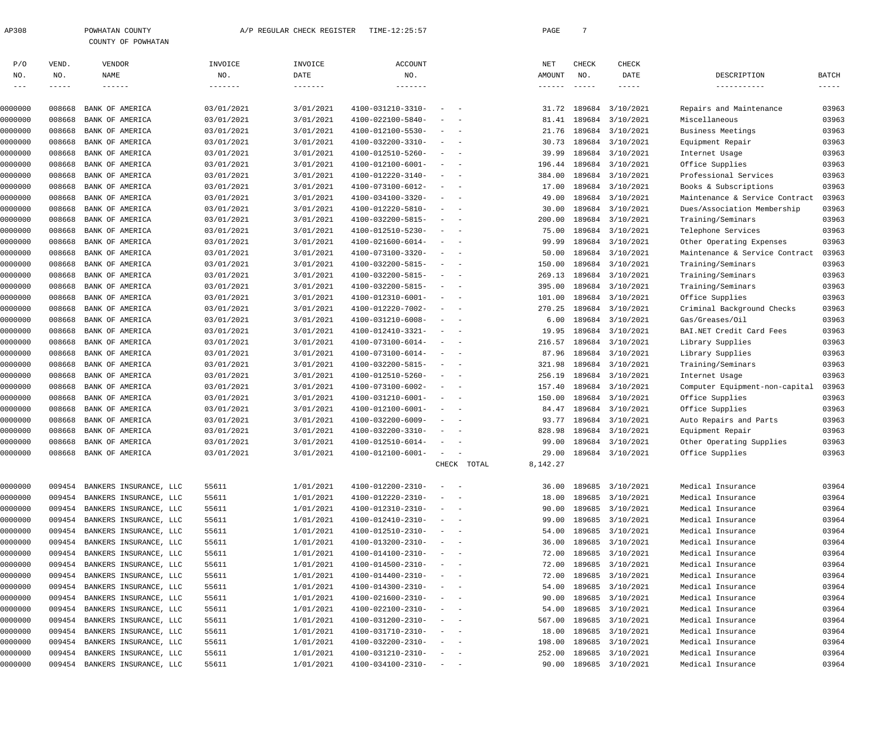AP308 POWHATAN COUNTY A/P REGULAR CHECK REGISTER TIME-12:25:57

COUNTY OF POWHATAN

| P/O NO. | VEND. NO. | VENDOR NAME | INVOICE NO. | INVOICE DATE | ACCOUNT NO. | | NET AMOUNT | CHECK NO. | CHECK DATE | DESCRIPTION | BATCH |
|---|---|---|---|---|---|---|---|---|---|---|---|
| 0000000 | 008668 | BANK OF AMERICA | 03/01/2021 | 3/01/2021 | 4100-031210-3310- | - - | 31.72 | 189684 | 3/10/2021 | Repairs and Maintenance | 03963 |
| 0000000 | 008668 | BANK OF AMERICA | 03/01/2021 | 3/01/2021 | 4100-022100-5840- | - - | 81.41 | 189684 | 3/10/2021 | Miscellaneous | 03963 |
| 0000000 | 008668 | BANK OF AMERICA | 03/01/2021 | 3/01/2021 | 4100-012100-5530- | - - | 21.76 | 189684 | 3/10/2021 | Business Meetings | 03963 |
| 0000000 | 008668 | BANK OF AMERICA | 03/01/2021 | 3/01/2021 | 4100-032200-3310- | - - | 30.73 | 189684 | 3/10/2021 | Equipment Repair | 03963 |
| 0000000 | 008668 | BANK OF AMERICA | 03/01/2021 | 3/01/2021 | 4100-012510-5260- | - - | 39.99 | 189684 | 3/10/2021 | Internet Usage | 03963 |
| 0000000 | 008668 | BANK OF AMERICA | 03/01/2021 | 3/01/2021 | 4100-012100-6001- | - - | 196.44 | 189684 | 3/10/2021 | Office Supplies | 03963 |
| 0000000 | 008668 | BANK OF AMERICA | 03/01/2021 | 3/01/2021 | 4100-012220-3140- | - - | 384.00 | 189684 | 3/10/2021 | Professional Services | 03963 |
| 0000000 | 008668 | BANK OF AMERICA | 03/01/2021 | 3/01/2021 | 4100-073100-6012- | - - | 17.00 | 189684 | 3/10/2021 | Books & Subscriptions | 03963 |
| 0000000 | 008668 | BANK OF AMERICA | 03/01/2021 | 3/01/2021 | 4100-034100-3320- | - - | 49.00 | 189684 | 3/10/2021 | Maintenance & Service Contract | 03963 |
| 0000000 | 008668 | BANK OF AMERICA | 03/01/2021 | 3/01/2021 | 4100-012220-5810- | - - | 30.00 | 189684 | 3/10/2021 | Dues/Association Membership | 03963 |
| 0000000 | 008668 | BANK OF AMERICA | 03/01/2021 | 3/01/2021 | 4100-032200-5815- | - - | 200.00 | 189684 | 3/10/2021 | Training/Seminars | 03963 |
| 0000000 | 008668 | BANK OF AMERICA | 03/01/2021 | 3/01/2021 | 4100-012510-5230- | - - | 75.00 | 189684 | 3/10/2021 | Telephone Services | 03963 |
| 0000000 | 008668 | BANK OF AMERICA | 03/01/2021 | 3/01/2021 | 4100-021600-6014- | - - | 99.99 | 189684 | 3/10/2021 | Other Operating Expenses | 03963 |
| 0000000 | 008668 | BANK OF AMERICA | 03/01/2021 | 3/01/2021 | 4100-073100-3320- | - - | 50.00 | 189684 | 3/10/2021 | Maintenance & Service Contract | 03963 |
| 0000000 | 008668 | BANK OF AMERICA | 03/01/2021 | 3/01/2021 | 4100-032200-5815- | - - | 150.00 | 189684 | 3/10/2021 | Training/Seminars | 03963 |
| 0000000 | 008668 | BANK OF AMERICA | 03/01/2021 | 3/01/2021 | 4100-032200-5815- | - - | 269.13 | 189684 | 3/10/2021 | Training/Seminars | 03963 |
| 0000000 | 008668 | BANK OF AMERICA | 03/01/2021 | 3/01/2021 | 4100-032200-5815- | - - | 395.00 | 189684 | 3/10/2021 | Training/Seminars | 03963 |
| 0000000 | 008668 | BANK OF AMERICA | 03/01/2021 | 3/01/2021 | 4100-012310-6001- | - - | 101.00 | 189684 | 3/10/2021 | Office Supplies | 03963 |
| 0000000 | 008668 | BANK OF AMERICA | 03/01/2021 | 3/01/2021 | 4100-012220-7002- | - - | 270.25 | 189684 | 3/10/2021 | Criminal Background Checks | 03963 |
| 0000000 | 008668 | BANK OF AMERICA | 03/01/2021 | 3/01/2021 | 4100-031210-6008- | - - | 6.00 | 189684 | 3/10/2021 | Gas/Greases/Oil | 03963 |
| 0000000 | 008668 | BANK OF AMERICA | 03/01/2021 | 3/01/2021 | 4100-012410-3321- | - - | 19.95 | 189684 | 3/10/2021 | BAI.NET Credit Card Fees | 03963 |
| 0000000 | 008668 | BANK OF AMERICA | 03/01/2021 | 3/01/2021 | 4100-073100-6014- | - - | 216.57 | 189684 | 3/10/2021 | Library Supplies | 03963 |
| 0000000 | 008668 | BANK OF AMERICA | 03/01/2021 | 3/01/2021 | 4100-073100-6014- | - - | 87.96 | 189684 | 3/10/2021 | Library Supplies | 03963 |
| 0000000 | 008668 | BANK OF AMERICA | 03/01/2021 | 3/01/2021 | 4100-032200-5815- | - - | 321.98 | 189684 | 3/10/2021 | Training/Seminars | 03963 |
| 0000000 | 008668 | BANK OF AMERICA | 03/01/2021 | 3/01/2021 | 4100-012510-5260- | - - | 256.19 | 189684 | 3/10/2021 | Internet Usage | 03963 |
| 0000000 | 008668 | BANK OF AMERICA | 03/01/2021 | 3/01/2021 | 4100-073100-6002- | - - | 157.40 | 189684 | 3/10/2021 | Computer Equipment-non-capital | 03963 |
| 0000000 | 008668 | BANK OF AMERICA | 03/01/2021 | 3/01/2021 | 4100-031210-6001- | - - | 150.00 | 189684 | 3/10/2021 | Office Supplies | 03963 |
| 0000000 | 008668 | BANK OF AMERICA | 03/01/2021 | 3/01/2021 | 4100-012100-6001- | - - | 84.47 | 189684 | 3/10/2021 | Office Supplies | 03963 |
| 0000000 | 008668 | BANK OF AMERICA | 03/01/2021 | 3/01/2021 | 4100-032200-6009- | - - | 93.77 | 189684 | 3/10/2021 | Auto Repairs and Parts | 03963 |
| 0000000 | 008668 | BANK OF AMERICA | 03/01/2021 | 3/01/2021 | 4100-032200-3310- | - - | 828.98 | 189684 | 3/10/2021 | Equipment Repair | 03963 |
| 0000000 | 008668 | BANK OF AMERICA | 03/01/2021 | 3/01/2021 | 4100-012510-6014- | - - | 99.00 | 189684 | 3/10/2021 | Other Operating Supplies | 03963 |
| 0000000 | 008668 | BANK OF AMERICA | 03/01/2021 | 3/01/2021 | 4100-012100-6001- | - - | 29.00 | 189684 | 3/10/2021 | Office Supplies | 03963 |
| | | | | | | CHECK TOTAL | 8,142.27 | | | | |
| 0000000 | 009454 | BANKERS INSURANCE, LLC | 55611 | 1/01/2021 | 4100-012200-2310- | - - | 36.00 | 189685 | 3/10/2021 | Medical Insurance | 03964 |
| 0000000 | 009454 | BANKERS INSURANCE, LLC | 55611 | 1/01/2021 | 4100-012220-2310- | - - | 18.00 | 189685 | 3/10/2021 | Medical Insurance | 03964 |
| 0000000 | 009454 | BANKERS INSURANCE, LLC | 55611 | 1/01/2021 | 4100-012310-2310- | - - | 90.00 | 189685 | 3/10/2021 | Medical Insurance | 03964 |
| 0000000 | 009454 | BANKERS INSURANCE, LLC | 55611 | 1/01/2021 | 4100-012410-2310- | - - | 99.00 | 189685 | 3/10/2021 | Medical Insurance | 03964 |
| 0000000 | 009454 | BANKERS INSURANCE, LLC | 55611 | 1/01/2021 | 4100-012510-2310- | - - | 54.00 | 189685 | 3/10/2021 | Medical Insurance | 03964 |
| 0000000 | 009454 | BANKERS INSURANCE, LLC | 55611 | 1/01/2021 | 4100-013200-2310- | - - | 36.00 | 189685 | 3/10/2021 | Medical Insurance | 03964 |
| 0000000 | 009454 | BANKERS INSURANCE, LLC | 55611 | 1/01/2021 | 4100-014100-2310- | - - | 72.00 | 189685 | 3/10/2021 | Medical Insurance | 03964 |
| 0000000 | 009454 | BANKERS INSURANCE, LLC | 55611 | 1/01/2021 | 4100-014500-2310- | - - | 72.00 | 189685 | 3/10/2021 | Medical Insurance | 03964 |
| 0000000 | 009454 | BANKERS INSURANCE, LLC | 55611 | 1/01/2021 | 4100-014400-2310- | - - | 72.00 | 189685 | 3/10/2021 | Medical Insurance | 03964 |
| 0000000 | 009454 | BANKERS INSURANCE, LLC | 55611 | 1/01/2021 | 4100-014300-2310- | - - | 54.00 | 189685 | 3/10/2021 | Medical Insurance | 03964 |
| 0000000 | 009454 | BANKERS INSURANCE, LLC | 55611 | 1/01/2021 | 4100-021600-2310- | - - | 90.00 | 189685 | 3/10/2021 | Medical Insurance | 03964 |
| 0000000 | 009454 | BANKERS INSURANCE, LLC | 55611 | 1/01/2021 | 4100-022100-2310- | - - | 54.00 | 189685 | 3/10/2021 | Medical Insurance | 03964 |
| 0000000 | 009454 | BANKERS INSURANCE, LLC | 55611 | 1/01/2021 | 4100-031200-2310- | - - | 567.00 | 189685 | 3/10/2021 | Medical Insurance | 03964 |
| 0000000 | 009454 | BANKERS INSURANCE, LLC | 55611 | 1/01/2021 | 4100-031710-2310- | - - | 18.00 | 189685 | 3/10/2021 | Medical Insurance | 03964 |
| 0000000 | 009454 | BANKERS INSURANCE, LLC | 55611 | 1/01/2021 | 4100-032200-2310- | - - | 198.00 | 189685 | 3/10/2021 | Medical Insurance | 03964 |
| 0000000 | 009454 | BANKERS INSURANCE, LLC | 55611 | 1/01/2021 | 4100-031210-2310- | - - | 252.00 | 189685 | 3/10/2021 | Medical Insurance | 03964 |
| 0000000 | 009454 | BANKERS INSURANCE, LLC | 55611 | 1/01/2021 | 4100-034100-2310- | - - | 90.00 | 189685 | 3/10/2021 | Medical Insurance | 03964 |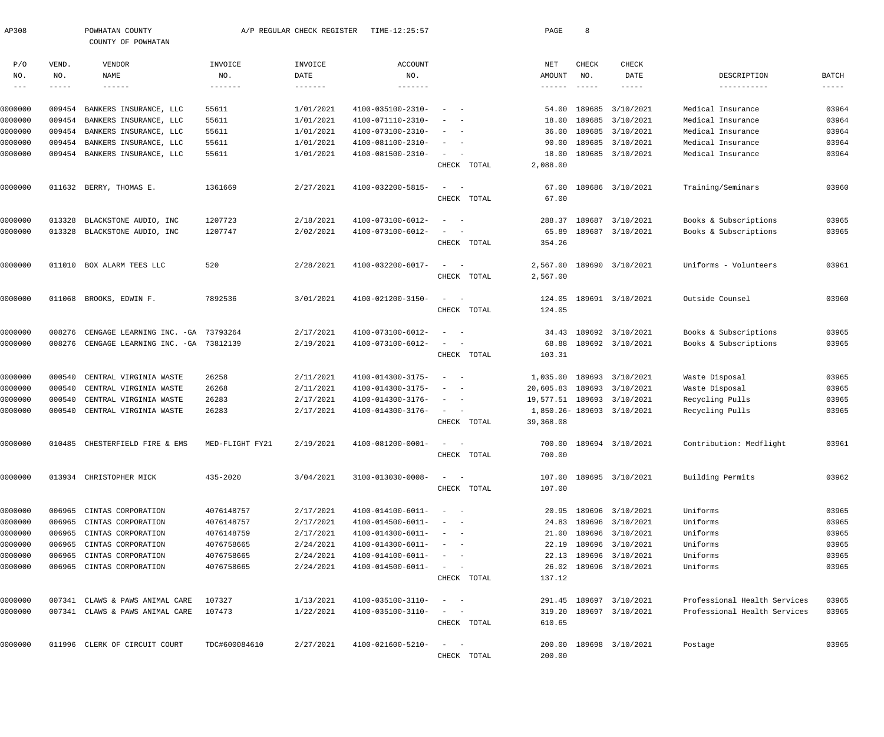AP308 POWHATAN COUNTY A/P REGULAR CHECK REGISTER TIME-12:25:57

COUNTY OF POWHATAN

| P/O NO. | VEND. NO. | VENDOR NAME | INVOICE NO. | INVOICE DATE | ACCOUNT NO. | | NET AMOUNT | CHECK NO. | CHECK DATE | DESCRIPTION | BATCH |
|---|---|---|---|---|---|---|---|---|---|---|---|
| 0000000 | 009454 | BANKERS INSURANCE, LLC | 55611 | 1/01/2021 | 4100-035100-2310- | - - | 54.00 | 189685 | 3/10/2021 | Medical Insurance | 03964 |
| 0000000 | 009454 | BANKERS INSURANCE, LLC | 55611 | 1/01/2021 | 4100-071110-2310- | - - | 18.00 | 189685 | 3/10/2021 | Medical Insurance | 03964 |
| 0000000 | 009454 | BANKERS INSURANCE, LLC | 55611 | 1/01/2021 | 4100-073100-2310- | - - | 36.00 | 189685 | 3/10/2021 | Medical Insurance | 03964 |
| 0000000 | 009454 | BANKERS INSURANCE, LLC | 55611 | 1/01/2021 | 4100-081100-2310- | - - | 90.00 | 189685 | 3/10/2021 | Medical Insurance | 03964 |
| 0000000 | 009454 | BANKERS INSURANCE, LLC | 55611 | 1/01/2021 | 4100-081500-2310- | - - | 18.00 | 189685 | 3/10/2021 | Medical Insurance | 03964 |
| | | | | | | CHECK TOTAL | 2,088.00 | | | | |
| 0000000 | 011632 | BERRY, THOMAS E. | 1361669 | 2/27/2021 | 4100-032200-5815- | - - | 67.00 | 189686 | 3/10/2021 | Training/Seminars | 03960 |
| | | | | | | CHECK TOTAL | 67.00 | | | | |
| 0000000 | 013328 | BLACKSTONE AUDIO, INC | 1207723 | 2/18/2021 | 4100-073100-6012- | - - | 288.37 | 189687 | 3/10/2021 | Books & Subscriptions | 03965 |
| 0000000 | 013328 | BLACKSTONE AUDIO, INC | 1207747 | 2/02/2021 | 4100-073100-6012- | - - | 65.89 | 189687 | 3/10/2021 | Books & Subscriptions | 03965 |
| | | | | | | CHECK TOTAL | 354.26 | | | | |
| 0000000 | 011010 | BOX ALARM TEES LLC | 520 | 2/28/2021 | 4100-032200-6017- | - - | 2,567.00 | 189690 | 3/10/2021 | Uniforms - Volunteers | 03961 |
| | | | | | | CHECK TOTAL | 2,567.00 | | | | |
| 0000000 | 011068 | BROOKS, EDWIN F. | 7892536 | 3/01/2021 | 4100-021200-3150- | - - | 124.05 | 189691 | 3/10/2021 | Outside Counsel | 03960 |
| | | | | | | CHECK TOTAL | 124.05 | | | | |
| 0000000 | 008276 | CENGAGE LEARNING INC. -GA | 73793264 | 2/17/2021 | 4100-073100-6012- | - - | 34.43 | 189692 | 3/10/2021 | Books & Subscriptions | 03965 |
| 0000000 | 008276 | CENGAGE LEARNING INC. -GA | 73812139 | 2/19/2021 | 4100-073100-6012- | - - | 68.88 | 189692 | 3/10/2021 | Books & Subscriptions | 03965 |
| | | | | | | CHECK TOTAL | 103.31 | | | | |
| 0000000 | 000540 | CENTRAL VIRGINIA WASTE | 26258 | 2/11/2021 | 4100-014300-3175- | - - | 1,035.00 | 189693 | 3/10/2021 | Waste Disposal | 03965 |
| 0000000 | 000540 | CENTRAL VIRGINIA WASTE | 26268 | 2/11/2021 | 4100-014300-3175- | - - | 20,605.83 | 189693 | 3/10/2021 | Waste Disposal | 03965 |
| 0000000 | 000540 | CENTRAL VIRGINIA WASTE | 26283 | 2/17/2021 | 4100-014300-3176- | - - | 19,577.51 | 189693 | 3/10/2021 | Recycling Pulls | 03965 |
| 0000000 | 000540 | CENTRAL VIRGINIA WASTE | 26283 | 2/17/2021 | 4100-014300-3176- | - - | 1,850.26- | 189693 | 3/10/2021 | Recycling Pulls | 03965 |
| | | | | | | CHECK TOTAL | 39,368.08 | | | | |
| 0000000 | 010485 | CHESTERFIELD FIRE & EMS | MED-FLIGHT FY21 | 2/19/2021 | 4100-081200-0001- | - - | 700.00 | 189694 | 3/10/2021 | Contribution: Medflight | 03961 |
| | | | | | | CHECK TOTAL | 700.00 | | | | |
| 0000000 | 013934 | CHRISTOPHER MICK | 435-2020 | 3/04/2021 | 3100-013030-0008- | - - | 107.00 | 189695 | 3/10/2021 | Building Permits | 03962 |
| | | | | | | CHECK TOTAL | 107.00 | | | | |
| 0000000 | 006965 | CINTAS CORPORATION | 4076148757 | 2/17/2021 | 4100-014100-6011- | - - | 20.95 | 189696 | 3/10/2021 | Uniforms | 03965 |
| 0000000 | 006965 | CINTAS CORPORATION | 4076148757 | 2/17/2021 | 4100-014500-6011- | - - | 24.83 | 189696 | 3/10/2021 | Uniforms | 03965 |
| 0000000 | 006965 | CINTAS CORPORATION | 4076148759 | 2/17/2021 | 4100-014300-6011- | - - | 21.00 | 189696 | 3/10/2021 | Uniforms | 03965 |
| 0000000 | 006965 | CINTAS CORPORATION | 4076758665 | 2/24/2021 | 4100-014300-6011- | - - | 22.19 | 189696 | 3/10/2021 | Uniforms | 03965 |
| 0000000 | 006965 | CINTAS CORPORATION | 4076758665 | 2/24/2021 | 4100-014100-6011- | - - | 22.13 | 189696 | 3/10/2021 | Uniforms | 03965 |
| 0000000 | 006965 | CINTAS CORPORATION | 4076758665 | 2/24/2021 | 4100-014500-6011- | - - | 26.02 | 189696 | 3/10/2021 | Uniforms | 03965 |
| | | | | | | CHECK TOTAL | 137.12 | | | | |
| 0000000 | 007341 | CLAWS & PAWS ANIMAL CARE | 107327 | 1/13/2021 | 4100-035100-3110- | - - | 291.45 | 189697 | 3/10/2021 | Professional Health Services | 03965 |
| 0000000 | 007341 | CLAWS & PAWS ANIMAL CARE | 107473 | 1/22/2021 | 4100-035100-3110- | - - | 319.20 | 189697 | 3/10/2021 | Professional Health Services | 03965 |
| | | | | | | CHECK TOTAL | 610.65 | | | | |
| 0000000 | 011996 | CLERK OF CIRCUIT COURT | TDC#600084610 | 2/27/2021 | 4100-021600-5210- | - - | 200.00 | 189698 | 3/10/2021 | Postage | 03965 |
| | | | | | | CHECK TOTAL | 200.00 | | | | |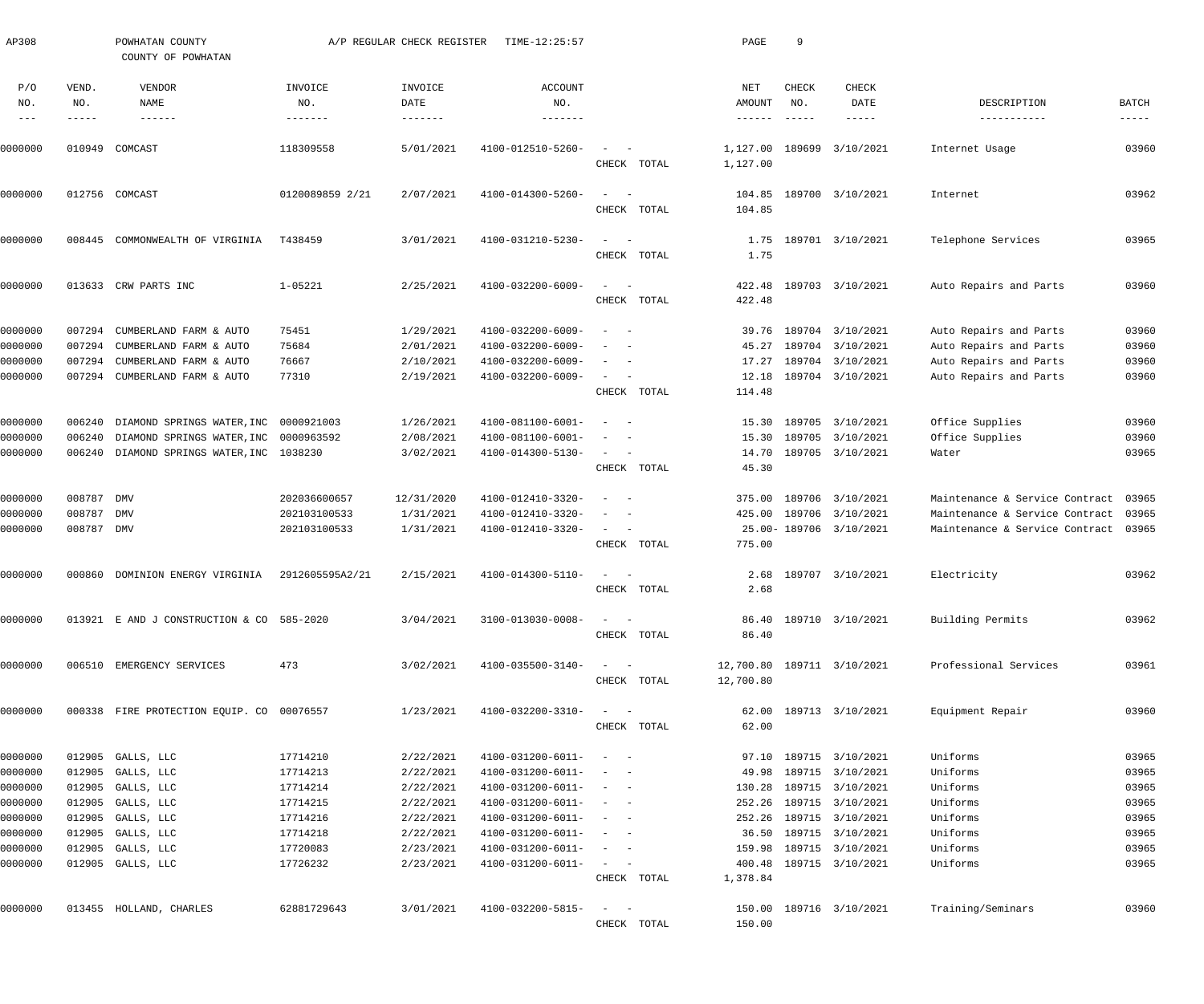AP308 POWHATAN COUNTY A/P REGULAR CHECK REGISTER TIME-12:25:57

COUNTY OF POWHATAN

| P/O NO. | VEND. NO. | VENDOR NAME | INVOICE NO. | INVOICE DATE | ACCOUNT NO. | | NET AMOUNT | CHECK NO. | CHECK DATE | DESCRIPTION | BATCH |
|---|---|---|---|---|---|---|---|---|---|---|---|
| 0000000 | 010949 | COMCAST | 118309558 | 5/01/2021 | 4100-012510-5260- | - - | 1,127.00 | 189699 | 3/10/2021 | Internet Usage | 03960 |
| | | | | | | CHECK TOTAL | 1,127.00 | | | | |
| 0000000 | 012756 | COMCAST | 0120089859 2/21 | 2/07/2021 | 4100-014300-5260- | - - | 104.85 | 189700 | 3/10/2021 | Internet | 03962 |
| | | | | | | CHECK TOTAL | 104.85 | | | | |
| 0000000 | 008445 | COMMONWEALTH OF VIRGINIA | T438459 | 3/01/2021 | 4100-031210-5230- | - - | 1.75 | 189701 | 3/10/2021 | Telephone Services | 03965 |
| | | | | | | CHECK TOTAL | 1.75 | | | | |
| 0000000 | 013633 | CRW PARTS INC | 1-05221 | 2/25/2021 | 4100-032200-6009- | - - | 422.48 | 189703 | 3/10/2021 | Auto Repairs and Parts | 03960 |
| | | | | | | CHECK TOTAL | 422.48 | | | | |
| 0000000 | 007294 | CUMBERLAND FARM & AUTO | 75451 | 1/29/2021 | 4100-032200-6009- | - - | 39.76 | 189704 | 3/10/2021 | Auto Repairs and Parts | 03960 |
| 0000000 | 007294 | CUMBERLAND FARM & AUTO | 75684 | 2/01/2021 | 4100-032200-6009- | - - | 45.27 | 189704 | 3/10/2021 | Auto Repairs and Parts | 03960 |
| 0000000 | 007294 | CUMBERLAND FARM & AUTO | 76667 | 2/10/2021 | 4100-032200-6009- | - - | 17.27 | 189704 | 3/10/2021 | Auto Repairs and Parts | 03960 |
| 0000000 | 007294 | CUMBERLAND FARM & AUTO | 77310 | 2/19/2021 | 4100-032200-6009- | - - | 12.18 | 189704 | 3/10/2021 | Auto Repairs and Parts | 03960 |
| | | | | | | CHECK TOTAL | 114.48 | | | | |
| 0000000 | 006240 | DIAMOND SPRINGS WATER,INC | 0000921003 | 1/26/2021 | 4100-081100-6001- | - - | 15.30 | 189705 | 3/10/2021 | Office Supplies | 03960 |
| 0000000 | 006240 | DIAMOND SPRINGS WATER,INC | 0000963592 | 2/08/2021 | 4100-081100-6001- | - - | 15.30 | 189705 | 3/10/2021 | Office Supplies | 03960 |
| 0000000 | 006240 | DIAMOND SPRINGS WATER,INC | 1038230 | 3/02/2021 | 4100-014300-5130- | - - | 14.70 | 189705 | 3/10/2021 | Water | 03965 |
| | | | | | | CHECK TOTAL | 45.30 | | | | |
| 0000000 | 008787 | DMV | 202036600657 | 12/31/2020 | 4100-012410-3320- | - - | 375.00 | 189706 | 3/10/2021 | Maintenance & Service Contract | 03965 |
| 0000000 | 008787 | DMV | 202103100533 | 1/31/2021 | 4100-012410-3320- | - - | 425.00 | 189706 | 3/10/2021 | Maintenance & Service Contract | 03965 |
| 0000000 | 008787 | DMV | 202103100533 | 1/31/2021 | 4100-012410-3320- | - - | 25.00- | 189706 | 3/10/2021 | Maintenance & Service Contract | 03965 |
| | | | | | | CHECK TOTAL | 775.00 | | | | |
| 0000000 | 000860 | DOMINION ENERGY VIRGINIA | 2912605595A2/21 | 2/15/2021 | 4100-014300-5110- | - - | 2.68 | 189707 | 3/10/2021 | Electricity | 03962 |
| | | | | | | CHECK TOTAL | 2.68 | | | | |
| 0000000 | 013921 | E AND J CONSTRUCTION & CO | 585-2020 | 3/04/2021 | 3100-013030-0008- | - - | 86.40 | 189710 | 3/10/2021 | Building Permits | 03962 |
| | | | | | | CHECK TOTAL | 86.40 | | | | |
| 0000000 | 006510 | EMERGENCY SERVICES | 473 | 3/02/2021 | 4100-035500-3140- | - - | 12,700.80 | 189711 | 3/10/2021 | Professional Services | 03961 |
| | | | | | | CHECK TOTAL | 12,700.80 | | | | |
| 0000000 | 000338 | FIRE PROTECTION EQUIP. CO | 00076557 | 1/23/2021 | 4100-032200-3310- | - - | 62.00 | 189713 | 3/10/2021 | Equipment Repair | 03960 |
| | | | | | | CHECK TOTAL | 62.00 | | | | |
| 0000000 | 012905 | GALLS, LLC | 17714210 | 2/22/2021 | 4100-031200-6011- | - - | 97.10 | 189715 | 3/10/2021 | Uniforms | 03965 |
| 0000000 | 012905 | GALLS, LLC | 17714213 | 2/22/2021 | 4100-031200-6011- | - - | 49.98 | 189715 | 3/10/2021 | Uniforms | 03965 |
| 0000000 | 012905 | GALLS, LLC | 17714214 | 2/22/2021 | 4100-031200-6011- | - - | 130.28 | 189715 | 3/10/2021 | Uniforms | 03965 |
| 0000000 | 012905 | GALLS, LLC | 17714215 | 2/22/2021 | 4100-031200-6011- | - - | 252.26 | 189715 | 3/10/2021 | Uniforms | 03965 |
| 0000000 | 012905 | GALLS, LLC | 17714216 | 2/22/2021 | 4100-031200-6011- | - - | 252.26 | 189715 | 3/10/2021 | Uniforms | 03965 |
| 0000000 | 012905 | GALLS, LLC | 17714218 | 2/22/2021 | 4100-031200-6011- | - - | 36.50 | 189715 | 3/10/2021 | Uniforms | 03965 |
| 0000000 | 012905 | GALLS, LLC | 17720083 | 2/23/2021 | 4100-031200-6011- | - - | 159.98 | 189715 | 3/10/2021 | Uniforms | 03965 |
| 0000000 | 012905 | GALLS, LLC | 17726232 | 2/23/2021 | 4100-031200-6011- | - - | 400.48 | 189715 | 3/10/2021 | Uniforms | 03965 |
| | | | | | | CHECK TOTAL | 1,378.84 | | | | |
| 0000000 | 013455 | HOLLAND, CHARLES | 62881729643 | 3/01/2021 | 4100-032200-5815- | - - | 150.00 | 189716 | 3/10/2021 | Training/Seminars | 03960 |
| | | | | | | CHECK TOTAL | 150.00 | | | | |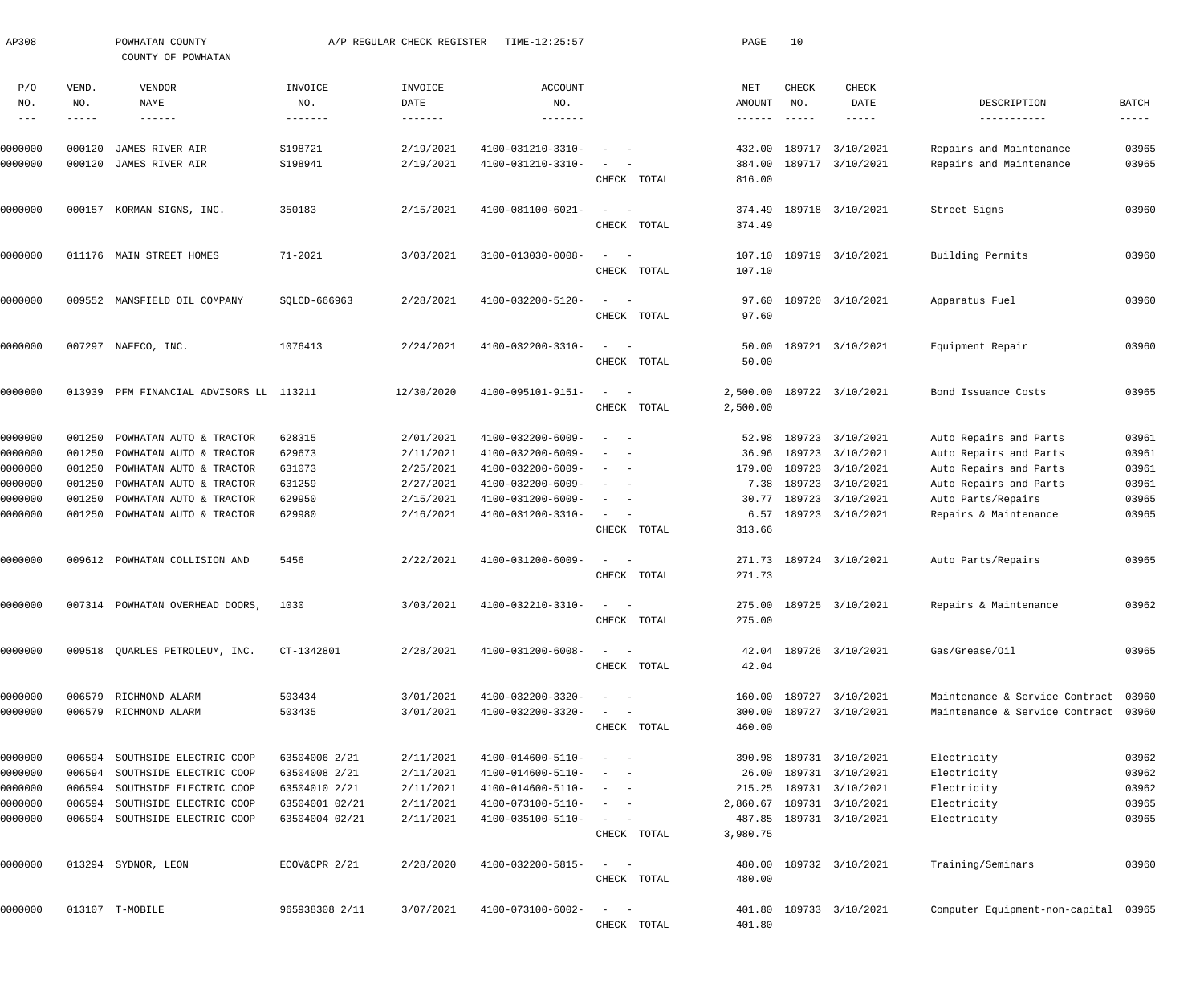AP308 POWHATAN COUNTY A/P REGULAR CHECK REGISTER TIME-12:25:57

COUNTY OF POWHATAN

| P/O NO. | VEND. NO. | VENDOR NAME | INVOICE NO. | INVOICE DATE | ACCOUNT NO. | | NET AMOUNT | CHECK NO. | CHECK DATE | DESCRIPTION | BATCH |
|---|---|---|---|---|---|---|---|---|---|---|---|
| 0000000 | 000120 | JAMES RIVER AIR | S198721 | 2/19/2021 | 4100-031210-3310- | - - | 432.00 | 189717 | 3/10/2021 | Repairs and Maintenance | 03965 |
| 0000000 | 000120 | JAMES RIVER AIR | S198941 | 2/19/2021 | 4100-031210-3310- | - - | 384.00 | 189717 | 3/10/2021 | Repairs and Maintenance | 03965 |
| | | | | | | CHECK TOTAL | 816.00 | | | | |
| 0000000 | 000157 | KORMAN SIGNS, INC. | 350183 | 2/15/2021 | 4100-081100-6021- | - - | 374.49 | 189718 | 3/10/2021 | Street Signs | 03960 |
| | | | | | | CHECK TOTAL | 374.49 | | | | |
| 0000000 | 011176 | MAIN STREET HOMES | 71-2021 | 3/03/2021 | 3100-013030-0008- | - - | 107.10 | 189719 | 3/10/2021 | Building Permits | 03960 |
| | | | | | | CHECK TOTAL | 107.10 | | | | |
| 0000000 | 009552 | MANSFIELD OIL COMPANY | SQLCD-666963 | 2/28/2021 | 4100-032200-5120- | - - | 97.60 | 189720 | 3/10/2021 | Apparatus Fuel | 03960 |
| | | | | | | CHECK TOTAL | 97.60 | | | | |
| 0000000 | 007297 | NAFECO, INC. | 1076413 | 2/24/2021 | 4100-032200-3310- | - - | 50.00 | 189721 | 3/10/2021 | Equipment Repair | 03960 |
| | | | | | | CHECK TOTAL | 50.00 | | | | |
| 0000000 | 013939 | PFM FINANCIAL ADVISORS LL | 113211 | 12/30/2020 | 4100-095101-9151- | - - | 2,500.00 | 189722 | 3/10/2021 | Bond Issuance Costs | 03965 |
| | | | | | | CHECK TOTAL | 2,500.00 | | | | |
| 0000000 | 001250 | POWHATAN AUTO & TRACTOR | 628315 | 2/01/2021 | 4100-032200-6009- | - - | 52.98 | 189723 | 3/10/2021 | Auto Repairs and Parts | 03961 |
| 0000000 | 001250 | POWHATAN AUTO & TRACTOR | 629673 | 2/11/2021 | 4100-032200-6009- | - - | 36.96 | 189723 | 3/10/2021 | Auto Repairs and Parts | 03961 |
| 0000000 | 001250 | POWHATAN AUTO & TRACTOR | 631073 | 2/25/2021 | 4100-032200-6009- | - - | 179.00 | 189723 | 3/10/2021 | Auto Repairs and Parts | 03961 |
| 0000000 | 001250 | POWHATAN AUTO & TRACTOR | 631259 | 2/27/2021 | 4100-032200-6009- | - - | 7.38 | 189723 | 3/10/2021 | Auto Repairs and Parts | 03961 |
| 0000000 | 001250 | POWHATAN AUTO & TRACTOR | 629950 | 2/15/2021 | 4100-031200-6009- | - - | 30.77 | 189723 | 3/10/2021 | Auto Parts/Repairs | 03965 |
| 0000000 | 001250 | POWHATAN AUTO & TRACTOR | 629980 | 2/16/2021 | 4100-031200-3310- | - - | 6.57 | 189723 | 3/10/2021 | Repairs & Maintenance | 03965 |
| | | | | | | CHECK TOTAL | 313.66 | | | | |
| 0000000 | 009612 | POWHATAN COLLISION AND | 5456 | 2/22/2021 | 4100-031200-6009- | - - | 271.73 | 189724 | 3/10/2021 | Auto Parts/Repairs | 03965 |
| | | | | | | CHECK TOTAL | 271.73 | | | | |
| 0000000 | 007314 | POWHATAN OVERHEAD DOORS, | 1030 | 3/03/2021 | 4100-032210-3310- | - - | 275.00 | 189725 | 3/10/2021 | Repairs & Maintenance | 03962 |
| | | | | | | CHECK TOTAL | 275.00 | | | | |
| 0000000 | 009518 | QUARLES PETROLEUM, INC. | CT-1342801 | 2/28/2021 | 4100-031200-6008- | - - | 42.04 | 189726 | 3/10/2021 | Gas/Grease/Oil | 03965 |
| | | | | | | CHECK TOTAL | 42.04 | | | | |
| 0000000 | 006579 | RICHMOND ALARM | 503434 | 3/01/2021 | 4100-032200-3320- | - - | 160.00 | 189727 | 3/10/2021 | Maintenance & Service Contract | 03960 |
| 0000000 | 006579 | RICHMOND ALARM | 503435 | 3/01/2021 | 4100-032200-3320- | - - | 300.00 | 189727 | 3/10/2021 | Maintenance & Service Contract | 03960 |
| | | | | | | CHECK TOTAL | 460.00 | | | | |
| 0000000 | 006594 | SOUTHSIDE ELECTRIC COOP | 63504006 2/21 | 2/11/2021 | 4100-014600-5110- | - - | 390.98 | 189731 | 3/10/2021 | Electricity | 03962 |
| 0000000 | 006594 | SOUTHSIDE ELECTRIC COOP | 63504008 2/21 | 2/11/2021 | 4100-014600-5110- | - - | 26.00 | 189731 | 3/10/2021 | Electricity | 03962 |
| 0000000 | 006594 | SOUTHSIDE ELECTRIC COOP | 63504010 2/21 | 2/11/2021 | 4100-014600-5110- | - - | 215.25 | 189731 | 3/10/2021 | Electricity | 03962 |
| 0000000 | 006594 | SOUTHSIDE ELECTRIC COOP | 63504001 02/21 | 2/11/2021 | 4100-073100-5110- | - - | 2,860.67 | 189731 | 3/10/2021 | Electricity | 03965 |
| 0000000 | 006594 | SOUTHSIDE ELECTRIC COOP | 63504004 02/21 | 2/11/2021 | 4100-035100-5110- | - - | 487.85 | 189731 | 3/10/2021 | Electricity | 03965 |
| | | | | | | CHECK TOTAL | 3,980.75 | | | | |
| 0000000 | 013294 | SYDNOR, LEON | ECOV&CPR 2/21 | 2/28/2020 | 4100-032200-5815- | - - | 480.00 | 189732 | 3/10/2021 | Training/Seminars | 03960 |
| | | | | | | CHECK TOTAL | 480.00 | | | | |
| 0000000 | 013107 | T-MOBILE | 965938308 2/11 | 3/07/2021 | 4100-073100-6002- | - - | 401.80 | 189733 | 3/10/2021 | Computer Equipment-non-capital | 03965 |
| | | | | | | CHECK TOTAL | 401.80 | | | | |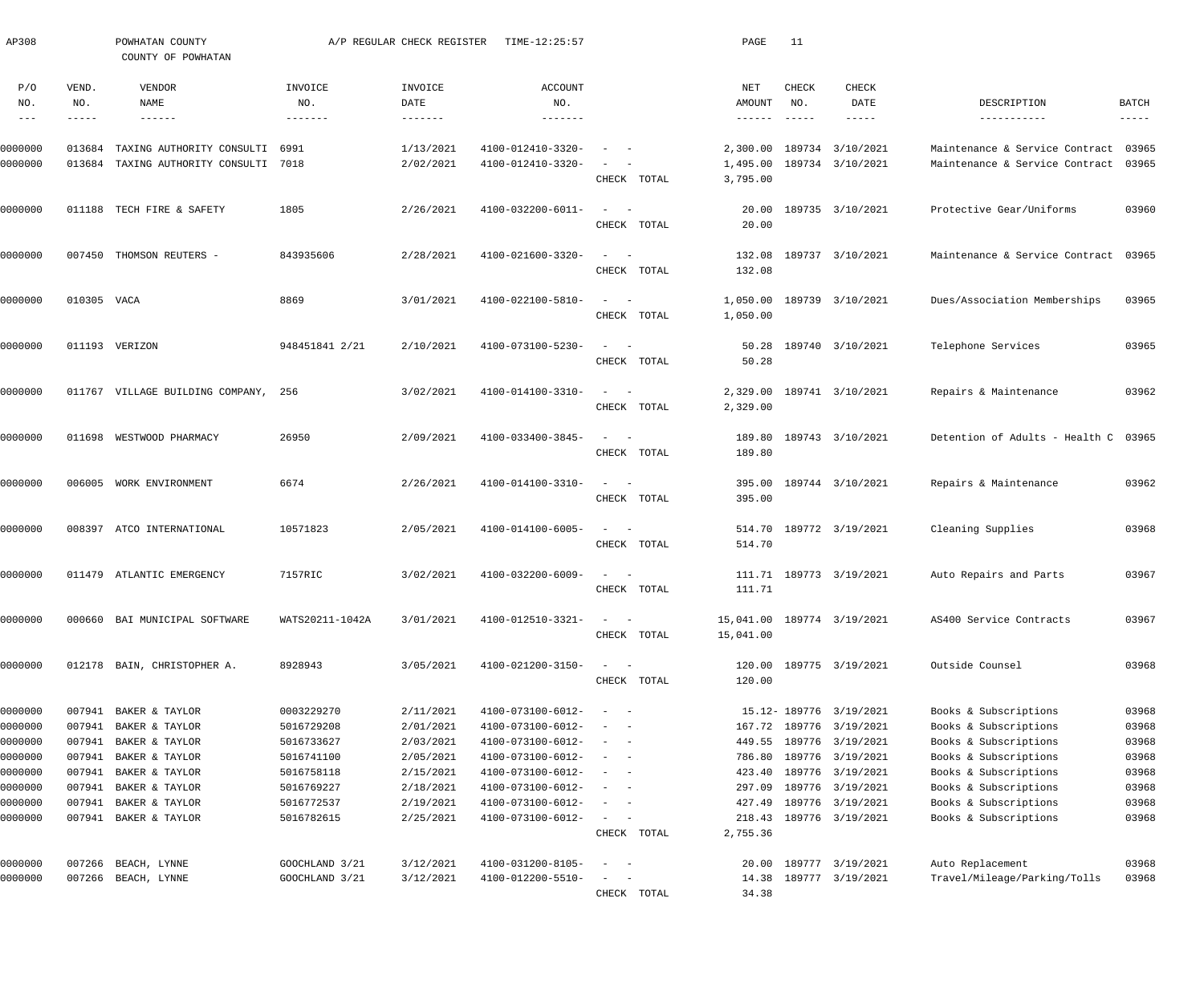AP308 POWHATAN COUNTY A/P REGULAR CHECK REGISTER TIME-12:25:57

COUNTY OF POWHATAN

| P/O NO. | VEND. NO. | VENDOR NAME | INVOICE NO. | INVOICE DATE | ACCOUNT NO. | | NET AMOUNT | CHECK NO. | CHECK DATE | DESCRIPTION | BATCH |
|---|---|---|---|---|---|---|---|---|---|---|---|
| 0000000 | 013684 | TAXING AUTHORITY CONSULTI | 6991 | 1/13/2021 | 4100-012410-3320- | - - | 2,300.00 | 189734 | 3/10/2021 | Maintenance & Service Contract | 03965 |
| 0000000 | 013684 | TAXING AUTHORITY CONSULTI | 7018 | 2/02/2021 | 4100-012410-3320- | - - | 1,495.00 | 189734 | 3/10/2021 | Maintenance & Service Contract | 03965 |
| | | | | | | CHECK TOTAL | 3,795.00 | | | | |
| 0000000 | 011188 | TECH FIRE & SAFETY | 1805 | 2/26/2021 | 4100-032200-6011- | - - | 20.00 | 189735 | 3/10/2021 | Protective Gear/Uniforms | 03960 |
| | | | | | | CHECK TOTAL | 20.00 | | | | |
| 0000000 | 007450 | THOMSON REUTERS - | 843935606 | 2/28/2021 | 4100-021600-3320- | - - | 132.08 | 189737 | 3/10/2021 | Maintenance & Service Contract | 03965 |
| | | | | | | CHECK TOTAL | 132.08 | | | | |
| 0000000 | 010305 | VACA | 8869 | 3/01/2021 | 4100-022100-5810- | - - | 1,050.00 | 189739 | 3/10/2021 | Dues/Association Memberships | 03965 |
| | | | | | | CHECK TOTAL | 1,050.00 | | | | |
| 0000000 | 011193 | VERIZON | 948451841 2/21 | 2/10/2021 | 4100-073100-5230- | - - | 50.28 | 189740 | 3/10/2021 | Telephone Services | 03965 |
| | | | | | | CHECK TOTAL | 50.28 | | | | |
| 0000000 | 011767 | VILLAGE BUILDING COMPANY, | 256 | 3/02/2021 | 4100-014100-3310- | - - | 2,329.00 | 189741 | 3/10/2021 | Repairs & Maintenance | 03962 |
| | | | | | | CHECK TOTAL | 2,329.00 | | | | |
| 0000000 | 011698 | WESTWOOD PHARMACY | 26950 | 2/09/2021 | 4100-033400-3845- | - - | 189.80 | 189743 | 3/10/2021 | Detention of Adults - Health C | 03965 |
| | | | | | | CHECK TOTAL | 189.80 | | | | |
| 0000000 | 006005 | WORK ENVIRONMENT | 6674 | 2/26/2021 | 4100-014100-3310- | - - | 395.00 | 189744 | 3/10/2021 | Repairs & Maintenance | 03962 |
| | | | | | | CHECK TOTAL | 395.00 | | | | |
| 0000000 | 008397 | ATCO INTERNATIONAL | 10571823 | 2/05/2021 | 4100-014100-6005- | - - | 514.70 | 189772 | 3/19/2021 | Cleaning Supplies | 03968 |
| | | | | | | CHECK TOTAL | 514.70 | | | | |
| 0000000 | 011479 | ATLANTIC EMERGENCY | 7157RIC | 3/02/2021 | 4100-032200-6009- | - - | 111.71 | 189773 | 3/19/2021 | Auto Repairs and Parts | 03967 |
| | | | | | | CHECK TOTAL | 111.71 | | | | |
| 0000000 | 000660 | BAI MUNICIPAL SOFTWARE | WATS20211-1042A | 3/01/2021 | 4100-012510-3321- | - - | 15,041.00 | 189774 | 3/19/2021 | AS400 Service Contracts | 03967 |
| | | | | | | CHECK TOTAL | 15,041.00 | | | | |
| 0000000 | 012178 | BAIN, CHRISTOPHER A. | 8928943 | 3/05/2021 | 4100-021200-3150- | - - | 120.00 | 189775 | 3/19/2021 | Outside Counsel | 03968 |
| | | | | | | CHECK TOTAL | 120.00 | | | | |
| 0000000 | 007941 | BAKER & TAYLOR | 0003229270 | 2/11/2021 | 4100-073100-6012- | - - | 15.12- | 189776 | 3/19/2021 | Books & Subscriptions | 03968 |
| 0000000 | 007941 | BAKER & TAYLOR | 5016729208 | 2/01/2021 | 4100-073100-6012- | - - | 167.72 | 189776 | 3/19/2021 | Books & Subscriptions | 03968 |
| 0000000 | 007941 | BAKER & TAYLOR | 5016733627 | 2/03/2021 | 4100-073100-6012- | - - | 449.55 | 189776 | 3/19/2021 | Books & Subscriptions | 03968 |
| 0000000 | 007941 | BAKER & TAYLOR | 5016741100 | 2/05/2021 | 4100-073100-6012- | - - | 786.80 | 189776 | 3/19/2021 | Books & Subscriptions | 03968 |
| 0000000 | 007941 | BAKER & TAYLOR | 5016758118 | 2/15/2021 | 4100-073100-6012- | - - | 423.40 | 189776 | 3/19/2021 | Books & Subscriptions | 03968 |
| 0000000 | 007941 | BAKER & TAYLOR | 5016769227 | 2/18/2021 | 4100-073100-6012- | - - | 297.09 | 189776 | 3/19/2021 | Books & Subscriptions | 03968 |
| 0000000 | 007941 | BAKER & TAYLOR | 5016772537 | 2/19/2021 | 4100-073100-6012- | - - | 427.49 | 189776 | 3/19/2021 | Books & Subscriptions | 03968 |
| 0000000 | 007941 | BAKER & TAYLOR | 5016782615 | 2/25/2021 | 4100-073100-6012- | - - | 218.43 | 189776 | 3/19/2021 | Books & Subscriptions | 03968 |
| | | | | | | CHECK TOTAL | 2,755.36 | | | | |
| 0000000 | 007266 | BEACH, LYNNE | GOOCHLAND 3/21 | 3/12/2021 | 4100-031200-8105- | - - | 20.00 | 189777 | 3/19/2021 | Auto Replacement | 03968 |
| 0000000 | 007266 | BEACH, LYNNE | GOOCHLAND 3/21 | 3/12/2021 | 4100-012200-5510- | - - | 14.38 | 189777 | 3/19/2021 | Travel/Mileage/Parking/Tolls | 03968 |
| | | | | | | CHECK TOTAL | 34.38 | | | | |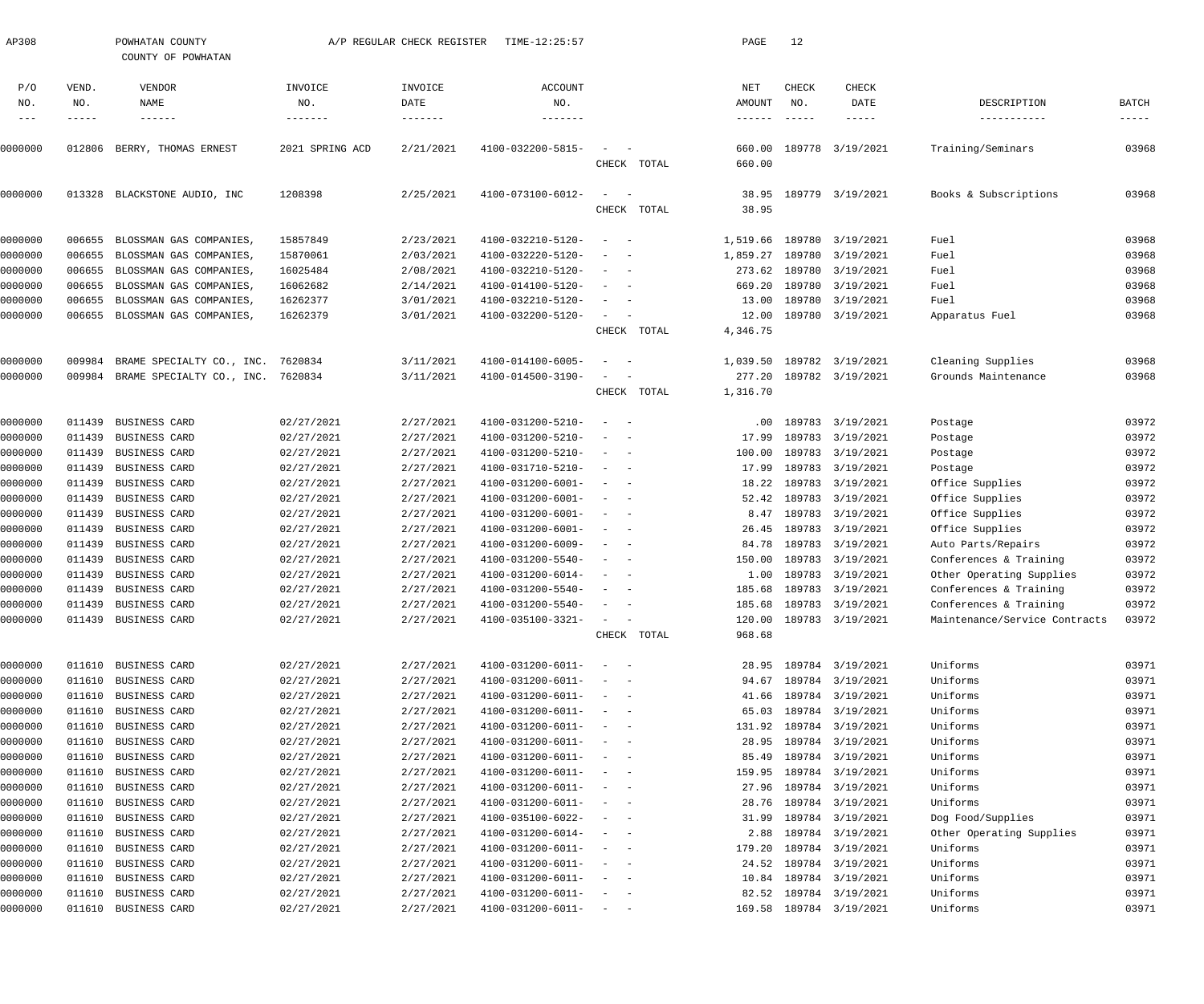AP308 POWHATAN COUNTY A/P REGULAR CHECK REGISTER TIME-12:25:57

COUNTY OF POWHATAN

| P/O NO. | VEND. NO. | VENDOR NAME | INVOICE NO. | INVOICE DATE | ACCOUNT NO. | | NET AMOUNT | CHECK NO. | CHECK DATE | DESCRIPTION | BATCH |
|---|---|---|---|---|---|---|---|---|---|---|---|
| 0000000 | 012806 | BERRY, THOMAS ERNEST | 2021 SPRING ACD | 2/21/2021 | 4100-032200-5815- | - - | 660.00 | 189778 | 3/19/2021 | Training/Seminars | 03968 |
| | | | | | | CHECK TOTAL | 660.00 | | | | |
| 0000000 | 013328 | BLACKSTONE AUDIO, INC | 1208398 | 2/25/2021 | 4100-073100-6012- | - - | 38.95 | 189779 | 3/19/2021 | Books & Subscriptions | 03968 |
| | | | | | | CHECK TOTAL | 38.95 | | | | |
| 0000000 | 006655 | BLOSSMAN GAS COMPANIES, | 15857849 | 2/23/2021 | 4100-032210-5120- | - - | 1,519.66 | 189780 | 3/19/2021 | Fuel | 03968 |
| 0000000 | 006655 | BLOSSMAN GAS COMPANIES, | 15870061 | 2/03/2021 | 4100-032220-5120- | - - | 1,859.27 | 189780 | 3/19/2021 | Fuel | 03968 |
| 0000000 | 006655 | BLOSSMAN GAS COMPANIES, | 16025484 | 2/08/2021 | 4100-032210-5120- | - - | 273.62 | 189780 | 3/19/2021 | Fuel | 03968 |
| 0000000 | 006655 | BLOSSMAN GAS COMPANIES, | 16062682 | 2/14/2021 | 4100-014100-5120- | - - | 669.20 | 189780 | 3/19/2021 | Fuel | 03968 |
| 0000000 | 006655 | BLOSSMAN GAS COMPANIES, | 16262377 | 3/01/2021 | 4100-032210-5120- | - - | 13.00 | 189780 | 3/19/2021 | Fuel | 03968 |
| 0000000 | 006655 | BLOSSMAN GAS COMPANIES, | 16262379 | 3/01/2021 | 4100-032200-5120- | - - | 12.00 | 189780 | 3/19/2021 | Apparatus Fuel | 03968 |
| | | | | | | CHECK TOTAL | 4,346.75 | | | | |
| 0000000 | 009984 | BRAME SPECIALTY CO., INC. | 7620834 | 3/11/2021 | 4100-014100-6005- | - - | 1,039.50 | 189782 | 3/19/2021 | Cleaning Supplies | 03968 |
| 0000000 | 009984 | BRAME SPECIALTY CO., INC. | 7620834 | 3/11/2021 | 4100-014500-3190- | - - | 277.20 | 189782 | 3/19/2021 | Grounds Maintenance | 03968 |
| | | | | | | CHECK TOTAL | 1,316.70 | | | | |
| 0000000 | 011439 | BUSINESS CARD | 02/27/2021 | 2/27/2021 | 4100-031200-5210- | - - | .00 | 189783 | 3/19/2021 | Postage | 03972 |
| 0000000 | 011439 | BUSINESS CARD | 02/27/2021 | 2/27/2021 | 4100-031200-5210- | - - | 17.99 | 189783 | 3/19/2021 | Postage | 03972 |
| 0000000 | 011439 | BUSINESS CARD | 02/27/2021 | 2/27/2021 | 4100-031200-5210- | - - | 100.00 | 189783 | 3/19/2021 | Postage | 03972 |
| 0000000 | 011439 | BUSINESS CARD | 02/27/2021 | 2/27/2021 | 4100-031710-5210- | - - | 17.99 | 189783 | 3/19/2021 | Postage | 03972 |
| 0000000 | 011439 | BUSINESS CARD | 02/27/2021 | 2/27/2021 | 4100-031200-6001- | - - | 18.22 | 189783 | 3/19/2021 | Office Supplies | 03972 |
| 0000000 | 011439 | BUSINESS CARD | 02/27/2021 | 2/27/2021 | 4100-031200-6001- | - - | 52.42 | 189783 | 3/19/2021 | Office Supplies | 03972 |
| 0000000 | 011439 | BUSINESS CARD | 02/27/2021 | 2/27/2021 | 4100-031200-6001- | - - | 8.47 | 189783 | 3/19/2021 | Office Supplies | 03972 |
| 0000000 | 011439 | BUSINESS CARD | 02/27/2021 | 2/27/2021 | 4100-031200-6001- | - - | 26.45 | 189783 | 3/19/2021 | Office Supplies | 03972 |
| 0000000 | 011439 | BUSINESS CARD | 02/27/2021 | 2/27/2021 | 4100-031200-6009- | - - | 84.78 | 189783 | 3/19/2021 | Auto Parts/Repairs | 03972 |
| 0000000 | 011439 | BUSINESS CARD | 02/27/2021 | 2/27/2021 | 4100-031200-5540- | - - | 150.00 | 189783 | 3/19/2021 | Conferences & Training | 03972 |
| 0000000 | 011439 | BUSINESS CARD | 02/27/2021 | 2/27/2021 | 4100-031200-6014- | - - | 1.00 | 189783 | 3/19/2021 | Other Operating Supplies | 03972 |
| 0000000 | 011439 | BUSINESS CARD | 02/27/2021 | 2/27/2021 | 4100-031200-5540- | - - | 185.68 | 189783 | 3/19/2021 | Conferences & Training | 03972 |
| 0000000 | 011439 | BUSINESS CARD | 02/27/2021 | 2/27/2021 | 4100-031200-5540- | - - | 185.68 | 189783 | 3/19/2021 | Conferences & Training | 03972 |
| 0000000 | 011439 | BUSINESS CARD | 02/27/2021 | 2/27/2021 | 4100-035100-3321- | - - | 120.00 | 189783 | 3/19/2021 | Maintenance/Service Contracts | 03972 |
| | | | | | | CHECK TOTAL | 968.68 | | | | |
| 0000000 | 011610 | BUSINESS CARD | 02/27/2021 | 2/27/2021 | 4100-031200-6011- | - - | 28.95 | 189784 | 3/19/2021 | Uniforms | 03971 |
| 0000000 | 011610 | BUSINESS CARD | 02/27/2021 | 2/27/2021 | 4100-031200-6011- | - - | 94.67 | 189784 | 3/19/2021 | Uniforms | 03971 |
| 0000000 | 011610 | BUSINESS CARD | 02/27/2021 | 2/27/2021 | 4100-031200-6011- | - - | 41.66 | 189784 | 3/19/2021 | Uniforms | 03971 |
| 0000000 | 011610 | BUSINESS CARD | 02/27/2021 | 2/27/2021 | 4100-031200-6011- | - - | 65.03 | 189784 | 3/19/2021 | Uniforms | 03971 |
| 0000000 | 011610 | BUSINESS CARD | 02/27/2021 | 2/27/2021 | 4100-031200-6011- | - - | 131.92 | 189784 | 3/19/2021 | Uniforms | 03971 |
| 0000000 | 011610 | BUSINESS CARD | 02/27/2021 | 2/27/2021 | 4100-031200-6011- | - - | 28.95 | 189784 | 3/19/2021 | Uniforms | 03971 |
| 0000000 | 011610 | BUSINESS CARD | 02/27/2021 | 2/27/2021 | 4100-031200-6011- | - - | 85.49 | 189784 | 3/19/2021 | Uniforms | 03971 |
| 0000000 | 011610 | BUSINESS CARD | 02/27/2021 | 2/27/2021 | 4100-031200-6011- | - - | 159.95 | 189784 | 3/19/2021 | Uniforms | 03971 |
| 0000000 | 011610 | BUSINESS CARD | 02/27/2021 | 2/27/2021 | 4100-031200-6011- | - - | 27.96 | 189784 | 3/19/2021 | Uniforms | 03971 |
| 0000000 | 011610 | BUSINESS CARD | 02/27/2021 | 2/27/2021 | 4100-031200-6011- | - - | 28.76 | 189784 | 3/19/2021 | Uniforms | 03971 |
| 0000000 | 011610 | BUSINESS CARD | 02/27/2021 | 2/27/2021 | 4100-035100-6022- | - - | 31.99 | 189784 | 3/19/2021 | Dog Food/Supplies | 03971 |
| 0000000 | 011610 | BUSINESS CARD | 02/27/2021 | 2/27/2021 | 4100-031200-6014- | - - | 2.88 | 189784 | 3/19/2021 | Other Operating Supplies | 03971 |
| 0000000 | 011610 | BUSINESS CARD | 02/27/2021 | 2/27/2021 | 4100-031200-6011- | - - | 179.20 | 189784 | 3/19/2021 | Uniforms | 03971 |
| 0000000 | 011610 | BUSINESS CARD | 02/27/2021 | 2/27/2021 | 4100-031200-6011- | - - | 24.52 | 189784 | 3/19/2021 | Uniforms | 03971 |
| 0000000 | 011610 | BUSINESS CARD | 02/27/2021 | 2/27/2021 | 4100-031200-6011- | - - | 10.84 | 189784 | 3/19/2021 | Uniforms | 03971 |
| 0000000 | 011610 | BUSINESS CARD | 02/27/2021 | 2/27/2021 | 4100-031200-6011- | - - | 82.52 | 189784 | 3/19/2021 | Uniforms | 03971 |
| 0000000 | 011610 | BUSINESS CARD | 02/27/2021 | 2/27/2021 | 4100-031200-6011- | - - | 169.58 | 189784 | 3/19/2021 | Uniforms | 03971 |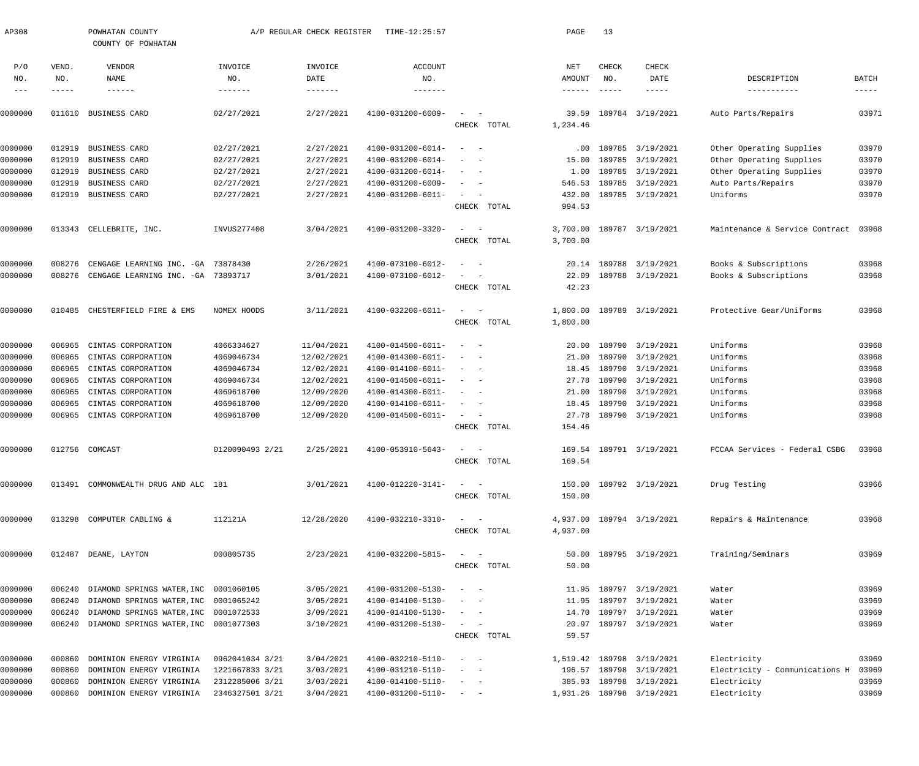AP308 POWHATAN COUNTY A/P REGULAR CHECK REGISTER TIME-12:25:57

COUNTY OF POWHATAN

| P/O NO. | VEND. NO. | VENDOR NAME | INVOICE NO. | INVOICE DATE | ACCOUNT NO. | | NET AMOUNT | CHECK NO. | CHECK DATE | DESCRIPTION | BATCH |
|---|---|---|---|---|---|---|---|---|---|---|---|
| 0000000 | 011610 | BUSINESS CARD | 02/27/2021 | 2/27/2021 | 4100-031200-6009- | - - | 39.59 | 189784 | 3/19/2021 | Auto Parts/Repairs | 03971 |
| | | | | | | CHECK TOTAL | 1,234.46 | | | | |
| 0000000 | 012919 | BUSINESS CARD | 02/27/2021 | 2/27/2021 | 4100-031200-6014- | - - | .00 | 189785 | 3/19/2021 | Other Operating Supplies | 03970 |
| 0000000 | 012919 | BUSINESS CARD | 02/27/2021 | 2/27/2021 | 4100-031200-6014- | - - | 15.00 | 189785 | 3/19/2021 | Other Operating Supplies | 03970 |
| 0000000 | 012919 | BUSINESS CARD | 02/27/2021 | 2/27/2021 | 4100-031200-6014- | - - | 1.00 | 189785 | 3/19/2021 | Other Operating Supplies | 03970 |
| 0000000 | 012919 | BUSINESS CARD | 02/27/2021 | 2/27/2021 | 4100-031200-6009- | - - | 546.53 | 189785 | 3/19/2021 | Auto Parts/Repairs | 03970 |
| 0000000 | 012919 | BUSINESS CARD | 02/27/2021 | 2/27/2021 | 4100-031200-6011- | - - | 432.00 | 189785 | 3/19/2021 | Uniforms | 03970 |
| | | | | | | CHECK TOTAL | 994.53 | | | | |
| 0000000 | 013343 | CELLEBRITE, INC. | INVUS277408 | 3/04/2021 | 4100-031200-3320- | - - | 3,700.00 | 189787 | 3/19/2021 | Maintenance & Service Contract | 03968 |
| | | | | | | CHECK TOTAL | 3,700.00 | | | | |
| 0000000 | 008276 | CENGAGE LEARNING INC. -GA | 73878430 | 2/26/2021 | 4100-073100-6012- | - - | 20.14 | 189788 | 3/19/2021 | Books & Subscriptions | 03968 |
| 0000000 | 008276 | CENGAGE LEARNING INC. -GA | 73893717 | 3/01/2021 | 4100-073100-6012- | - - | 22.09 | 189788 | 3/19/2021 | Books & Subscriptions | 03968 |
| | | | | | | CHECK TOTAL | 42.23 | | | | |
| 0000000 | 010485 | CHESTERFIELD FIRE & EMS | NOMEX HOODS | 3/11/2021 | 4100-032200-6011- | - - | 1,800.00 | 189789 | 3/19/2021 | Protective Gear/Uniforms | 03968 |
| | | | | | | CHECK TOTAL | 1,800.00 | | | | |
| 0000000 | 006965 | CINTAS CORPORATION | 4066334627 | 11/04/2021 | 4100-014500-6011- | - - | 20.00 | 189790 | 3/19/2021 | Uniforms | 03968 |
| 0000000 | 006965 | CINTAS CORPORATION | 4069046734 | 12/02/2021 | 4100-014300-6011- | - - | 21.00 | 189790 | 3/19/2021 | Uniforms | 03968 |
| 0000000 | 006965 | CINTAS CORPORATION | 4069046734 | 12/02/2021 | 4100-014100-6011- | - - | 18.45 | 189790 | 3/19/2021 | Uniforms | 03968 |
| 0000000 | 006965 | CINTAS CORPORATION | 4069046734 | 12/02/2021 | 4100-014500-6011- | - - | 27.78 | 189790 | 3/19/2021 | Uniforms | 03968 |
| 0000000 | 006965 | CINTAS CORPORATION | 4069618700 | 12/09/2020 | 4100-014300-6011- | - - | 21.00 | 189790 | 3/19/2021 | Uniforms | 03968 |
| 0000000 | 006965 | CINTAS CORPORATION | 4069618700 | 12/09/2020 | 4100-014100-6011- | - - | 18.45 | 189790 | 3/19/2021 | Uniforms | 03968 |
| 0000000 | 006965 | CINTAS CORPORATION | 4069618700 | 12/09/2020 | 4100-014500-6011- | - - | 27.78 | 189790 | 3/19/2021 | Uniforms | 03968 |
| | | | | | | CHECK TOTAL | 154.46 | | | | |
| 0000000 | 012756 | COMCAST | 0120090493 2/21 | 2/25/2021 | 4100-053910-5643- | - - | 169.54 | 189791 | 3/19/2021 | PCCAA Services - Federal CSBG | 03968 |
| | | | | | | CHECK TOTAL | 169.54 | | | | |
| 0000000 | 013491 | COMMONWEALTH DRUG AND ALC | 181 | 3/01/2021 | 4100-012220-3141- | - - | 150.00 | 189792 | 3/19/2021 | Drug Testing | 03966 |
| | | | | | | CHECK TOTAL | 150.00 | | | | |
| 0000000 | 013298 | COMPUTER CABLING & | 112121A | 12/28/2020 | 4100-032210-3310- | - - | 4,937.00 | 189794 | 3/19/2021 | Repairs & Maintenance | 03968 |
| | | | | | | CHECK TOTAL | 4,937.00 | | | | |
| 0000000 | 012487 | DEANE, LAYTON | 000805735 | 2/23/2021 | 4100-032200-5815- | - - | 50.00 | 189795 | 3/19/2021 | Training/Seminars | 03969 |
| | | | | | | CHECK TOTAL | 50.00 | | | | |
| 0000000 | 006240 | DIAMOND SPRINGS WATER,INC | 0001060105 | 3/05/2021 | 4100-031200-5130- | - - | 11.95 | 189797 | 3/19/2021 | Water | 03969 |
| 0000000 | 006240 | DIAMOND SPRINGS WATER,INC | 0001065242 | 3/05/2021 | 4100-014100-5130- | - - | 11.95 | 189797 | 3/19/2021 | Water | 03969 |
| 0000000 | 006240 | DIAMOND SPRINGS WATER,INC | 0001072533 | 3/09/2021 | 4100-014100-5130- | - - | 14.70 | 189797 | 3/19/2021 | Water | 03969 |
| 0000000 | 006240 | DIAMOND SPRINGS WATER,INC | 0001077303 | 3/10/2021 | 4100-031200-5130- | - - | 20.97 | 189797 | 3/19/2021 | Water | 03969 |
| | | | | | | CHECK TOTAL | 59.57 | | | | |
| 0000000 | 000860 | DOMINION ENERGY VIRGINIA | 0962041034 3/21 | 3/04/2021 | 4100-032210-5110- | - - | 1,519.42 | 189798 | 3/19/2021 | Electricity | 03969 |
| 0000000 | 000860 | DOMINION ENERGY VIRGINIA | 1221667833 3/21 | 3/03/2021 | 4100-031210-5110- | - - | 196.57 | 189798 | 3/19/2021 | Electricity - Communications H | 03969 |
| 0000000 | 000860 | DOMINION ENERGY VIRGINIA | 2312285006 3/21 | 3/03/2021 | 4100-014100-5110- | - - | 385.93 | 189798 | 3/19/2021 | Electricity | 03969 |
| 0000000 | 000860 | DOMINION ENERGY VIRGINIA | 2346327501 3/21 | 3/04/2021 | 4100-031200-5110- | - - | 1,931.26 | 189798 | 3/19/2021 | Electricity | 03969 |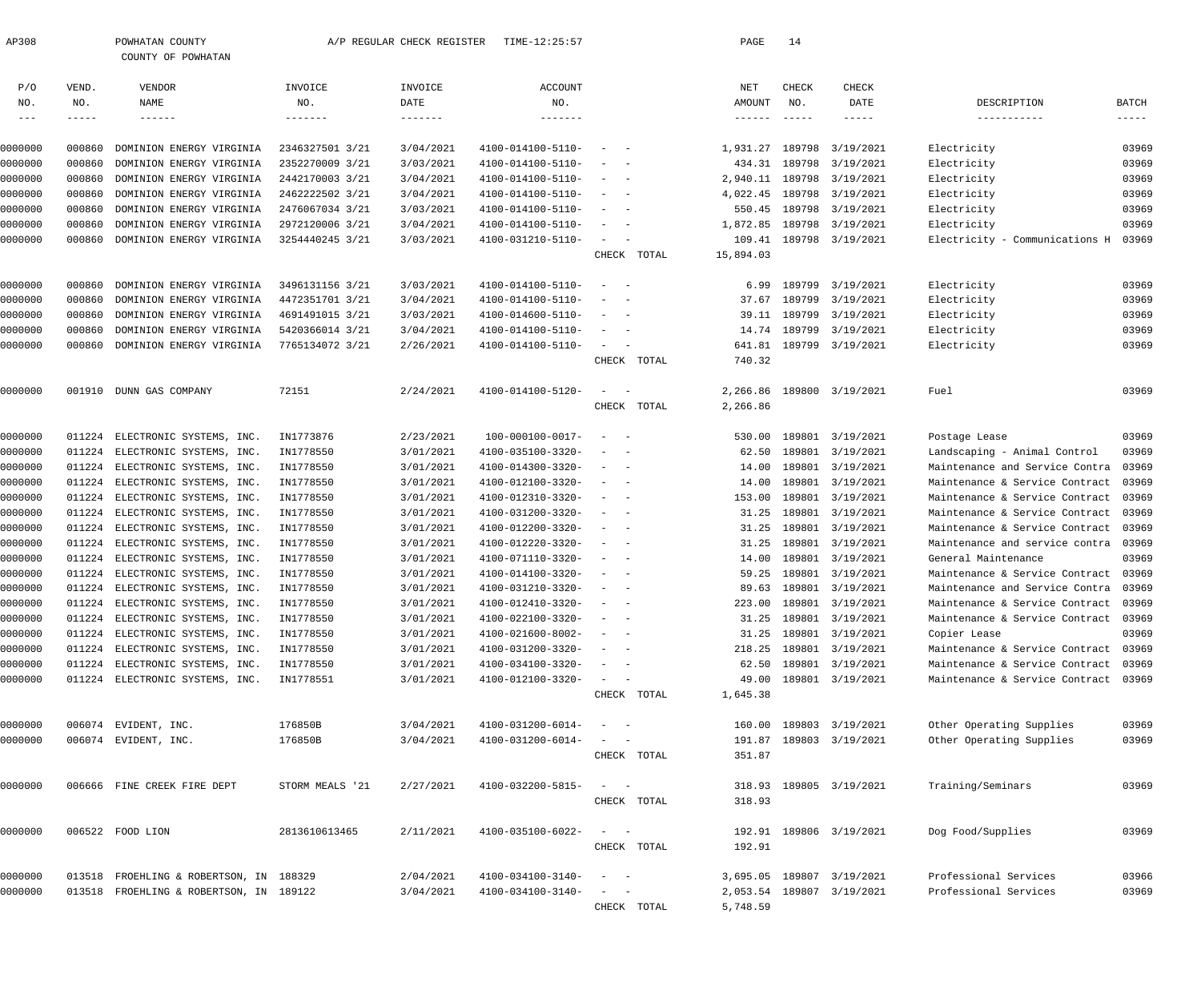AP308 POWHATAN COUNTY A/P REGULAR CHECK REGISTER TIME-12:25:57

COUNTY OF POWHATAN

| P/O NO. | VEND. NO. | VENDOR NAME | INVOICE NO. | INVOICE DATE | ACCOUNT NO. | | NET AMOUNT | CHECK NO. | CHECK DATE | DESCRIPTION | BATCH |
|---|---|---|---|---|---|---|---|---|---|---|---|
| 0000000 | 000860 | DOMINION ENERGY VIRGINIA | 2346327501 3/21 | 3/04/2021 | 4100-014100-5110- | - - | 1,931.27 | 189798 | 3/19/2021 | Electricity | 03969 |
| 0000000 | 000860 | DOMINION ENERGY VIRGINIA | 2352270009 3/21 | 3/03/2021 | 4100-014100-5110- | - - | 434.31 | 189798 | 3/19/2021 | Electricity | 03969 |
| 0000000 | 000860 | DOMINION ENERGY VIRGINIA | 2442170003 3/21 | 3/04/2021 | 4100-014100-5110- | - - | 2,940.11 | 189798 | 3/19/2021 | Electricity | 03969 |
| 0000000 | 000860 | DOMINION ENERGY VIRGINIA | 2462222502 3/21 | 3/04/2021 | 4100-014100-5110- | - - | 4,022.45 | 189798 | 3/19/2021 | Electricity | 03969 |
| 0000000 | 000860 | DOMINION ENERGY VIRGINIA | 2476067034 3/21 | 3/03/2021 | 4100-014100-5110- | - - | 550.45 | 189798 | 3/19/2021 | Electricity | 03969 |
| 0000000 | 000860 | DOMINION ENERGY VIRGINIA | 2972120006 3/21 | 3/04/2021 | 4100-014100-5110- | - - | 1,872.85 | 189798 | 3/19/2021 | Electricity | 03969 |
| 0000000 | 000860 | DOMINION ENERGY VIRGINIA | 3254440245 3/21 | 3/03/2021 | 4100-031210-5110- | - - | 109.41 | 189798 | 3/19/2021 | Electricity - Communications H | 03969 |
| | | | | | | CHECK TOTAL | 15,894.03 | | | | |
| 0000000 | 000860 | DOMINION ENERGY VIRGINIA | 3496131156 3/21 | 3/03/2021 | 4100-014100-5110- | - - | 6.99 | 189799 | 3/19/2021 | Electricity | 03969 |
| 0000000 | 000860 | DOMINION ENERGY VIRGINIA | 4472351701 3/21 | 3/04/2021 | 4100-014100-5110- | - - | 37.67 | 189799 | 3/19/2021 | Electricity | 03969 |
| 0000000 | 000860 | DOMINION ENERGY VIRGINIA | 4691491015 3/21 | 3/03/2021 | 4100-014600-5110- | - - | 39.11 | 189799 | 3/19/2021 | Electricity | 03969 |
| 0000000 | 000860 | DOMINION ENERGY VIRGINIA | 5420366014 3/21 | 3/04/2021 | 4100-014100-5110- | - - | 14.74 | 189799 | 3/19/2021 | Electricity | 03969 |
| 0000000 | 000860 | DOMINION ENERGY VIRGINIA | 7765134072 3/21 | 2/26/2021 | 4100-014100-5110- | - - | 641.81 | 189799 | 3/19/2021 | Electricity | 03969 |
| | | | | | | CHECK TOTAL | 740.32 | | | | |
| 0000000 | 001910 | DUNN GAS COMPANY | 72151 | 2/24/2021 | 4100-014100-5120- | - - | 2,266.86 | 189800 | 3/19/2021 | Fuel | 03969 |
| | | | | | | CHECK TOTAL | 2,266.86 | | | | |
| 0000000 | 011224 | ELECTRONIC SYSTEMS, INC. | IN1773876 | 2/23/2021 | 100-000100-0017- | - - | 530.00 | 189801 | 3/19/2021 | Postage Lease | 03969 |
| 0000000 | 011224 | ELECTRONIC SYSTEMS, INC. | IN1778550 | 3/01/2021 | 4100-035100-3320- | - - | 62.50 | 189801 | 3/19/2021 | Landscaping - Animal Control | 03969 |
| 0000000 | 011224 | ELECTRONIC SYSTEMS, INC. | IN1778550 | 3/01/2021 | 4100-014300-3320- | - - | 14.00 | 189801 | 3/19/2021 | Maintenance and Service Contra | 03969 |
| 0000000 | 011224 | ELECTRONIC SYSTEMS, INC. | IN1778550 | 3/01/2021 | 4100-012100-3320- | - - | 14.00 | 189801 | 3/19/2021 | Maintenance & Service Contract | 03969 |
| 0000000 | 011224 | ELECTRONIC SYSTEMS, INC. | IN1778550 | 3/01/2021 | 4100-012310-3320- | - - | 153.00 | 189801 | 3/19/2021 | Maintenance & Service Contract | 03969 |
| 0000000 | 011224 | ELECTRONIC SYSTEMS, INC. | IN1778550 | 3/01/2021 | 4100-031200-3320- | - - | 31.25 | 189801 | 3/19/2021 | Maintenance & Service Contract | 03969 |
| 0000000 | 011224 | ELECTRONIC SYSTEMS, INC. | IN1778550 | 3/01/2021 | 4100-012200-3320- | - - | 31.25 | 189801 | 3/19/2021 | Maintenance & Service Contract | 03969 |
| 0000000 | 011224 | ELECTRONIC SYSTEMS, INC. | IN1778550 | 3/01/2021 | 4100-012220-3320- | - - | 31.25 | 189801 | 3/19/2021 | Maintenance and service contra | 03969 |
| 0000000 | 011224 | ELECTRONIC SYSTEMS, INC. | IN1778550 | 3/01/2021 | 4100-071110-3320- | - - | 14.00 | 189801 | 3/19/2021 | General Maintenance | 03969 |
| 0000000 | 011224 | ELECTRONIC SYSTEMS, INC. | IN1778550 | 3/01/2021 | 4100-014100-3320- | - - | 59.25 | 189801 | 3/19/2021 | Maintenance & Service Contract | 03969 |
| 0000000 | 011224 | ELECTRONIC SYSTEMS, INC. | IN1778550 | 3/01/2021 | 4100-031210-3320- | - - | 89.63 | 189801 | 3/19/2021 | Maintenance and Service Contra | 03969 |
| 0000000 | 011224 | ELECTRONIC SYSTEMS, INC. | IN1778550 | 3/01/2021 | 4100-012410-3320- | - - | 223.00 | 189801 | 3/19/2021 | Maintenance & Service Contract | 03969 |
| 0000000 | 011224 | ELECTRONIC SYSTEMS, INC. | IN1778550 | 3/01/2021 | 4100-022100-3320- | - - | 31.25 | 189801 | 3/19/2021 | Maintenance & Service Contract | 03969 |
| 0000000 | 011224 | ELECTRONIC SYSTEMS, INC. | IN1778550 | 3/01/2021 | 4100-021600-8002- | - - | 31.25 | 189801 | 3/19/2021 | Copier Lease | 03969 |
| 0000000 | 011224 | ELECTRONIC SYSTEMS, INC. | IN1778550 | 3/01/2021 | 4100-031200-3320- | - - | 218.25 | 189801 | 3/19/2021 | Maintenance & Service Contract | 03969 |
| 0000000 | 011224 | ELECTRONIC SYSTEMS, INC. | IN1778550 | 3/01/2021 | 4100-034100-3320- | - - | 62.50 | 189801 | 3/19/2021 | Maintenance & Service Contract | 03969 |
| 0000000 | 011224 | ELECTRONIC SYSTEMS, INC. | IN1778551 | 3/01/2021 | 4100-012100-3320- | - - | 49.00 | 189801 | 3/19/2021 | Maintenance & Service Contract | 03969 |
| | | | | | | CHECK TOTAL | 1,645.38 | | | | |
| 0000000 | 006074 | EVIDENT, INC. | 176850B | 3/04/2021 | 4100-031200-6014- | - - | 160.00 | 189803 | 3/19/2021 | Other Operating Supplies | 03969 |
| 0000000 | 006074 | EVIDENT, INC. | 176850B | 3/04/2021 | 4100-031200-6014- | - - | 191.87 | 189803 | 3/19/2021 | Other Operating Supplies | 03969 |
| | | | | | | CHECK TOTAL | 351.87 | | | | |
| 0000000 | 006666 | FINE CREEK FIRE DEPT | STORM MEALS '21 | 2/27/2021 | 4100-032200-5815- | - - | 318.93 | 189805 | 3/19/2021 | Training/Seminars | 03969 |
| | | | | | | CHECK TOTAL | 318.93 | | | | |
| 0000000 | 006522 | FOOD LION | 2813610613465 | 2/11/2021 | 4100-035100-6022- | - - | 192.91 | 189806 | 3/19/2021 | Dog Food/Supplies | 03969 |
| | | | | | | CHECK TOTAL | 192.91 | | | | |
| 0000000 | 013518 | FROEHLING & ROBERTSON, IN | 188329 | 2/04/2021 | 4100-034100-3140- | - - | 3,695.05 | 189807 | 3/19/2021 | Professional Services | 03966 |
| 0000000 | 013518 | FROEHLING & ROBERTSON, IN | 189122 | 3/04/2021 | 4100-034100-3140- | - - | 2,053.54 | 189807 | 3/19/2021 | Professional Services | 03969 |
| | | | | | | CHECK TOTAL | 5,748.59 | | | | |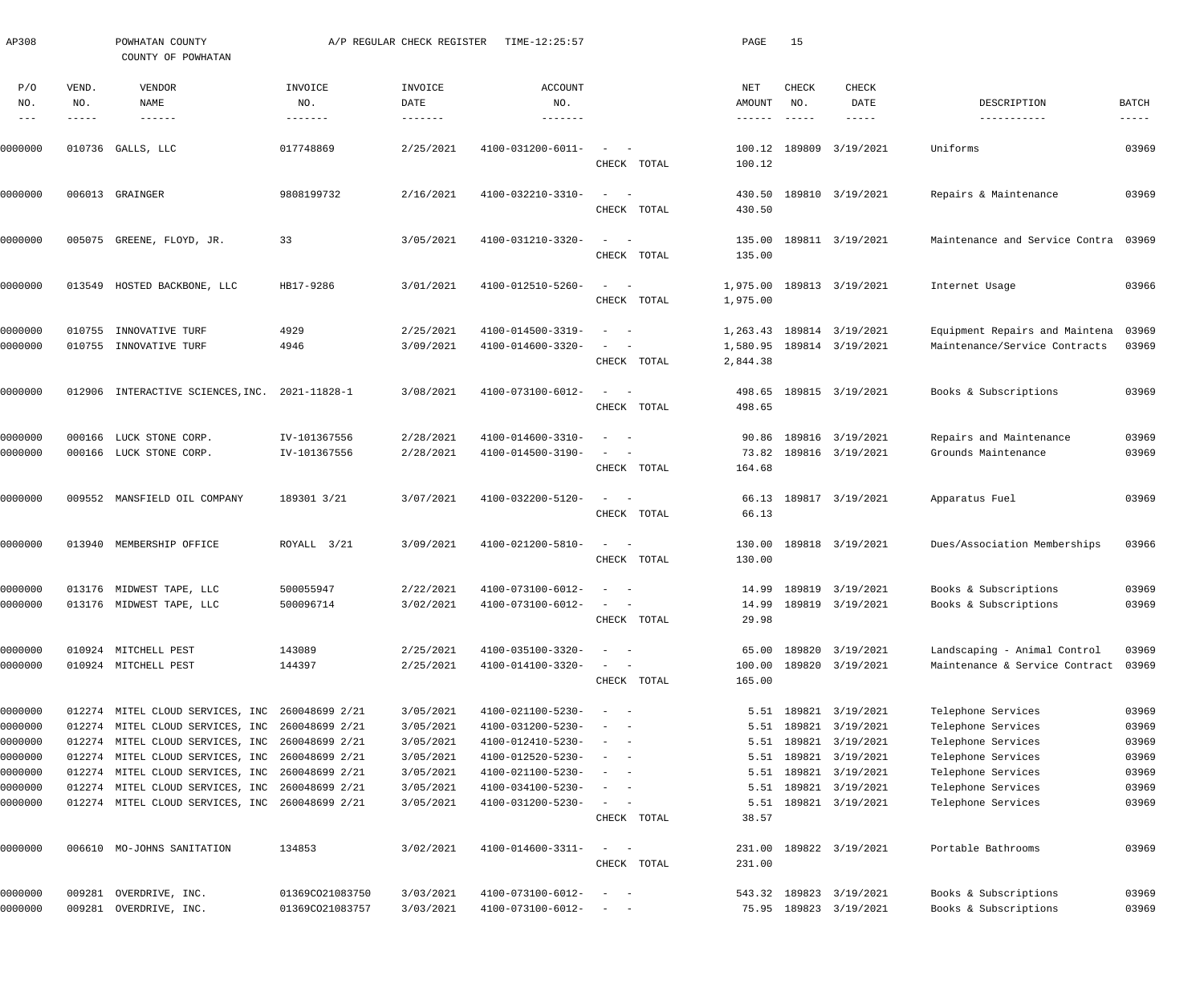AP308 POWHATAN COUNTY A/P REGULAR CHECK REGISTER TIME-12:25:57

COUNTY OF POWHATAN

| P/O NO. | VEND. NO. | VENDOR NAME | INVOICE NO. | INVOICE DATE | ACCOUNT NO. | | NET AMOUNT | CHECK NO. | CHECK DATE | DESCRIPTION | BATCH |
|---|---|---|---|---|---|---|---|---|---|---|---|
| 0000000 | 010736 | GALLS, LLC | 017748869 | 2/25/2021 | 4100-031200-6011- | - - | 100.12 | 189809 | 3/19/2021 | Uniforms | 03969 |
| | | | | | | CHECK TOTAL | 100.12 | | | | |
| 0000000 | 006013 | GRAINGER | 9808199732 | 2/16/2021 | 4100-032210-3310- | - - | 430.50 | 189810 | 3/19/2021 | Repairs & Maintenance | 03969 |
| | | | | | | CHECK TOTAL | 430.50 | | | | |
| 0000000 | 005075 | GREENE, FLOYD, JR. | 33 | 3/05/2021 | 4100-031210-3320- | - - | 135.00 | 189811 | 3/19/2021 | Maintenance and Service Contra | 03969 |
| | | | | | | CHECK TOTAL | 135.00 | | | | |
| 0000000 | 013549 | HOSTED BACKBONE, LLC | HB17-9286 | 3/01/2021 | 4100-012510-5260- | - - | 1,975.00 | 189813 | 3/19/2021 | Internet Usage | 03966 |
| | | | | | | CHECK TOTAL | 1,975.00 | | | | |
| 0000000 | 010755 | INNOVATIVE TURF | 4929 | 2/25/2021 | 4100-014500-3319- | - - | 1,263.43 | 189814 | 3/19/2021 | Equipment Repairs and Maintena | 03969 |
| 0000000 | 010755 | INNOVATIVE TURF | 4946 | 3/09/2021 | 4100-014600-3320- | - - | 1,580.95 | 189814 | 3/19/2021 | Maintenance/Service Contracts | 03969 |
| | | | | | | CHECK TOTAL | 2,844.38 | | | | |
| 0000000 | 012906 | INTERACTIVE SCIENCES,INC. | 2021-11828-1 | 3/08/2021 | 4100-073100-6012- | - - | 498.65 | 189815 | 3/19/2021 | Books & Subscriptions | 03969 |
| | | | | | | CHECK TOTAL | 498.65 | | | | |
| 0000000 | 000166 | LUCK STONE CORP. | IV-101367556 | 2/28/2021 | 4100-014600-3310- | - - | 90.86 | 189816 | 3/19/2021 | Repairs and Maintenance | 03969 |
| 0000000 | 000166 | LUCK STONE CORP. | IV-101367556 | 2/28/2021 | 4100-014500-3190- | - - | 73.82 | 189816 | 3/19/2021 | Grounds Maintenance | 03969 |
| | | | | | | CHECK TOTAL | 164.68 | | | | |
| 0000000 | 009552 | MANSFIELD OIL COMPANY | 189301 3/21 | 3/07/2021 | 4100-032200-5120- | - - | 66.13 | 189817 | 3/19/2021 | Apparatus Fuel | 03969 |
| | | | | | | CHECK TOTAL | 66.13 | | | | |
| 0000000 | 013940 | MEMBERSHIP OFFICE | ROYALL 3/21 | 3/09/2021 | 4100-021200-5810- | - - | 130.00 | 189818 | 3/19/2021 | Dues/Association Memberships | 03966 |
| | | | | | | CHECK TOTAL | 130.00 | | | | |
| 0000000 | 013176 | MIDWEST TAPE, LLC | 500055947 | 2/22/2021 | 4100-073100-6012- | - - | 14.99 | 189819 | 3/19/2021 | Books & Subscriptions | 03969 |
| 0000000 | 013176 | MIDWEST TAPE, LLC | 500096714 | 3/02/2021 | 4100-073100-6012- | - - | 14.99 | 189819 | 3/19/2021 | Books & Subscriptions | 03969 |
| | | | | | | CHECK TOTAL | 29.98 | | | | |
| 0000000 | 010924 | MITCHELL PEST | 143089 | 2/25/2021 | 4100-035100-3320- | - - | 65.00 | 189820 | 3/19/2021 | Landscaping - Animal Control | 03969 |
| 0000000 | 010924 | MITCHELL PEST | 144397 | 2/25/2021 | 4100-014100-3320- | - - | 100.00 | 189820 | 3/19/2021 | Maintenance & Service Contract | 03969 |
| | | | | | | CHECK TOTAL | 165.00 | | | | |
| 0000000 | 012274 | MITEL CLOUD SERVICES, INC | 260048699 2/21 | 3/05/2021 | 4100-021100-5230- | - - | 5.51 | 189821 | 3/19/2021 | Telephone Services | 03969 |
| 0000000 | 012274 | MITEL CLOUD SERVICES, INC | 260048699 2/21 | 3/05/2021 | 4100-031200-5230- | - - | 5.51 | 189821 | 3/19/2021 | Telephone Services | 03969 |
| 0000000 | 012274 | MITEL CLOUD SERVICES, INC | 260048699 2/21 | 3/05/2021 | 4100-012410-5230- | - - | 5.51 | 189821 | 3/19/2021 | Telephone Services | 03969 |
| 0000000 | 012274 | MITEL CLOUD SERVICES, INC | 260048699 2/21 | 3/05/2021 | 4100-012520-5230- | - - | 5.51 | 189821 | 3/19/2021 | Telephone Services | 03969 |
| 0000000 | 012274 | MITEL CLOUD SERVICES, INC | 260048699 2/21 | 3/05/2021 | 4100-021100-5230- | - - | 5.51 | 189821 | 3/19/2021 | Telephone Services | 03969 |
| 0000000 | 012274 | MITEL CLOUD SERVICES, INC | 260048699 2/21 | 3/05/2021 | 4100-034100-5230- | - - | 5.51 | 189821 | 3/19/2021 | Telephone Services | 03969 |
| 0000000 | 012274 | MITEL CLOUD SERVICES, INC | 260048699 2/21 | 3/05/2021 | 4100-031200-5230- | - - | 5.51 | 189821 | 3/19/2021 | Telephone Services | 03969 |
| | | | | | | CHECK TOTAL | 38.57 | | | | |
| 0000000 | 006610 | MO-JOHNS SANITATION | 134853 | 3/02/2021 | 4100-014600-3311- | - - | 231.00 | 189822 | 3/19/2021 | Portable Bathrooms | 03969 |
| | | | | | | CHECK TOTAL | 231.00 | | | | |
| 0000000 | 009281 | OVERDRIVE, INC. | 01369CO21083750 | 3/03/2021 | 4100-073100-6012- | - - | 543.32 | 189823 | 3/19/2021 | Books & Subscriptions | 03969 |
| 0000000 | 009281 | OVERDRIVE, INC. | 01369CO21083757 | 3/03/2021 | 4100-073100-6012- | - - | 75.95 | 189823 | 3/19/2021 | Books & Subscriptions | 03969 |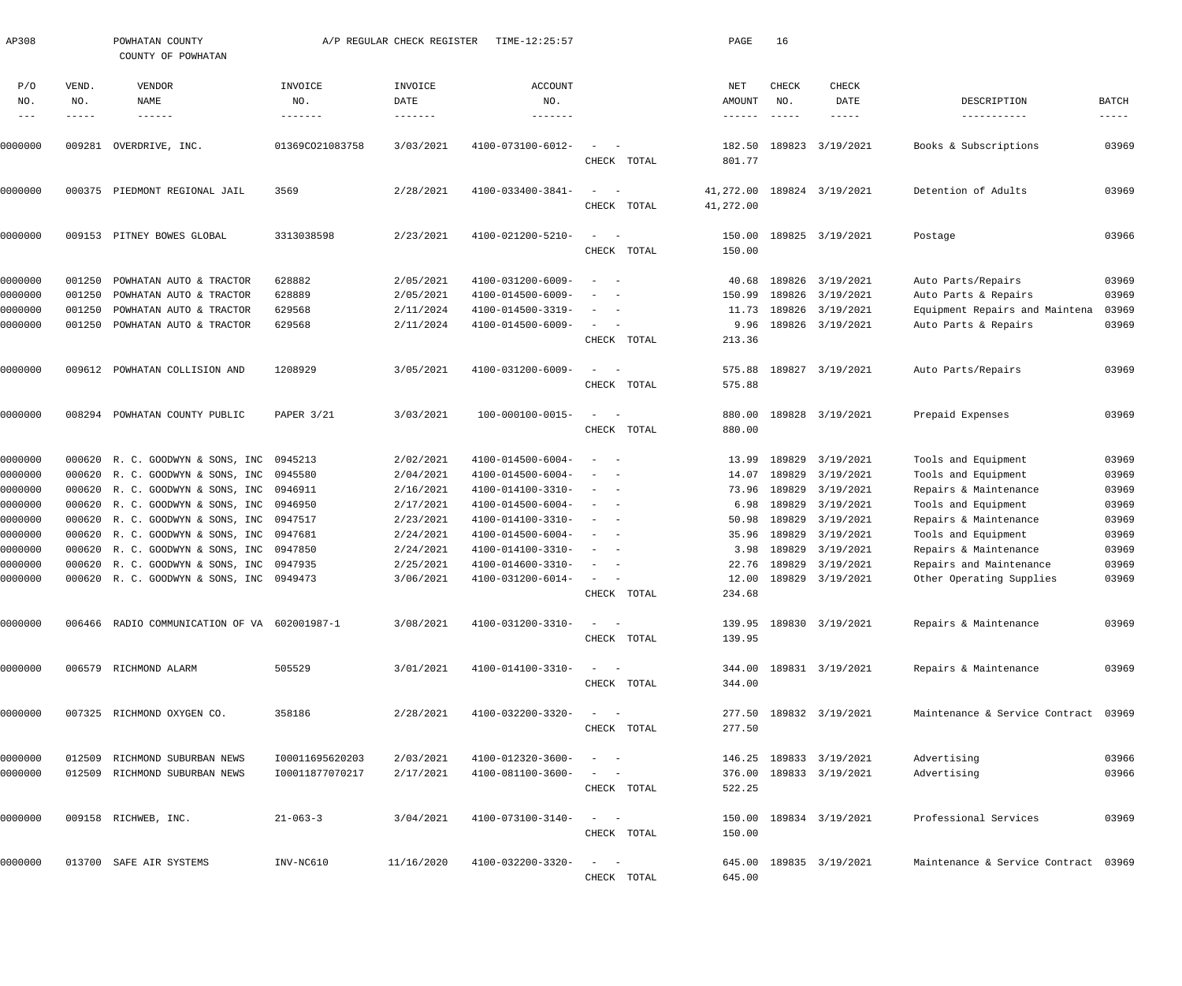AP308 POWHATAN COUNTY A/P REGULAR CHECK REGISTER TIME-12:25:57 PAGE 16

COUNTY OF POWHATAN

| P/O NO. | VEND. NO. | VENDOR NAME | INVOICE NO. | INVOICE DATE | ACCOUNT NO. | | NET AMOUNT | CHECK NO. | CHECK DATE | DESCRIPTION | BATCH |
|---|---|---|---|---|---|---|---|---|---|---|---|
| 0000000 | 009281 | OVERDRIVE, INC. | 01369CO21083758 | 3/03/2021 | 4100-073100-6012- | - - | 182.50 | 189823 | 3/19/2021 | Books & Subscriptions | 03969 |
| | | | | | | CHECK TOTAL | 801.77 | | | | |
| 0000000 | 000375 | PIEDMONT REGIONAL JAIL | 3569 | 2/28/2021 | 4100-033400-3841- | - - | 41,272.00 | 189824 | 3/19/2021 | Detention of Adults | 03969 |
| | | | | | | CHECK TOTAL | 41,272.00 | | | | |
| 0000000 | 009153 | PITNEY BOWES GLOBAL | 3313038598 | 2/23/2021 | 4100-021200-5210- | - - | 150.00 | 189825 | 3/19/2021 | Postage | 03966 |
| | | | | | | CHECK TOTAL | 150.00 | | | | |
| 0000000 | 001250 | POWHATAN AUTO & TRACTOR | 628882 | 2/05/2021 | 4100-031200-6009- | - - | 40.68 | 189826 | 3/19/2021 | Auto Parts/Repairs | 03969 |
| 0000000 | 001250 | POWHATAN AUTO & TRACTOR | 628889 | 2/05/2021 | 4100-014500-6009- | - - | 150.99 | 189826 | 3/19/2021 | Auto Parts & Repairs | 03969 |
| 0000000 | 001250 | POWHATAN AUTO & TRACTOR | 629568 | 2/11/2024 | 4100-014500-3319- | - - | 11.73 | 189826 | 3/19/2021 | Equipment Repairs and Maintena | 03969 |
| 0000000 | 001250 | POWHATAN AUTO & TRACTOR | 629568 | 2/11/2024 | 4100-014500-6009- | - - | 9.96 | 189826 | 3/19/2021 | Auto Parts & Repairs | 03969 |
| | | | | | | CHECK TOTAL | 213.36 | | | | |
| 0000000 | 009612 | POWHATAN COLLISION AND | 1208929 | 3/05/2021 | 4100-031200-6009- | - - | 575.88 | 189827 | 3/19/2021 | Auto Parts/Repairs | 03969 |
| | | | | | | CHECK TOTAL | 575.88 | | | | |
| 0000000 | 008294 | POWHATAN COUNTY PUBLIC | PAPER 3/21 | 3/03/2021 | 100-000100-0015- | - - | 880.00 | 189828 | 3/19/2021 | Prepaid Expenses | 03969 |
| | | | | | | CHECK TOTAL | 880.00 | | | | |
| 0000000 | 000620 | R. C. GOODWYN & SONS, INC | 0945213 | 2/02/2021 | 4100-014500-6004- | - - | 13.99 | 189829 | 3/19/2021 | Tools and Equipment | 03969 |
| 0000000 | 000620 | R. C. GOODWYN & SONS, INC | 0945580 | 2/04/2021 | 4100-014500-6004- | - - | 14.07 | 189829 | 3/19/2021 | Tools and Equipment | 03969 |
| 0000000 | 000620 | R. C. GOODWYN & SONS, INC | 0946911 | 2/16/2021 | 4100-014100-3310- | - - | 73.96 | 189829 | 3/19/2021 | Repairs & Maintenance | 03969 |
| 0000000 | 000620 | R. C. GOODWYN & SONS, INC | 0946950 | 2/17/2021 | 4100-014500-6004- | - - | 6.98 | 189829 | 3/19/2021 | Tools and Equipment | 03969 |
| 0000000 | 000620 | R. C. GOODWYN & SONS, INC | 0947517 | 2/23/2021 | 4100-014100-3310- | - - | 50.98 | 189829 | 3/19/2021 | Repairs & Maintenance | 03969 |
| 0000000 | 000620 | R. C. GOODWYN & SONS, INC | 0947681 | 2/24/2021 | 4100-014500-6004- | - - | 35.96 | 189829 | 3/19/2021 | Tools and Equipment | 03969 |
| 0000000 | 000620 | R. C. GOODWYN & SONS, INC | 0947850 | 2/24/2021 | 4100-014100-3310- | - - | 3.98 | 189829 | 3/19/2021 | Repairs & Maintenance | 03969 |
| 0000000 | 000620 | R. C. GOODWYN & SONS, INC | 0947935 | 2/25/2021 | 4100-014600-3310- | - - | 22.76 | 189829 | 3/19/2021 | Repairs and Maintenance | 03969 |
| 0000000 | 000620 | R. C. GOODWYN & SONS, INC | 0949473 | 3/06/2021 | 4100-031200-6014- | - - | 12.00 | 189829 | 3/19/2021 | Other Operating Supplies | 03969 |
| | | | | | | CHECK TOTAL | 234.68 | | | | |
| 0000000 | 006466 | RADIO COMMUNICATION OF VA | 602001987-1 | 3/08/2021 | 4100-031200-3310- | - - | 139.95 | 189830 | 3/19/2021 | Repairs & Maintenance | 03969 |
| | | | | | | CHECK TOTAL | 139.95 | | | | |
| 0000000 | 006579 | RICHMOND ALARM | 505529 | 3/01/2021 | 4100-014100-3310- | - - | 344.00 | 189831 | 3/19/2021 | Repairs & Maintenance | 03969 |
| | | | | | | CHECK TOTAL | 344.00 | | | | |
| 0000000 | 007325 | RICHMOND OXYGEN CO. | 358186 | 2/28/2021 | 4100-032200-3320- | - - | 277.50 | 189832 | 3/19/2021 | Maintenance & Service Contract | 03969 |
| | | | | | | CHECK TOTAL | 277.50 | | | | |
| 0000000 | 012509 | RICHMOND SUBURBAN NEWS | I00011695620203 | 2/03/2021 | 4100-012320-3600- | - - | 146.25 | 189833 | 3/19/2021 | Advertising | 03966 |
| 0000000 | 012509 | RICHMOND SUBURBAN NEWS | I00011877070217 | 2/17/2021 | 4100-081100-3600- | - - | 376.00 | 189833 | 3/19/2021 | Advertising | 03966 |
| | | | | | | CHECK TOTAL | 522.25 | | | | |
| 0000000 | 009158 | RICHWEB, INC. | 21-063-3 | 3/04/2021 | 4100-073100-3140- | - - | 150.00 | 189834 | 3/19/2021 | Professional Services | 03969 |
| | | | | | | CHECK TOTAL | 150.00 | | | | |
| 0000000 | 013700 | SAFE AIR SYSTEMS | INV-NC610 | 11/16/2020 | 4100-032200-3320- | - - | 645.00 | 189835 | 3/19/2021 | Maintenance & Service Contract | 03969 |
| | | | | | | CHECK TOTAL | 645.00 | | | | |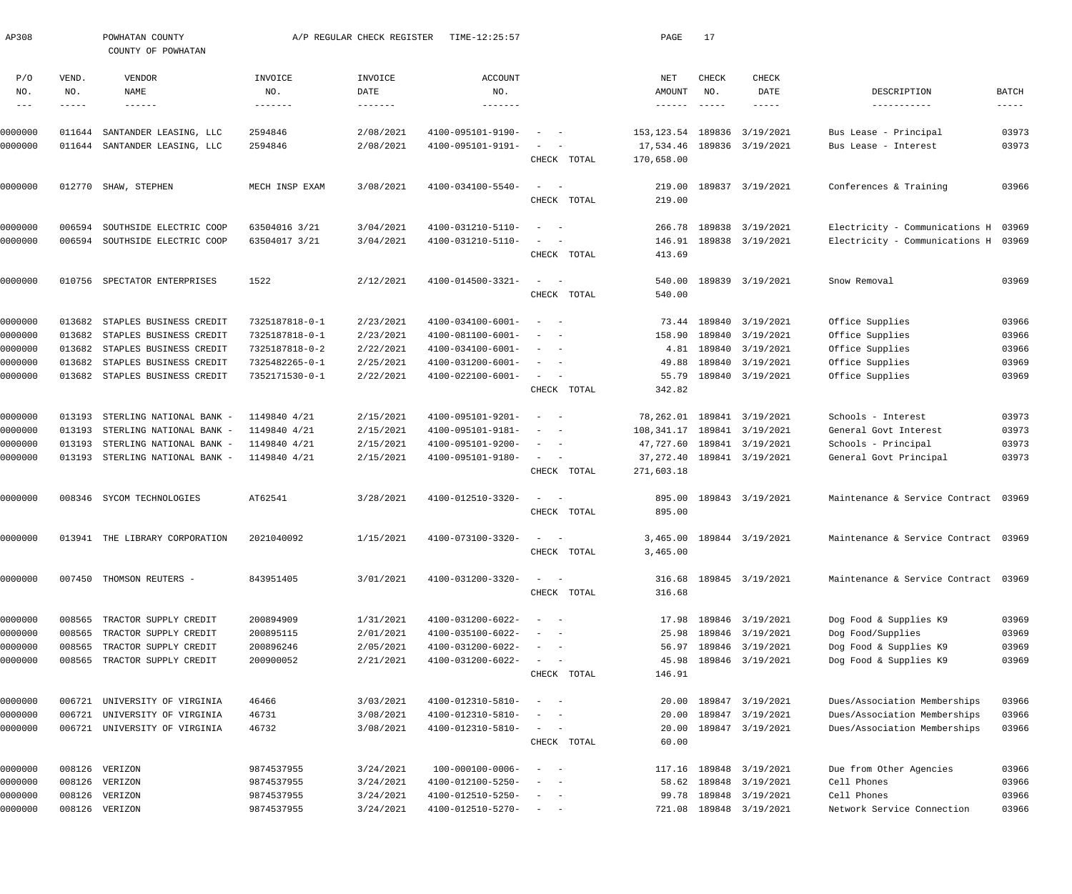AP308 POWHATAN COUNTY A/P REGULAR CHECK REGISTER TIME-12:25:57 PAGE 17

COUNTY OF POWHATAN

| P/O NO. | VEND. NO. | VENDOR NAME | INVOICE NO. | INVOICE DATE | ACCOUNT NO. | | NET AMOUNT | CHECK NO. | CHECK DATE | DESCRIPTION | BATCH |
|---|---|---|---|---|---|---|---|---|---|---|---|
| 0000000 | 011644 | SANTANDER LEASING, LLC | 2594846 | 2/08/2021 | 4100-095101-9190- | - - | 153,123.54 | 189836 | 3/19/2021 | Bus Lease - Principal | 03973 |
| 0000000 | 011644 | SANTANDER LEASING, LLC | 2594846 | 2/08/2021 | 4100-095101-9191- | - - | 17,534.46 | 189836 | 3/19/2021 | Bus Lease - Interest | 03973 |
| | | | | | | CHECK TOTAL | 170,658.00 | | | | |
| 0000000 | 012770 | SHAW, STEPHEN | MECH INSP EXAM | 3/08/2021 | 4100-034100-5540- | - - | 219.00 | 189837 | 3/19/2021 | Conferences & Training | 03966 |
| | | | | | | CHECK TOTAL | 219.00 | | | | |
| 0000000 | 006594 | SOUTHSIDE ELECTRIC COOP | 63504016 3/21 | 3/04/2021 | 4100-031210-5110- | - - | 266.78 | 189838 | 3/19/2021 | Electricity - Communications H | 03969 |
| 0000000 | 006594 | SOUTHSIDE ELECTRIC COOP | 63504017 3/21 | 3/04/2021 | 4100-031210-5110- | - - | 146.91 | 189838 | 3/19/2021 | Electricity - Communications H | 03969 |
| | | | | | | CHECK TOTAL | 413.69 | | | | |
| 0000000 | 010756 | SPECTATOR ENTERPRISES | 1522 | 2/12/2021 | 4100-014500-3321- | - - | 540.00 | 189839 | 3/19/2021 | Snow Removal | 03969 |
| | | | | | | CHECK TOTAL | 540.00 | | | | |
| 0000000 | 013682 | STAPLES BUSINESS CREDIT | 7325187818-0-1 | 2/23/2021 | 4100-034100-6001- | - - | 73.44 | 189840 | 3/19/2021 | Office Supplies | 03966 |
| 0000000 | 013682 | STAPLES BUSINESS CREDIT | 7325187818-0-1 | 2/23/2021 | 4100-081100-6001- | - - | 158.90 | 189840 | 3/19/2021 | Office Supplies | 03966 |
| 0000000 | 013682 | STAPLES BUSINESS CREDIT | 7325187818-0-2 | 2/22/2021 | 4100-034100-6001- | - - | 4.81 | 189840 | 3/19/2021 | Office Supplies | 03966 |
| 0000000 | 013682 | STAPLES BUSINESS CREDIT | 7325482265-0-1 | 2/25/2021 | 4100-031200-6001- | - - | 49.88 | 189840 | 3/19/2021 | Office Supplies | 03969 |
| 0000000 | 013682 | STAPLES BUSINESS CREDIT | 7352171530-0-1 | 2/22/2021 | 4100-022100-6001- | - - | 55.79 | 189840 | 3/19/2021 | Office Supplies | 03969 |
| | | | | | | CHECK TOTAL | 342.82 | | | | |
| 0000000 | 013193 | STERLING NATIONAL BANK - | 1149840 4/21 | 2/15/2021 | 4100-095101-9201- | - - | 78,262.01 | 189841 | 3/19/2021 | Schools - Interest | 03973 |
| 0000000 | 013193 | STERLING NATIONAL BANK - | 1149840 4/21 | 2/15/2021 | 4100-095101-9181- | - - | 108,341.17 | 189841 | 3/19/2021 | General Govt Interest | 03973 |
| 0000000 | 013193 | STERLING NATIONAL BANK - | 1149840 4/21 | 2/15/2021 | 4100-095101-9200- | - - | 47,727.60 | 189841 | 3/19/2021 | Schools - Principal | 03973 |
| 0000000 | 013193 | STERLING NATIONAL BANK - | 1149840 4/21 | 2/15/2021 | 4100-095101-9180- | - - | 37,272.40 | 189841 | 3/19/2021 | General Govt Principal | 03973 |
| | | | | | | CHECK TOTAL | 271,603.18 | | | | |
| 0000000 | 008346 | SYCOM TECHNOLOGIES | AT62541 | 3/28/2021 | 4100-012510-3320- | - - | 895.00 | 189843 | 3/19/2021 | Maintenance & Service Contract | 03969 |
| | | | | | | CHECK TOTAL | 895.00 | | | | |
| 0000000 | 013941 | THE LIBRARY CORPORATION | 2021040092 | 1/15/2021 | 4100-073100-3320- | - - | 3,465.00 | 189844 | 3/19/2021 | Maintenance & Service Contract | 03969 |
| | | | | | | CHECK TOTAL | 3,465.00 | | | | |
| 0000000 | 007450 | THOMSON REUTERS - | 843951405 | 3/01/2021 | 4100-031200-3320- | - - | 316.68 | 189845 | 3/19/2021 | Maintenance & Service Contract | 03969 |
| | | | | | | CHECK TOTAL | 316.68 | | | | |
| 0000000 | 008565 | TRACTOR SUPPLY CREDIT | 200894909 | 1/31/2021 | 4100-031200-6022- | - - | 17.98 | 189846 | 3/19/2021 | Dog Food & Supplies K9 | 03969 |
| 0000000 | 008565 | TRACTOR SUPPLY CREDIT | 200895115 | 2/01/2021 | 4100-035100-6022- | - - | 25.98 | 189846 | 3/19/2021 | Dog Food/Supplies | 03969 |
| 0000000 | 008565 | TRACTOR SUPPLY CREDIT | 200896246 | 2/05/2021 | 4100-031200-6022- | - - | 56.97 | 189846 | 3/19/2021 | Dog Food & Supplies K9 | 03969 |
| 0000000 | 008565 | TRACTOR SUPPLY CREDIT | 200900052 | 2/21/2021 | 4100-031200-6022- | - - | 45.98 | 189846 | 3/19/2021 | Dog Food & Supplies K9 | 03969 |
| | | | | | | CHECK TOTAL | 146.91 | | | | |
| 0000000 | 006721 | UNIVERSITY OF VIRGINIA | 46466 | 3/03/2021 | 4100-012310-5810- | - - | 20.00 | 189847 | 3/19/2021 | Dues/Association Memberships | 03966 |
| 0000000 | 006721 | UNIVERSITY OF VIRGINIA | 46731 | 3/08/2021 | 4100-012310-5810- | - - | 20.00 | 189847 | 3/19/2021 | Dues/Association Memberships | 03966 |
| 0000000 | 006721 | UNIVERSITY OF VIRGINIA | 46732 | 3/08/2021 | 4100-012310-5810- | - - | 20.00 | 189847 | 3/19/2021 | Dues/Association Memberships | 03966 |
| | | | | | | CHECK TOTAL | 60.00 | | | | |
| 0000000 | 008126 | VERIZON | 9874537955 | 3/24/2021 | 100-000100-0006- | - - | 117.16 | 189848 | 3/19/2021 | Due from Other Agencies | 03966 |
| 0000000 | 008126 | VERIZON | 9874537955 | 3/24/2021 | 4100-012100-5250- | - - | 58.62 | 189848 | 3/19/2021 | Cell Phones | 03966 |
| 0000000 | 008126 | VERIZON | 9874537955 | 3/24/2021 | 4100-012510-5250- | - - | 99.78 | 189848 | 3/19/2021 | Cell Phones | 03966 |
| 0000000 | 008126 | VERIZON | 9874537955 | 3/24/2021 | 4100-012510-5270- | - - | 721.08 | 189848 | 3/19/2021 | Network Service Connection | 03966 |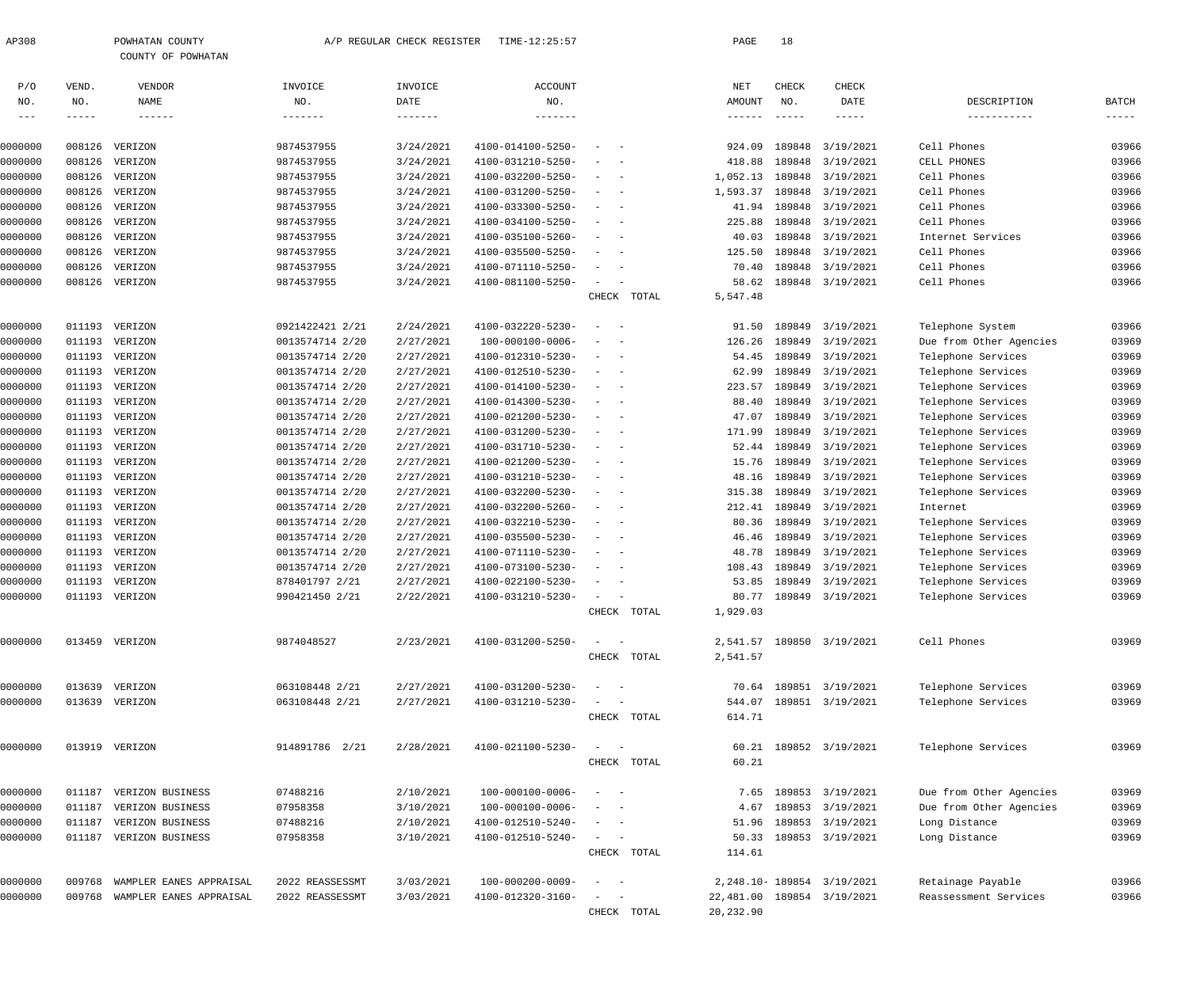AP308 POWHATAN COUNTY A/P REGULAR CHECK REGISTER TIME-12:25:57

COUNTY OF POWHATAN

| P/O NO. | VEND. NO. | VENDOR NAME | INVOICE NO. | INVOICE DATE | ACCOUNT NO. | | NET AMOUNT | CHECK NO. | CHECK DATE | DESCRIPTION | BATCH |
|---|---|---|---|---|---|---|---|---|---|---|---|
| 0000000 | 008126 | VERIZON | 9874537955 | 3/24/2021 | 4100-014100-5250- | - - | 924.09 | 189848 | 3/19/2021 | Cell Phones | 03966 |
| 0000000 | 008126 | VERIZON | 9874537955 | 3/24/2021 | 4100-031210-5250- | - - | 418.88 | 189848 | 3/19/2021 | CELL PHONES | 03966 |
| 0000000 | 008126 | VERIZON | 9874537955 | 3/24/2021 | 4100-032200-5250- | - - | 1,052.13 | 189848 | 3/19/2021 | Cell Phones | 03966 |
| 0000000 | 008126 | VERIZON | 9874537955 | 3/24/2021 | 4100-031200-5250- | - - | 1,593.37 | 189848 | 3/19/2021 | Cell Phones | 03966 |
| 0000000 | 008126 | VERIZON | 9874537955 | 3/24/2021 | 4100-033300-5250- | - - | 41.94 | 189848 | 3/19/2021 | Cell Phones | 03966 |
| 0000000 | 008126 | VERIZON | 9874537955 | 3/24/2021 | 4100-034100-5250- | - - | 225.88 | 189848 | 3/19/2021 | Cell Phones | 03966 |
| 0000000 | 008126 | VERIZON | 9874537955 | 3/24/2021 | 4100-035100-5260- | - - | 40.03 | 189848 | 3/19/2021 | Internet Services | 03966 |
| 0000000 | 008126 | VERIZON | 9874537955 | 3/24/2021 | 4100-035500-5250- | - - | 125.50 | 189848 | 3/19/2021 | Cell Phones | 03966 |
| 0000000 | 008126 | VERIZON | 9874537955 | 3/24/2021 | 4100-071110-5250- | - - | 70.40 | 189848 | 3/19/2021 | Cell Phones | 03966 |
| 0000000 | 008126 | VERIZON | 9874537955 | 3/24/2021 | 4100-081100-5250- | - - | 58.62 | 189848 | 3/19/2021 | Cell Phones | 03966 |
| | | | | | | CHECK TOTAL | 5,547.48 | | | | |
| 0000000 | 011193 | VERIZON | 0921422421 2/21 | 2/24/2021 | 4100-032220-5230- | - - | 91.50 | 189849 | 3/19/2021 | Telephone System | 03966 |
| 0000000 | 011193 | VERIZON | 0013574714 2/20 | 2/27/2021 | 100-000100-0006- | - - | 126.26 | 189849 | 3/19/2021 | Due from Other Agencies | 03969 |
| 0000000 | 011193 | VERIZON | 0013574714 2/20 | 2/27/2021 | 4100-012310-5230- | - - | 54.45 | 189849 | 3/19/2021 | Telephone Services | 03969 |
| 0000000 | 011193 | VERIZON | 0013574714 2/20 | 2/27/2021 | 4100-012510-5230- | - - | 62.99 | 189849 | 3/19/2021 | Telephone Services | 03969 |
| 0000000 | 011193 | VERIZON | 0013574714 2/20 | 2/27/2021 | 4100-014100-5230- | - - | 223.57 | 189849 | 3/19/2021 | Telephone Services | 03969 |
| 0000000 | 011193 | VERIZON | 0013574714 2/20 | 2/27/2021 | 4100-014300-5230- | - - | 88.40 | 189849 | 3/19/2021 | Telephone Services | 03969 |
| 0000000 | 011193 | VERIZON | 0013574714 2/20 | 2/27/2021 | 4100-021200-5230- | - - | 47.07 | 189849 | 3/19/2021 | Telephone Services | 03969 |
| 0000000 | 011193 | VERIZON | 0013574714 2/20 | 2/27/2021 | 4100-031200-5230- | - - | 171.99 | 189849 | 3/19/2021 | Telephone Services | 03969 |
| 0000000 | 011193 | VERIZON | 0013574714 2/20 | 2/27/2021 | 4100-031710-5230- | - - | 52.44 | 189849 | 3/19/2021 | Telephone Services | 03969 |
| 0000000 | 011193 | VERIZON | 0013574714 2/20 | 2/27/2021 | 4100-021200-5230- | - - | 15.76 | 189849 | 3/19/2021 | Telephone Services | 03969 |
| 0000000 | 011193 | VERIZON | 0013574714 2/20 | 2/27/2021 | 4100-031210-5230- | - - | 48.16 | 189849 | 3/19/2021 | Telephone Services | 03969 |
| 0000000 | 011193 | VERIZON | 0013574714 2/20 | 2/27/2021 | 4100-032200-5230- | - - | 315.38 | 189849 | 3/19/2021 | Telephone Services | 03969 |
| 0000000 | 011193 | VERIZON | 0013574714 2/20 | 2/27/2021 | 4100-032200-5260- | - - | 212.41 | 189849 | 3/19/2021 | Internet | 03969 |
| 0000000 | 011193 | VERIZON | 0013574714 2/20 | 2/27/2021 | 4100-032210-5230- | - - | 80.36 | 189849 | 3/19/2021 | Telephone Services | 03969 |
| 0000000 | 011193 | VERIZON | 0013574714 2/20 | 2/27/2021 | 4100-035500-5230- | - - | 46.46 | 189849 | 3/19/2021 | Telephone Services | 03969 |
| 0000000 | 011193 | VERIZON | 0013574714 2/20 | 2/27/2021 | 4100-071110-5230- | - - | 48.78 | 189849 | 3/19/2021 | Telephone Services | 03969 |
| 0000000 | 011193 | VERIZON | 0013574714 2/20 | 2/27/2021 | 4100-073100-5230- | - - | 108.43 | 189849 | 3/19/2021 | Telephone Services | 03969 |
| 0000000 | 011193 | VERIZON | 878401797 2/21 | 2/27/2021 | 4100-022100-5230- | - - | 53.85 | 189849 | 3/19/2021 | Telephone Services | 03969 |
| 0000000 | 011193 | VERIZON | 990421450 2/21 | 2/22/2021 | 4100-031210-5230- | - - | 80.77 | 189849 | 3/19/2021 | Telephone Services | 03969 |
| | | | | | | CHECK TOTAL | 1,929.03 | | | | |
| 0000000 | 013459 | VERIZON | 9874048527 | 2/23/2021 | 4100-031200-5250- | - - | 2,541.57 | 189850 | 3/19/2021 | Cell Phones | 03969 |
| | | | | | | CHECK TOTAL | 2,541.57 | | | | |
| 0000000 | 013639 | VERIZON | 063108448 2/21 | 2/27/2021 | 4100-031200-5230- | - - | 70.64 | 189851 | 3/19/2021 | Telephone Services | 03969 |
| 0000000 | 013639 | VERIZON | 063108448 2/21 | 2/27/2021 | 4100-031210-5230- | - - | 544.07 | 189851 | 3/19/2021 | Telephone Services | 03969 |
| | | | | | | CHECK TOTAL | 614.71 | | | | |
| 0000000 | 013919 | VERIZON | 914891786 2/21 | 2/28/2021 | 4100-021100-5230- | - - | 60.21 | 189852 | 3/19/2021 | Telephone Services | 03969 |
| | | | | | | CHECK TOTAL | 60.21 | | | | |
| 0000000 | 011187 | VERIZON BUSINESS | 07488216 | 2/10/2021 | 100-000100-0006- | - - | 7.65 | 189853 | 3/19/2021 | Due from Other Agencies | 03969 |
| 0000000 | 011187 | VERIZON BUSINESS | 07958358 | 3/10/2021 | 100-000100-0006- | - - | 4.67 | 189853 | 3/19/2021 | Due from Other Agencies | 03969 |
| 0000000 | 011187 | VERIZON BUSINESS | 07488216 | 2/10/2021 | 4100-012510-5240- | - - | 51.96 | 189853 | 3/19/2021 | Long Distance | 03969 |
| 0000000 | 011187 | VERIZON BUSINESS | 07958358 | 3/10/2021 | 4100-012510-5240- | - - | 50.33 | 189853 | 3/19/2021 | Long Distance | 03969 |
| | | | | | | CHECK TOTAL | 114.61 | | | | |
| 0000000 | 009768 | WAMPLER EANES APPRAISAL | 2022 REASSESSMT | 3/03/2021 | 100-000200-0009- | - - | 2,248.10- | 189854 | 3/19/2021 | Retainage Payable | 03966 |
| 0000000 | 009768 | WAMPLER EANES APPRAISAL | 2022 REASSESSMT | 3/03/2021 | 4100-012320-3160- | - - | 22,481.00 | 189854 | 3/19/2021 | Reassessment Services | 03966 |
| | | | | | | CHECK TOTAL | 20,232.90 | | | | |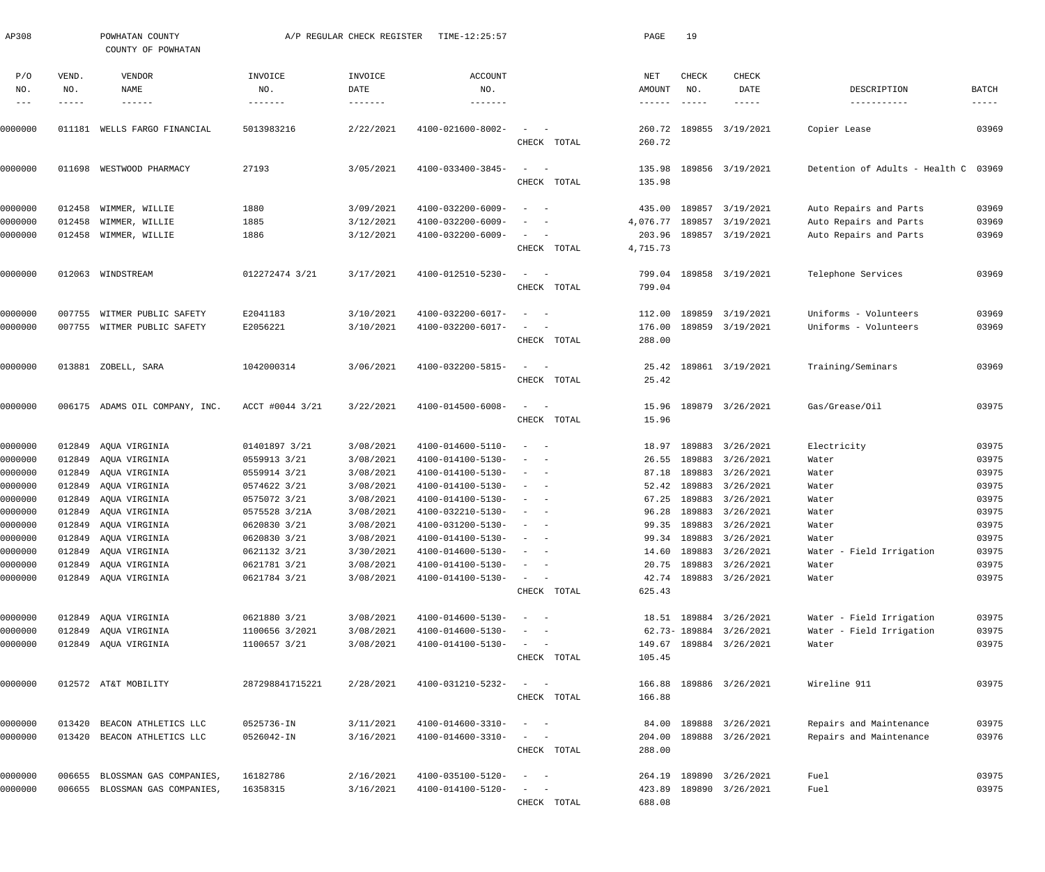AP308 POWHATAN COUNTY A/P REGULAR CHECK REGISTER TIME-12:25:57

COUNTY OF POWHATAN

| P/O NO. | VEND. NO. | VENDOR NAME | INVOICE NO. | INVOICE DATE | ACCOUNT NO. | | NET AMOUNT | CHECK NO. | CHECK DATE | DESCRIPTION | BATCH |
|---|---|---|---|---|---|---|---|---|---|---|---|
| 0000000 | 011181 | WELLS FARGO FINANCIAL | 5013983216 | 2/22/2021 | 4100-021600-8002- | - - | 260.72 | 189855 | 3/19/2021 | Copier Lease | 03969 |
| | | | | | | CHECK TOTAL | 260.72 | | | | |
| 0000000 | 011698 | WESTWOOD PHARMACY | 27193 | 3/05/2021 | 4100-033400-3845- | - - | 135.98 | 189856 | 3/19/2021 | Detention of Adults - Health C | 03969 |
| | | | | | | CHECK TOTAL | 135.98 | | | | |
| 0000000 | 012458 | WIMMER, WILLIE | 1880 | 3/09/2021 | 4100-032200-6009- | - - | 435.00 | 189857 | 3/19/2021 | Auto Repairs and Parts | 03969 |
| 0000000 | 012458 | WIMMER, WILLIE | 1885 | 3/12/2021 | 4100-032200-6009- | - - | 4,076.77 | 189857 | 3/19/2021 | Auto Repairs and Parts | 03969 |
| 0000000 | 012458 | WIMMER, WILLIE | 1886 | 3/12/2021 | 4100-032200-6009- | - - | 203.96 | 189857 | 3/19/2021 | Auto Repairs and Parts | 03969 |
| | | | | | | CHECK TOTAL | 4,715.73 | | | | |
| 0000000 | 012063 | WINDSTREAM | 012272474 3/21 | 3/17/2021 | 4100-012510-5230- | - - | 799.04 | 189858 | 3/19/2021 | Telephone Services | 03969 |
| | | | | | | CHECK TOTAL | 799.04 | | | | |
| 0000000 | 007755 | WITMER PUBLIC SAFETY | E2041183 | 3/10/2021 | 4100-032200-6017- | - - | 112.00 | 189859 | 3/19/2021 | Uniforms - Volunteers | 03969 |
| 0000000 | 007755 | WITMER PUBLIC SAFETY | E2056221 | 3/10/2021 | 4100-032200-6017- | - - | 176.00 | 189859 | 3/19/2021 | Uniforms - Volunteers | 03969 |
| | | | | | | CHECK TOTAL | 288.00 | | | | |
| 0000000 | 013881 | ZOBELL, SARA | 1042000314 | 3/06/2021 | 4100-032200-5815- | - - | 25.42 | 189861 | 3/19/2021 | Training/Seminars | 03969 |
| | | | | | | CHECK TOTAL | 25.42 | | | | |
| 0000000 | 006175 | ADAMS OIL COMPANY, INC. | ACCT #0044 3/21 | 3/22/2021 | 4100-014500-6008- | - - | 15.96 | 189879 | 3/26/2021 | Gas/Grease/Oil | 03975 |
| | | | | | | CHECK TOTAL | 15.96 | | | | |
| 0000000 | 012849 | AQUA VIRGINIA | 01401897 3/21 | 3/08/2021 | 4100-014600-5110- | - - | 18.97 | 189883 | 3/26/2021 | Electricity | 03975 |
| 0000000 | 012849 | AQUA VIRGINIA | 0559913 3/21 | 3/08/2021 | 4100-014100-5130- | - - | 26.55 | 189883 | 3/26/2021 | Water | 03975 |
| 0000000 | 012849 | AQUA VIRGINIA | 0559914 3/21 | 3/08/2021 | 4100-014100-5130- | - - | 87.18 | 189883 | 3/26/2021 | Water | 03975 |
| 0000000 | 012849 | AQUA VIRGINIA | 0574622 3/21 | 3/08/2021 | 4100-014100-5130- | - - | 52.42 | 189883 | 3/26/2021 | Water | 03975 |
| 0000000 | 012849 | AQUA VIRGINIA | 0575072 3/21 | 3/08/2021 | 4100-014100-5130- | - - | 67.25 | 189883 | 3/26/2021 | Water | 03975 |
| 0000000 | 012849 | AQUA VIRGINIA | 0575528 3/21A | 3/08/2021 | 4100-032210-5130- | - - | 96.28 | 189883 | 3/26/2021 | Water | 03975 |
| 0000000 | 012849 | AQUA VIRGINIA | 0620830 3/21 | 3/08/2021 | 4100-031200-5130- | - - | 99.35 | 189883 | 3/26/2021 | Water | 03975 |
| 0000000 | 012849 | AQUA VIRGINIA | 0620830 3/21 | 3/08/2021 | 4100-014100-5130- | - - | 99.34 | 189883 | 3/26/2021 | Water | 03975 |
| 0000000 | 012849 | AQUA VIRGINIA | 0621132 3/21 | 3/30/2021 | 4100-014600-5130- | - - | 14.60 | 189883 | 3/26/2021 | Water - Field Irrigation | 03975 |
| 0000000 | 012849 | AQUA VIRGINIA | 0621781 3/21 | 3/08/2021 | 4100-014100-5130- | - - | 20.75 | 189883 | 3/26/2021 | Water | 03975 |
| 0000000 | 012849 | AQUA VIRGINIA | 0621784 3/21 | 3/08/2021 | 4100-014100-5130- | - - | 42.74 | 189883 | 3/26/2021 | Water | 03975 |
| | | | | | | CHECK TOTAL | 625.43 | | | | |
| 0000000 | 012849 | AQUA VIRGINIA | 0621880 3/21 | 3/08/2021 | 4100-014600-5130- | - - | 18.51 | 189884 | 3/26/2021 | Water - Field Irrigation | 03975 |
| 0000000 | 012849 | AQUA VIRGINIA | 1100656 3/2021 | 3/08/2021 | 4100-014600-5130- | - - | 62.73- | 189884 | 3/26/2021 | Water - Field Irrigation | 03975 |
| 0000000 | 012849 | AQUA VIRGINIA | 1100657 3/21 | 3/08/2021 | 4100-014100-5130- | - - | 149.67 | 189884 | 3/26/2021 | Water | 03975 |
| | | | | | | CHECK TOTAL | 105.45 | | | | |
| 0000000 | 012572 | AT&T MOBILITY | 287298841715221 | 2/28/2021 | 4100-031210-5232- | - - | 166.88 | 189886 | 3/26/2021 | Wireline 911 | 03975 |
| | | | | | | CHECK TOTAL | 166.88 | | | | |
| 0000000 | 013420 | BEACON ATHLETICS LLC | 0525736-IN | 3/11/2021 | 4100-014600-3310- | - - | 84.00 | 189888 | 3/26/2021 | Repairs and Maintenance | 03975 |
| 0000000 | 013420 | BEACON ATHLETICS LLC | 0526042-IN | 3/16/2021 | 4100-014600-3310- | - - | 204.00 | 189888 | 3/26/2021 | Repairs and Maintenance | 03976 |
| | | | | | | CHECK TOTAL | 288.00 | | | | |
| 0000000 | 006655 | BLOSSMAN GAS COMPANIES, | 16182786 | 2/16/2021 | 4100-035100-5120- | - - | 264.19 | 189890 | 3/26/2021 | Fuel | 03975 |
| 0000000 | 006655 | BLOSSMAN GAS COMPANIES, | 16358315 | 3/16/2021 | 4100-014100-5120- | - - | 423.89 | 189890 | 3/26/2021 | Fuel | 03975 |
| | | | | | | CHECK TOTAL | 688.08 | | | | |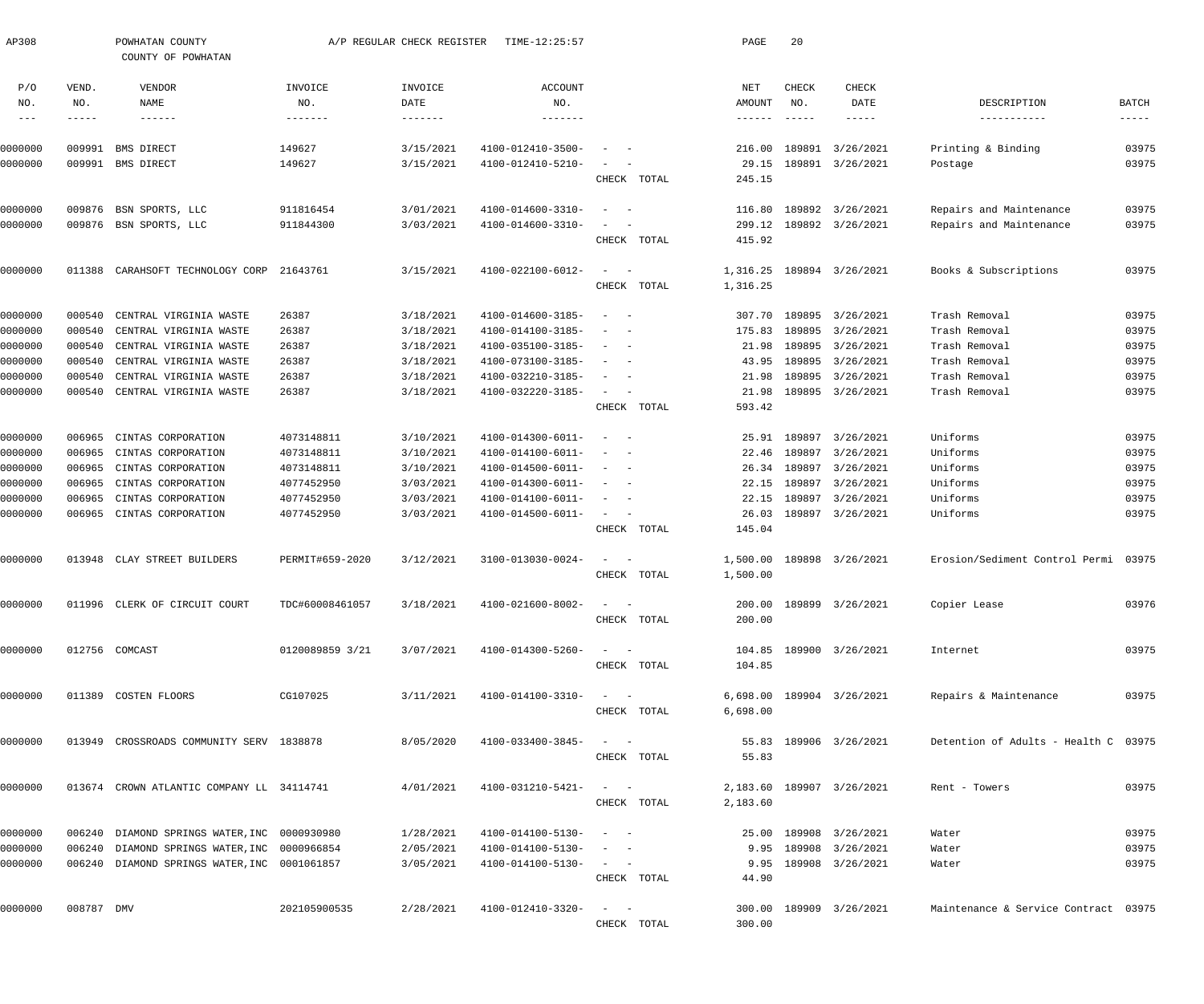AP308 POWHATAN COUNTY A/P REGULAR CHECK REGISTER TIME-12:25:57 PAGE 20

COUNTY OF POWHATAN

| P/O NO. | VEND. NO. | VENDOR NAME | INVOICE NO. | INVOICE DATE | ACCOUNT NO. | | NET AMOUNT | CHECK NO. | CHECK DATE | DESCRIPTION | BATCH |
|---|---|---|---|---|---|---|---|---|---|---|---|
| 0000000 | 009991 | BMS DIRECT | 149627 | 3/15/2021 | 4100-012410-3500- | - - | 216.00 | 189891 | 3/26/2021 | Printing & Binding | 03975 |
| 0000000 | 009991 | BMS DIRECT | 149627 | 3/15/2021 | 4100-012410-5210- | - - | 29.15 | 189891 | 3/26/2021 | Postage | 03975 |
| | | | | | | CHECK TOTAL | 245.15 | | | | |
| 0000000 | 009876 | BSN SPORTS, LLC | 911816454 | 3/01/2021 | 4100-014600-3310- | - - | 116.80 | 189892 | 3/26/2021 | Repairs and Maintenance | 03975 |
| 0000000 | 009876 | BSN SPORTS, LLC | 911844300 | 3/03/2021 | 4100-014600-3310- | - - | 299.12 | 189892 | 3/26/2021 | Repairs and Maintenance | 03975 |
| | | | | | | CHECK TOTAL | 415.92 | | | | |
| 0000000 | 011388 | CARAHSOFT TECHNOLOGY CORP | 21643761 | 3/15/2021 | 4100-022100-6012- | - - | 1,316.25 | 189894 | 3/26/2021 | Books & Subscriptions | 03975 |
| | | | | | | CHECK TOTAL | 1,316.25 | | | | |
| 0000000 | 000540 | CENTRAL VIRGINIA WASTE | 26387 | 3/18/2021 | 4100-014600-3185- | - - | 307.70 | 189895 | 3/26/2021 | Trash Removal | 03975 |
| 0000000 | 000540 | CENTRAL VIRGINIA WASTE | 26387 | 3/18/2021 | 4100-014100-3185- | - - | 175.83 | 189895 | 3/26/2021 | Trash Removal | 03975 |
| 0000000 | 000540 | CENTRAL VIRGINIA WASTE | 26387 | 3/18/2021 | 4100-035100-3185- | - - | 21.98 | 189895 | 3/26/2021 | Trash Removal | 03975 |
| 0000000 | 000540 | CENTRAL VIRGINIA WASTE | 26387 | 3/18/2021 | 4100-073100-3185- | - - | 43.95 | 189895 | 3/26/2021 | Trash Removal | 03975 |
| 0000000 | 000540 | CENTRAL VIRGINIA WASTE | 26387 | 3/18/2021 | 4100-032210-3185- | - - | 21.98 | 189895 | 3/26/2021 | Trash Removal | 03975 |
| 0000000 | 000540 | CENTRAL VIRGINIA WASTE | 26387 | 3/18/2021 | 4100-032220-3185- | - - | 21.98 | 189895 | 3/26/2021 | Trash Removal | 03975 |
| | | | | | | CHECK TOTAL | 593.42 | | | | |
| 0000000 | 006965 | CINTAS CORPORATION | 4073148811 | 3/10/2021 | 4100-014300-6011- | - - | 25.91 | 189897 | 3/26/2021 | Uniforms | 03975 |
| 0000000 | 006965 | CINTAS CORPORATION | 4073148811 | 3/10/2021 | 4100-014100-6011- | - - | 22.46 | 189897 | 3/26/2021 | Uniforms | 03975 |
| 0000000 | 006965 | CINTAS CORPORATION | 4073148811 | 3/10/2021 | 4100-014500-6011- | - - | 26.34 | 189897 | 3/26/2021 | Uniforms | 03975 |
| 0000000 | 006965 | CINTAS CORPORATION | 4077452950 | 3/03/2021 | 4100-014300-6011- | - - | 22.15 | 189897 | 3/26/2021 | Uniforms | 03975 |
| 0000000 | 006965 | CINTAS CORPORATION | 4077452950 | 3/03/2021 | 4100-014100-6011- | - - | 22.15 | 189897 | 3/26/2021 | Uniforms | 03975 |
| 0000000 | 006965 | CINTAS CORPORATION | 4077452950 | 3/03/2021 | 4100-014500-6011- | - - | 26.03 | 189897 | 3/26/2021 | Uniforms | 03975 |
| | | | | | | CHECK TOTAL | 145.04 | | | | |
| 0000000 | 013948 | CLAY STREET BUILDERS | PERMIT#659-2020 | 3/12/2021 | 3100-013030-0024- | - - | 1,500.00 | 189898 | 3/26/2021 | Erosion/Sediment Control Permi | 03975 |
| | | | | | | CHECK TOTAL | 1,500.00 | | | | |
| 0000000 | 011996 | CLERK OF CIRCUIT COURT | TDC#60008461057 | 3/18/2021 | 4100-021600-8002- | - - | 200.00 | 189899 | 3/26/2021 | Copier Lease | 03976 |
| | | | | | | CHECK TOTAL | 200.00 | | | | |
| 0000000 | 012756 | COMCAST | 0120089859 3/21 | 3/07/2021 | 4100-014300-5260- | - - | 104.85 | 189900 | 3/26/2021 | Internet | 03975 |
| | | | | | | CHECK TOTAL | 104.85 | | | | |
| 0000000 | 011389 | COSTEN FLOORS | CG107025 | 3/11/2021 | 4100-014100-3310- | - - | 6,698.00 | 189904 | 3/26/2021 | Repairs & Maintenance | 03975 |
| | | | | | | CHECK TOTAL | 6,698.00 | | | | |
| 0000000 | 013949 | CROSSROADS COMMUNITY SERV | 1838878 | 8/05/2020 | 4100-033400-3845- | - - | 55.83 | 189906 | 3/26/2021 | Detention of Adults - Health C | 03975 |
| | | | | | | CHECK TOTAL | 55.83 | | | | |
| 0000000 | 013674 | CROWN ATLANTIC COMPANY LL | 34114741 | 4/01/2021 | 4100-031210-5421- | - - | 2,183.60 | 189907 | 3/26/2021 | Rent - Towers | 03975 |
| | | | | | | CHECK TOTAL | 2,183.60 | | | | |
| 0000000 | 006240 | DIAMOND SPRINGS WATER,INC | 0000930980 | 1/28/2021 | 4100-014100-5130- | - - | 25.00 | 189908 | 3/26/2021 | Water | 03975 |
| 0000000 | 006240 | DIAMOND SPRINGS WATER,INC | 0000966854 | 2/05/2021 | 4100-014100-5130- | - - | 9.95 | 189908 | 3/26/2021 | Water | 03975 |
| 0000000 | 006240 | DIAMOND SPRINGS WATER,INC | 0001061857 | 3/05/2021 | 4100-014100-5130- | - - | 9.95 | 189908 | 3/26/2021 | Water | 03975 |
| | | | | | | CHECK TOTAL | 44.90 | | | | |
| 0000000 | 008787 | DMV | 202105900535 | 2/28/2021 | 4100-012410-3320- | - - | 300.00 | 189909 | 3/26/2021 | Maintenance & Service Contract | 03975 |
| | | | | | | CHECK TOTAL | 300.00 | | | | |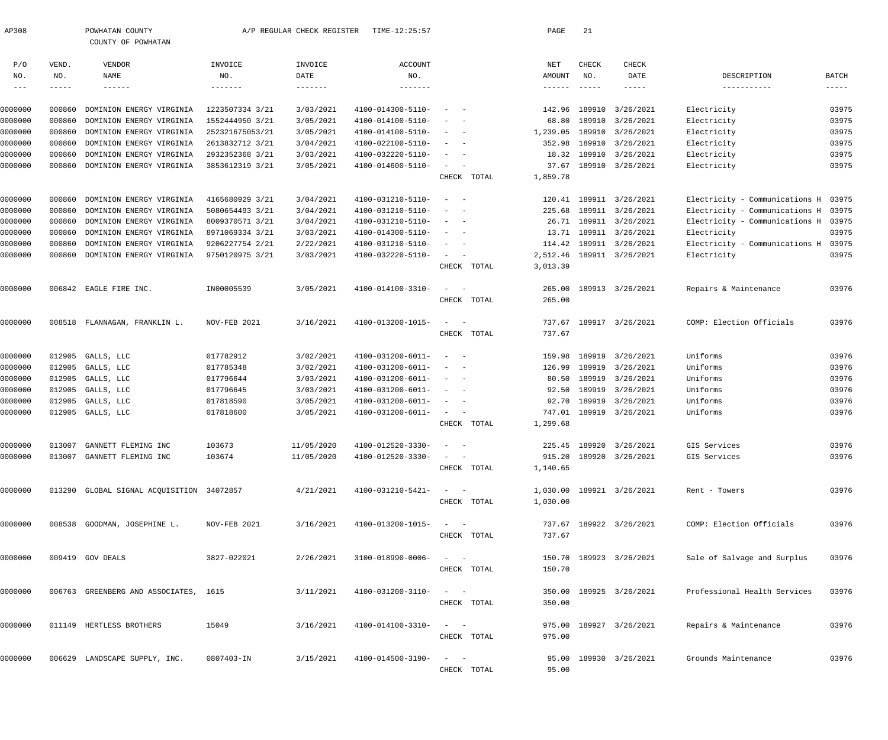AP308 POWHATAN COUNTY A/P REGULAR CHECK REGISTER TIME-12:25:57 PAGE 21

COUNTY OF POWHATAN

| P/O NO. | VEND. NO. | VENDOR NAME | INVOICE NO. | INVOICE DATE | ACCOUNT NO. | | NET AMOUNT | CHECK NO. | CHECK DATE | DESCRIPTION | BATCH |
|---|---|---|---|---|---|---|---|---|---|---|---|
| 0000000 | 000860 | DOMINION ENERGY VIRGINIA | 1223507334 3/21 | 3/03/2021 | 4100-014300-5110- | - - | 142.96 | 189910 | 3/26/2021 | Electricity | 03975 |
| 0000000 | 000860 | DOMINION ENERGY VIRGINIA | 1552444950 3/21 | 3/05/2021 | 4100-014100-5110- | - - | 68.80 | 189910 | 3/26/2021 | Electricity | 03975 |
| 0000000 | 000860 | DOMINION ENERGY VIRGINIA | 252321675053/21 | 3/05/2021 | 4100-014100-5110- | - - | 1,239.05 | 189910 | 3/26/2021 | Electricity | 03975 |
| 0000000 | 000860 | DOMINION ENERGY VIRGINIA | 2613832712 3/21 | 3/04/2021 | 4100-022100-5110- | - - | 352.98 | 189910 | 3/26/2021 | Electricity | 03975 |
| 0000000 | 000860 | DOMINION ENERGY VIRGINIA | 2932352368 3/21 | 3/03/2021 | 4100-032220-5110- | - - | 18.32 | 189910 | 3/26/2021 | Electricity | 03975 |
| 0000000 | 000860 | DOMINION ENERGY VIRGINIA | 3853612319 3/21 | 3/05/2021 | 4100-014600-5110- | - - | 37.67 | 189910 | 3/26/2021 | Electricity | 03975 |
| | | | | | | CHECK TOTAL | 1,859.78 | | | | |
| 0000000 | 000860 | DOMINION ENERGY VIRGINIA | 4165680929 3/21 | 3/04/2021 | 4100-031210-5110- | - - | 120.41 | 189911 | 3/26/2021 | Electricity - Communications H | 03975 |
| 0000000 | 000860 | DOMINION ENERGY VIRGINIA | 5080654493 3/21 | 3/04/2021 | 4100-031210-5110- | - - | 225.68 | 189911 | 3/26/2021 | Electricity - Communications H | 03975 |
| 0000000 | 000860 | DOMINION ENERGY VIRGINIA | 8009370571 3/21 | 3/04/2021 | 4100-031210-5110- | - - | 26.71 | 189911 | 3/26/2021 | Electricity - Communications H | 03975 |
| 0000000 | 000860 | DOMINION ENERGY VIRGINIA | 8971069334 3/21 | 3/03/2021 | 4100-014300-5110- | - - | 13.71 | 189911 | 3/26/2021 | Electricity | 03975 |
| 0000000 | 000860 | DOMINION ENERGY VIRGINIA | 9206227754 2/21 | 2/22/2021 | 4100-031210-5110- | - - | 114.42 | 189911 | 3/26/2021 | Electricity - Communications H | 03975 |
| 0000000 | 000860 | DOMINION ENERGY VIRGINIA | 9750120975 3/21 | 3/03/2021 | 4100-032220-5110- | - - | 2,512.46 | 189911 | 3/26/2021 | Electricity | 03975 |
| | | | | | | CHECK TOTAL | 3,013.39 | | | | |
| 0000000 | 006842 | EAGLE FIRE INC. | IN00005539 | 3/05/2021 | 4100-014100-3310- | - - | 265.00 | 189913 | 3/26/2021 | Repairs & Maintenance | 03976 |
| | | | | | | CHECK TOTAL | 265.00 | | | | |
| 0000000 | 008518 | FLANNAGAN, FRANKLIN L. | NOV-FEB 2021 | 3/16/2021 | 4100-013200-1015- | - - | 737.67 | 189917 | 3/26/2021 | COMP: Election Officials | 03976 |
| | | | | | | CHECK TOTAL | 737.67 | | | | |
| 0000000 | 012905 | GALLS, LLC | 017782912 | 3/02/2021 | 4100-031200-6011- | - - | 159.98 | 189919 | 3/26/2021 | Uniforms | 03976 |
| 0000000 | 012905 | GALLS, LLC | 017785348 | 3/02/2021 | 4100-031200-6011- | - - | 126.99 | 189919 | 3/26/2021 | Uniforms | 03976 |
| 0000000 | 012905 | GALLS, LLC | 017796644 | 3/03/2021 | 4100-031200-6011- | - - | 80.50 | 189919 | 3/26/2021 | Uniforms | 03976 |
| 0000000 | 012905 | GALLS, LLC | 017796645 | 3/03/2021 | 4100-031200-6011- | - - | 92.50 | 189919 | 3/26/2021 | Uniforms | 03976 |
| 0000000 | 012905 | GALLS, LLC | 017818590 | 3/05/2021 | 4100-031200-6011- | - - | 92.70 | 189919 | 3/26/2021 | Uniforms | 03976 |
| 0000000 | 012905 | GALLS, LLC | 017818600 | 3/05/2021 | 4100-031200-6011- | - - | 747.01 | 189919 | 3/26/2021 | Uniforms | 03976 |
| | | | | | | CHECK TOTAL | 1,299.68 | | | | |
| 0000000 | 013007 | GANNETT FLEMING INC | 103673 | 11/05/2020 | 4100-012520-3330- | - - | 225.45 | 189920 | 3/26/2021 | GIS Services | 03976 |
| 0000000 | 013007 | GANNETT FLEMING INC | 103674 | 11/05/2020 | 4100-012520-3330- | - - | 915.20 | 189920 | 3/26/2021 | GIS Services | 03976 |
| | | | | | | CHECK TOTAL | 1,140.65 | | | | |
| 0000000 | 013290 | GLOBAL SIGNAL ACQUISITION | 34072857 | 4/21/2021 | 4100-031210-5421- | - - | 1,030.00 | 189921 | 3/26/2021 | Rent - Towers | 03976 |
| | | | | | | CHECK TOTAL | 1,030.00 | | | | |
| 0000000 | 008538 | GOODMAN, JOSEPHINE L. | NOV-FEB 2021 | 3/16/2021 | 4100-013200-1015- | - - | 737.67 | 189922 | 3/26/2021 | COMP: Election Officials | 03976 |
| | | | | | | CHECK TOTAL | 737.67 | | | | |
| 0000000 | 009419 | GOV DEALS | 3827-022021 | 2/26/2021 | 3100-018990-0006- | - - | 150.70 | 189923 | 3/26/2021 | Sale of Salvage and Surplus | 03976 |
| | | | | | | CHECK TOTAL | 150.70 | | | | |
| 0000000 | 006763 | GREENBERG AND ASSOCIATES, | 1615 | 3/11/2021 | 4100-031200-3110- | - - | 350.00 | 189925 | 3/26/2021 | Professional Health Services | 03976 |
| | | | | | | CHECK TOTAL | 350.00 | | | | |
| 0000000 | 011149 | HERTLESS BROTHERS | 15049 | 3/16/2021 | 4100-014100-3310- | - - | 975.00 | 189927 | 3/26/2021 | Repairs & Maintenance | 03976 |
| | | | | | | CHECK TOTAL | 975.00 | | | | |
| 0000000 | 006629 | LANDSCAPE SUPPLY, INC. | 0807403-IN | 3/15/2021 | 4100-014500-3190- | - - | 95.00 | 189930 | 3/26/2021 | Grounds Maintenance | 03976 |
| | | | | | | CHECK TOTAL | 95.00 | | | | |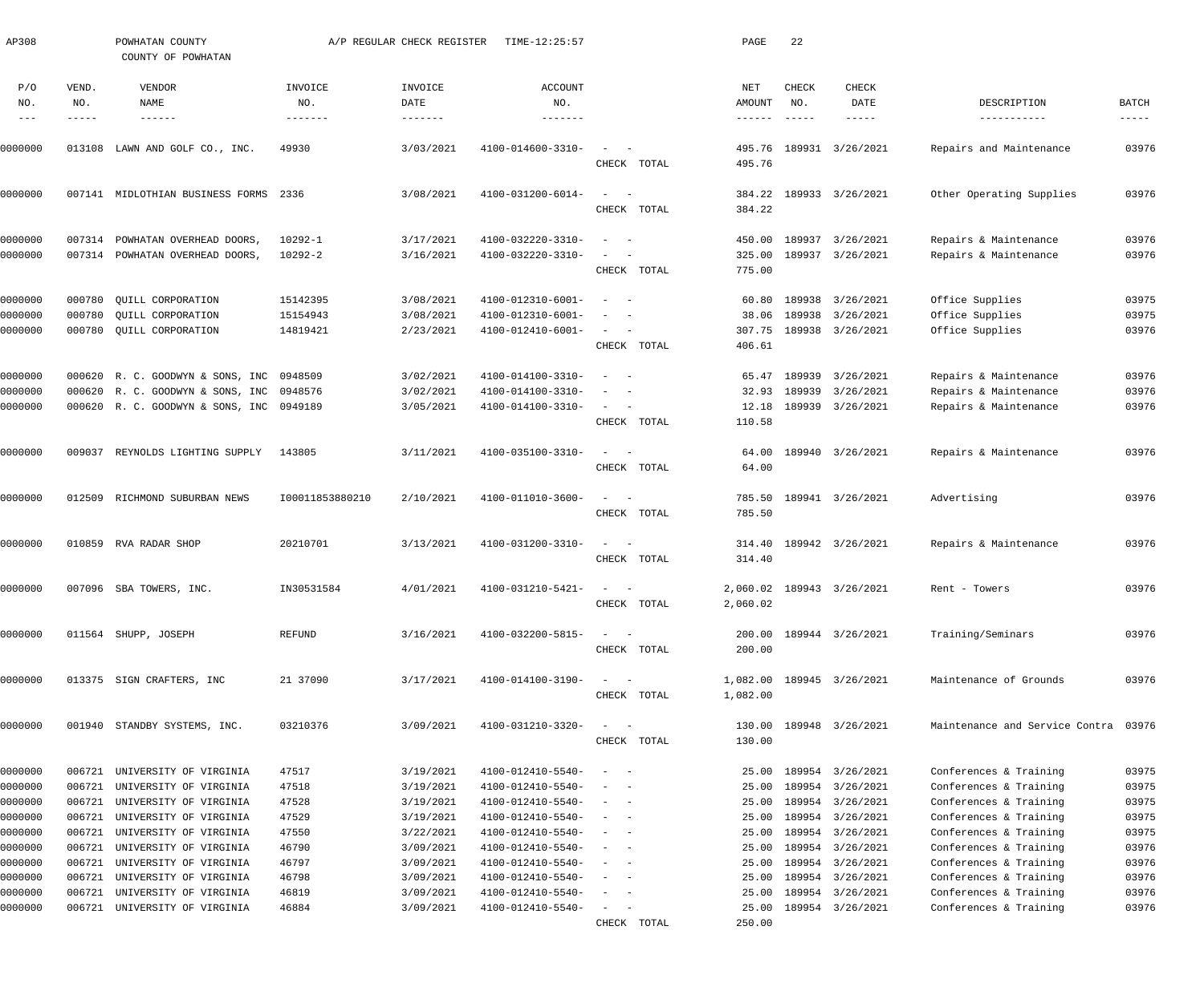AP308 POWHATAN COUNTY A/P REGULAR CHECK REGISTER TIME-12:25:57

COUNTY OF POWHATAN

| P/O NO. | VEND. NO. | VENDOR NAME | INVOICE NO. | INVOICE DATE | ACCOUNT NO. | | NET AMOUNT | CHECK NO. | CHECK DATE | DESCRIPTION | BATCH |
|---|---|---|---|---|---|---|---|---|---|---|---|
| 0000000 | 013108 | LAWN AND GOLF CO., INC. | 49930 | 3/03/2021 | 4100-014600-3310- | - - | 495.76 | 189931 | 3/26/2021 | Repairs and Maintenance | 03976 |
| | | | | | | CHECK TOTAL | 495.76 | | | | |
| 0000000 | 007141 | MIDLOTHIAN BUSINESS FORMS | 2336 | 3/08/2021 | 4100-031200-6014- | - - | 384.22 | 189933 | 3/26/2021 | Other Operating Supplies | 03976 |
| | | | | | | CHECK TOTAL | 384.22 | | | | |
| 0000000 | 007314 | POWHATAN OVERHEAD DOORS, | 10292-1 | 3/17/2021 | 4100-032220-3310- | - - | 450.00 | 189937 | 3/26/2021 | Repairs & Maintenance | 03976 |
| 0000000 | 007314 | POWHATAN OVERHEAD DOORS, | 10292-2 | 3/16/2021 | 4100-032220-3310- | - - | 325.00 | 189937 | 3/26/2021 | Repairs & Maintenance | 03976 |
| | | | | | | CHECK TOTAL | 775.00 | | | | |
| 0000000 | 000780 | QUILL CORPORATION | 15142395 | 3/08/2021 | 4100-012310-6001- | - - | 60.80 | 189938 | 3/26/2021 | Office Supplies | 03975 |
| 0000000 | 000780 | QUILL CORPORATION | 15154943 | 3/08/2021 | 4100-012310-6001- | - - | 38.06 | 189938 | 3/26/2021 | Office Supplies | 03975 |
| 0000000 | 000780 | QUILL CORPORATION | 14819421 | 2/23/2021 | 4100-012410-6001- | - - | 307.75 | 189938 | 3/26/2021 | Office Supplies | 03976 |
| | | | | | | CHECK TOTAL | 406.61 | | | | |
| 0000000 | 000620 | R. C. GOODWYN & SONS, INC | 0948509 | 3/02/2021 | 4100-014100-3310- | - - | 65.47 | 189939 | 3/26/2021 | Repairs & Maintenance | 03976 |
| 0000000 | 000620 | R. C. GOODWYN & SONS, INC | 0948576 | 3/02/2021 | 4100-014100-3310- | - - | 32.93 | 189939 | 3/26/2021 | Repairs & Maintenance | 03976 |
| 0000000 | 000620 | R. C. GOODWYN & SONS, INC | 0949189 | 3/05/2021 | 4100-014100-3310- | - - | 12.18 | 189939 | 3/26/2021 | Repairs & Maintenance | 03976 |
| | | | | | | CHECK TOTAL | 110.58 | | | | |
| 0000000 | 009037 | REYNOLDS LIGHTING SUPPLY | 143805 | 3/11/2021 | 4100-035100-3310- | - - | 64.00 | 189940 | 3/26/2021 | Repairs & Maintenance | 03976 |
| | | | | | | CHECK TOTAL | 64.00 | | | | |
| 0000000 | 012509 | RICHMOND SUBURBAN NEWS | I00011853880210 | 2/10/2021 | 4100-011010-3600- | - - | 785.50 | 189941 | 3/26/2021 | Advertising | 03976 |
| | | | | | | CHECK TOTAL | 785.50 | | | | |
| 0000000 | 010859 | RVA RADAR SHOP | 20210701 | 3/13/2021 | 4100-031200-3310- | - - | 314.40 | 189942 | 3/26/2021 | Repairs & Maintenance | 03976 |
| | | | | | | CHECK TOTAL | 314.40 | | | | |
| 0000000 | 007096 | SBA TOWERS, INC. | IN30531584 | 4/01/2021 | 4100-031210-5421- | - - | 2,060.02 | 189943 | 3/26/2021 | Rent - Towers | 03976 |
| | | | | | | CHECK TOTAL | 2,060.02 | | | | |
| 0000000 | 011564 | SHUPP, JOSEPH | REFUND | 3/16/2021 | 4100-032200-5815- | - - | 200.00 | 189944 | 3/26/2021 | Training/Seminars | 03976 |
| | | | | | | CHECK TOTAL | 200.00 | | | | |
| 0000000 | 013375 | SIGN CRAFTERS, INC | 21 37090 | 3/17/2021 | 4100-014100-3190- | - - | 1,082.00 | 189945 | 3/26/2021 | Maintenance of Grounds | 03976 |
| | | | | | | CHECK TOTAL | 1,082.00 | | | | |
| 0000000 | 001940 | STANDBY SYSTEMS, INC. | 03210376 | 3/09/2021 | 4100-031210-3320- | - - | 130.00 | 189948 | 3/26/2021 | Maintenance and Service Contra | 03976 |
| | | | | | | CHECK TOTAL | 130.00 | | | | |
| 0000000 | 006721 | UNIVERSITY OF VIRGINIA | 47517 | 3/19/2021 | 4100-012410-5540- | - - | 25.00 | 189954 | 3/26/2021 | Conferences & Training | 03975 |
| 0000000 | 006721 | UNIVERSITY OF VIRGINIA | 47518 | 3/19/2021 | 4100-012410-5540- | - - | 25.00 | 189954 | 3/26/2021 | Conferences & Training | 03975 |
| 0000000 | 006721 | UNIVERSITY OF VIRGINIA | 47528 | 3/19/2021 | 4100-012410-5540- | - - | 25.00 | 189954 | 3/26/2021 | Conferences & Training | 03975 |
| 0000000 | 006721 | UNIVERSITY OF VIRGINIA | 47529 | 3/19/2021 | 4100-012410-5540- | - - | 25.00 | 189954 | 3/26/2021 | Conferences & Training | 03975 |
| 0000000 | 006721 | UNIVERSITY OF VIRGINIA | 47550 | 3/22/2021 | 4100-012410-5540- | - - | 25.00 | 189954 | 3/26/2021 | Conferences & Training | 03975 |
| 0000000 | 006721 | UNIVERSITY OF VIRGINIA | 46790 | 3/09/2021 | 4100-012410-5540- | - - | 25.00 | 189954 | 3/26/2021 | Conferences & Training | 03976 |
| 0000000 | 006721 | UNIVERSITY OF VIRGINIA | 46797 | 3/09/2021 | 4100-012410-5540- | - - | 25.00 | 189954 | 3/26/2021 | Conferences & Training | 03976 |
| 0000000 | 006721 | UNIVERSITY OF VIRGINIA | 46798 | 3/09/2021 | 4100-012410-5540- | - - | 25.00 | 189954 | 3/26/2021 | Conferences & Training | 03976 |
| 0000000 | 006721 | UNIVERSITY OF VIRGINIA | 46819 | 3/09/2021 | 4100-012410-5540- | - - | 25.00 | 189954 | 3/26/2021 | Conferences & Training | 03976 |
| 0000000 | 006721 | UNIVERSITY OF VIRGINIA | 46884 | 3/09/2021 | 4100-012410-5540- | - - | 25.00 | 189954 | 3/26/2021 | Conferences & Training | 03976 |
| | | | | | | CHECK TOTAL | 250.00 | | | | |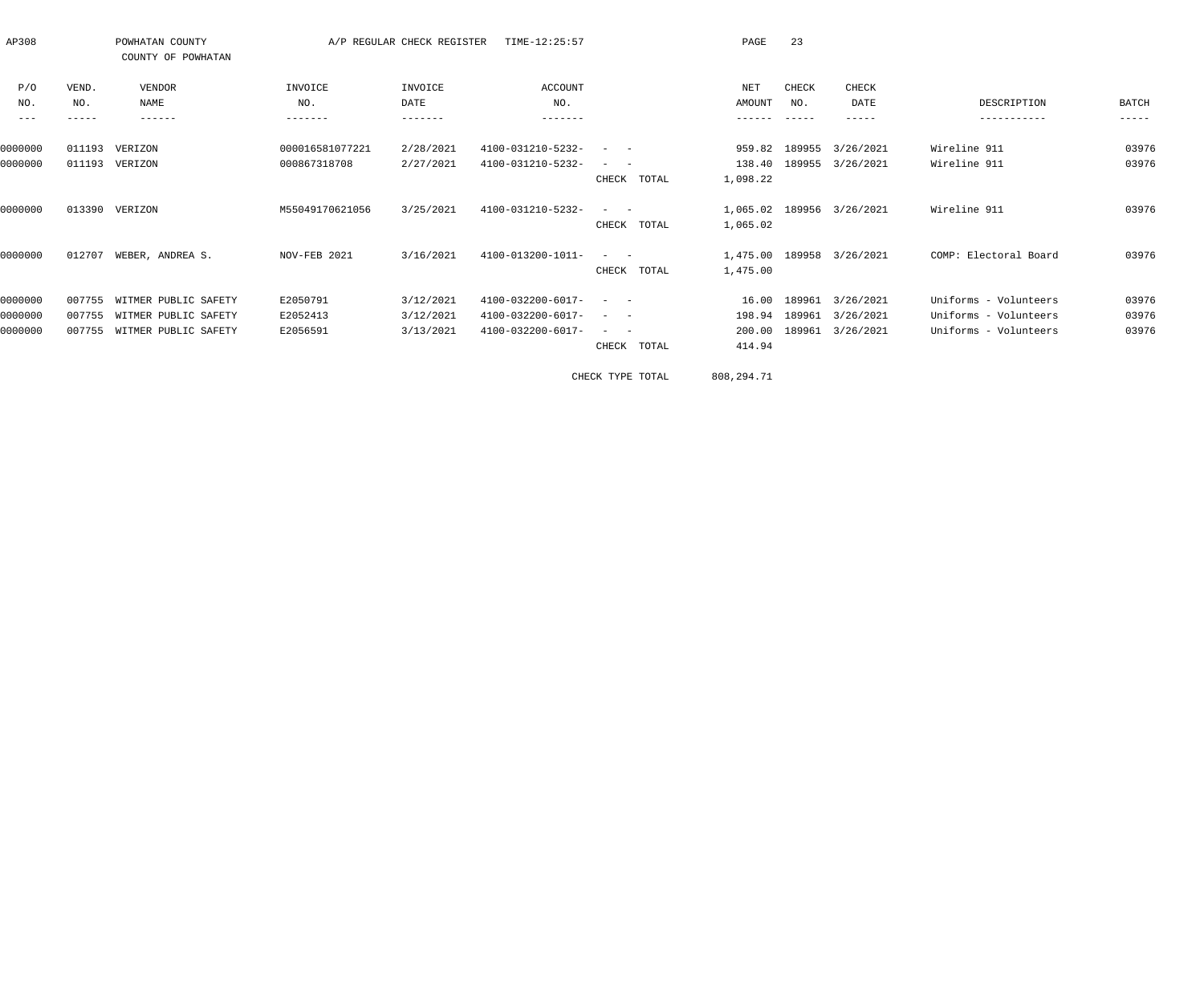POWHATAN COUNTY
COUNTY OF POWHATAN

A/P REGULAR CHECK REGISTER TIME-12:25:57

| P/O NO. | VEND. NO. | VENDOR NAME | INVOICE NO. | INVOICE DATE | ACCOUNT NO. | | NET AMOUNT | CHECK NO. | CHECK DATE | DESCRIPTION | BATCH |
|---|---|---|---|---|---|---|---|---|---|---|---|
| 0000000 | 011193 | VERIZON | 000016581077221 | 2/28/2021 | 4100-031210-5232- | - - | 959.82 | 189955 | 3/26/2021 | Wireline 911 | 03976 |
| 0000000 | 011193 | VERIZON | 000867318708 | 2/27/2021 | 4100-031210-5232- | - - | 138.40 | 189955 | 3/26/2021 | Wireline 911 | 03976 |
| | | | | | | CHECK TOTAL | 1,098.22 | | | | |
| 0000000 | 013390 | VERIZON | M55049170621056 | 3/25/2021 | 4100-031210-5232- | - - | 1,065.02 | 189956 | 3/26/2021 | Wireline 911 | 03976 |
| | | | | | | CHECK TOTAL | 1,065.02 | | | | |
| 0000000 | 012707 | WEBER, ANDREA S. | NOV-FEB 2021 | 3/16/2021 | 4100-013200-1011- | - - | 1,475.00 | 189958 | 3/26/2021 | COMP: Electoral Board | 03976 |
| | | | | | | CHECK TOTAL | 1,475.00 | | | | |
| 0000000 | 007755 | WITMER PUBLIC SAFETY | E2050791 | 3/12/2021 | 4100-032200-6017- | - - | 16.00 | 189961 | 3/26/2021 | Uniforms - Volunteers | 03976 |
| 0000000 | 007755 | WITMER PUBLIC SAFETY | E2052413 | 3/12/2021 | 4100-032200-6017- | - - | 198.94 | 189961 | 3/26/2021 | Uniforms - Volunteers | 03976 |
| 0000000 | 007755 | WITMER PUBLIC SAFETY | E2056591 | 3/13/2021 | 4100-032200-6017- | - - | 200.00 | 189961 | 3/26/2021 | Uniforms - Volunteers | 03976 |
| | | | | | | CHECK TOTAL | 414.94 | | | | |
| | | | | | | CHECK TYPE TOTAL | 808,294.71 | | | | |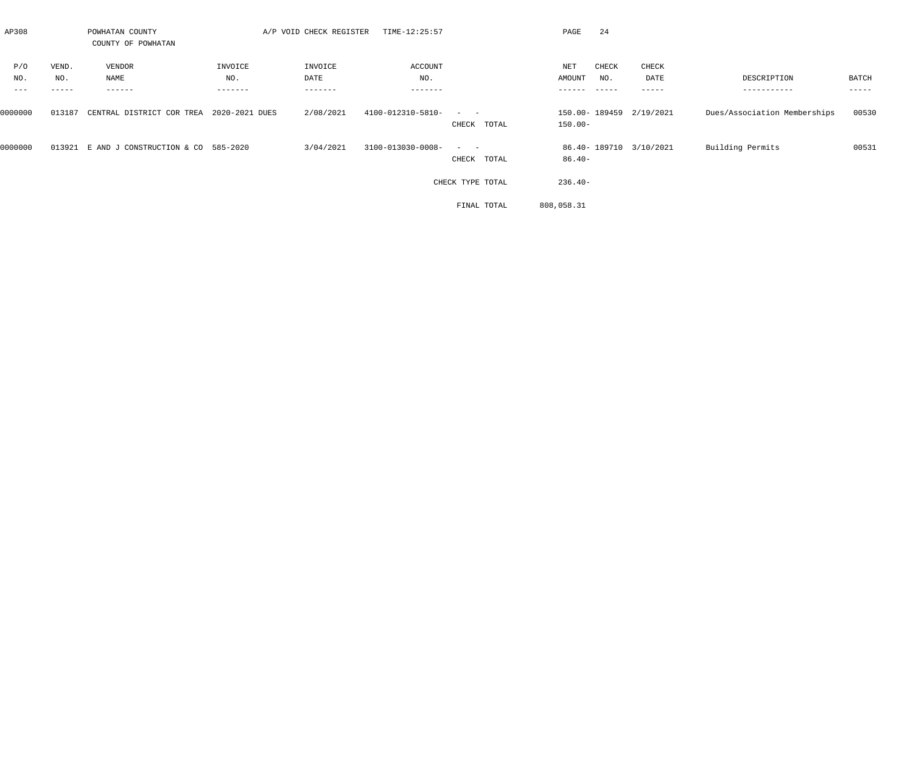AP308 POWHATAN COUNTY A/P VOID CHECK REGISTER TIME-12:25:57

COUNTY OF POWHATAN

| P/O NO. | VEND. NO. | VENDOR NAME | INVOICE NO. | INVOICE DATE | ACCOUNT NO. | | NET AMOUNT | CHECK NO. | CHECK DATE | DESCRIPTION | BATCH |
|---|---|---|---|---|---|---|---|---|---|---|---|
| 0000000 | 013187 | CENTRAL DISTRICT COR TREA | 2020-2021 DUES | 2/08/2021 | 4100-012310-5810- | - - | 150.00- | 189459 | 2/19/2021 | Dues/Association Memberships | 00530 |
| | | | | | | CHECK TOTAL | 150.00- | | | | |
| 0000000 | 013921 | E AND J CONSTRUCTION & CO | 585-2020 | 3/04/2021 | 3100-013030-0008- | - - | 86.40- | 189710 | 3/10/2021 | Building Permits | 00531 |
| | | | | | | CHECK TOTAL | 86.40- | | | | |
| | | | | | | CHECK TYPE TOTAL | 236.40- | | | | |
| | | | | | | FINAL TOTAL | 808,058.31 | | | | |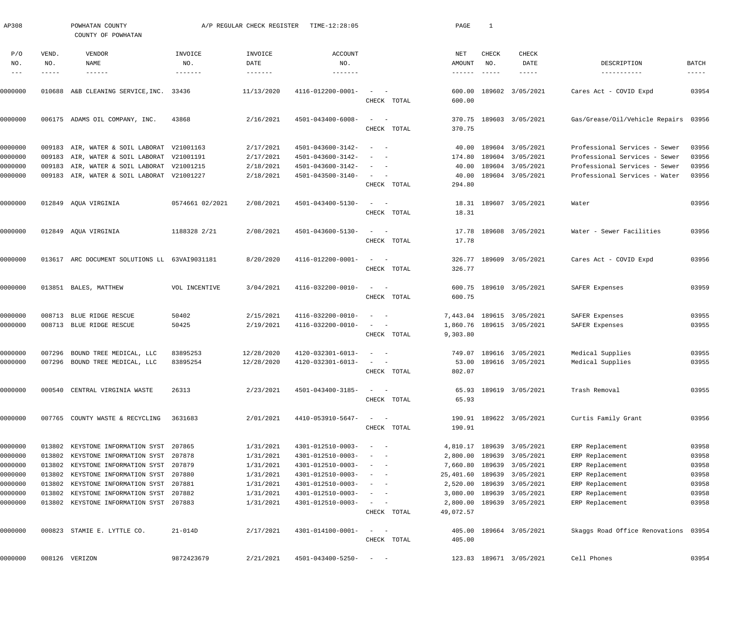AP308 POWHATAN COUNTY A/P REGULAR CHECK REGISTER TIME-12:28:05 PAGE 1

COUNTY OF POWHATAN

| P/O NO. | VEND. NO. | VENDOR NAME | INVOICE NO. | INVOICE DATE | ACCOUNT NO. | | NET AMOUNT | CHECK NO. | CHECK DATE | DESCRIPTION | BATCH |
|---|---|---|---|---|---|---|---|---|---|---|---|
| 0000000 | 010688 | A&B CLEANING SERVICE,INC. | 33436 | 11/13/2020 | 4116-012200-0001- | - - | 600.00 | 189602 | 3/05/2021 | Cares Act - COVID Expd | 03954 |
| | | | | | | CHECK TOTAL | 600.00 | | | | |
| 0000000 | 006175 | ADAMS OIL COMPANY, INC. | 43868 | 2/16/2021 | 4501-043400-6008- | - - | 370.75 | 189603 | 3/05/2021 | Gas/Grease/Oil/Vehicle Repairs | 03956 |
| | | | | | | CHECK TOTAL | 370.75 | | | | |
| 0000000 | 009183 | AIR, WATER & SOIL LABORAT | V21001163 | 2/17/2021 | 4501-043600-3142- | - - | 40.00 | 189604 | 3/05/2021 | Professional Services - Sewer | 03956 |
| 0000000 | 009183 | AIR, WATER & SOIL LABORAT | V21001191 | 2/17/2021 | 4501-043600-3142- | - - | 174.80 | 189604 | 3/05/2021 | Professional Services - Sewer | 03956 |
| 0000000 | 009183 | AIR, WATER & SOIL LABORAT | V21001215 | 2/18/2021 | 4501-043600-3142- | - - | 40.00 | 189604 | 3/05/2021 | Professional Services - Sewer | 03956 |
| 0000000 | 009183 | AIR, WATER & SOIL LABORAT | V21001227 | 2/18/2021 | 4501-043500-3140- | - - | 40.00 | 189604 | 3/05/2021 | Professional Services - Water | 03956 |
| | | | | | | CHECK TOTAL | 294.80 | | | | |
| 0000000 | 012849 | AQUA VIRGINIA | 0574661 02/2021 | 2/08/2021 | 4501-043400-5130- | - - | 18.31 | 189607 | 3/05/2021 | Water | 03956 |
| | | | | | | CHECK TOTAL | 18.31 | | | | |
| 0000000 | 012849 | AQUA VIRGINIA | 1188328 2/21 | 2/08/2021 | 4501-043600-5130- | - - | 17.78 | 189608 | 3/05/2021 | Water - Sewer Facilities | 03956 |
| | | | | | | CHECK TOTAL | 17.78 | | | | |
| 0000000 | 013617 | ARC DOCUMENT SOLUTIONS LL | 63VAI9031181 | 8/20/2020 | 4116-012200-0001- | - - | 326.77 | 189609 | 3/05/2021 | Cares Act - COVID Expd | 03956 |
| | | | | | | CHECK TOTAL | 326.77 | | | | |
| 0000000 | 013851 | BALES, MATTHEW | VOL INCENTIVE | 3/04/2021 | 4116-032200-0010- | - - | 600.75 | 189610 | 3/05/2021 | SAFER Expenses | 03959 |
| | | | | | | CHECK TOTAL | 600.75 | | | | |
| 0000000 | 008713 | BLUE RIDGE RESCUE | 50402 | 2/15/2021 | 4116-032200-0010- | - - | 7,443.04 | 189615 | 3/05/2021 | SAFER Expenses | 03955 |
| 0000000 | 008713 | BLUE RIDGE RESCUE | 50425 | 2/19/2021 | 4116-032200-0010- | - - | 1,860.76 | 189615 | 3/05/2021 | SAFER Expenses | 03955 |
| | | | | | | CHECK TOTAL | 9,303.80 | | | | |
| 0000000 | 007296 | BOUND TREE MEDICAL, LLC | 83895253 | 12/28/2020 | 4120-032301-6013- | - - | 749.07 | 189616 | 3/05/2021 | Medical Supplies | 03955 |
| 0000000 | 007296 | BOUND TREE MEDICAL, LLC | 83895254 | 12/28/2020 | 4120-032301-6013- | - - | 53.00 | 189616 | 3/05/2021 | Medical Supplies | 03955 |
| | | | | | | CHECK TOTAL | 802.07 | | | | |
| 0000000 | 000540 | CENTRAL VIRGINIA WASTE | 26313 | 2/23/2021 | 4501-043400-3185- | - - | 65.93 | 189619 | 3/05/2021 | Trash Removal | 03955 |
| | | | | | | CHECK TOTAL | 65.93 | | | | |
| 0000000 | 007765 | COUNTY WASTE & RECYCLING | 3631683 | 2/01/2021 | 4410-053910-5647- | - - | 190.91 | 189622 | 3/05/2021 | Curtis Family Grant | 03956 |
| | | | | | | CHECK TOTAL | 190.91 | | | | |
| 0000000 | 013802 | KEYSTONE INFORMATION SYST | 207865 | 1/31/2021 | 4301-012510-0003- | - - | 4,810.17 | 189639 | 3/05/2021 | ERP Replacement | 03958 |
| 0000000 | 013802 | KEYSTONE INFORMATION SYST | 207878 | 1/31/2021 | 4301-012510-0003- | - - | 2,800.00 | 189639 | 3/05/2021 | ERP Replacement | 03958 |
| 0000000 | 013802 | KEYSTONE INFORMATION SYST | 207879 | 1/31/2021 | 4301-012510-0003- | - - | 7,660.80 | 189639 | 3/05/2021 | ERP Replacement | 03958 |
| 0000000 | 013802 | KEYSTONE INFORMATION SYST | 207880 | 1/31/2021 | 4301-012510-0003- | - - | 25,401.60 | 189639 | 3/05/2021 | ERP Replacement | 03958 |
| 0000000 | 013802 | KEYSTONE INFORMATION SYST | 207881 | 1/31/2021 | 4301-012510-0003- | - - | 2,520.00 | 189639 | 3/05/2021 | ERP Replacement | 03958 |
| 0000000 | 013802 | KEYSTONE INFORMATION SYST | 207882 | 1/31/2021 | 4301-012510-0003- | - - | 3,080.00 | 189639 | 3/05/2021 | ERP Replacement | 03958 |
| 0000000 | 013802 | KEYSTONE INFORMATION SYST | 207883 | 1/31/2021 | 4301-012510-0003- | - - | 2,800.00 | 189639 | 3/05/2021 | ERP Replacement | 03958 |
| | | | | | | CHECK TOTAL | 49,072.57 | | | | |
| 0000000 | 000823 | STAMIE E. LYTTLE CO. | 21-014D | 2/17/2021 | 4301-014100-0001- | - - | 405.00 | 189664 | 3/05/2021 | Skaggs Road Office Renovations | 03954 |
| | | | | | | CHECK TOTAL | 405.00 | | | | |
| 0000000 | 008126 | VERIZON | 9872423679 | 2/21/2021 | 4501-043400-5250- | - - | 123.83 | 189671 | 3/05/2021 | Cell Phones | 03954 |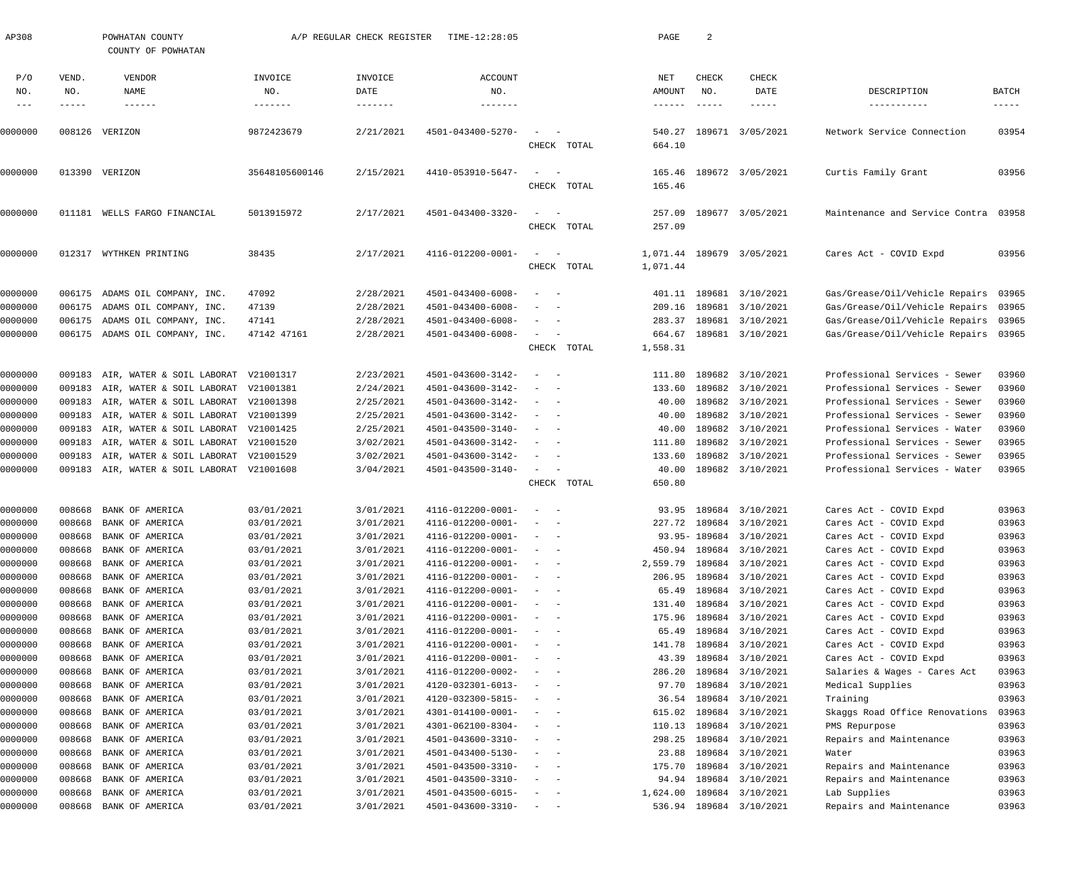AP308 POWHATAN COUNTY A/P REGULAR CHECK REGISTER TIME-12:28:05

COUNTY OF POWHATAN

| P/O NO. | VEND. NO. | VENDOR NAME | INVOICE NO. | INVOICE DATE | ACCOUNT NO. | | NET AMOUNT | CHECK NO. | CHECK DATE | DESCRIPTION | BATCH |
|---|---|---|---|---|---|---|---|---|---|---|---|
| 0000000 | 008126 | VERIZON | 9872423679 | 2/21/2021 | 4501-043400-5270- | - - | 540.27 | 189671 | 3/05/2021 | Network Service Connection | 03954 |
| | | | | | | CHECK TOTAL | 664.10 | | | | |
| 0000000 | 013390 | VERIZON | 35648105600146 | 2/15/2021 | 4410-053910-5647- | - - | 165.46 | 189672 | 3/05/2021 | Curtis Family Grant | 03956 |
| | | | | | | CHECK TOTAL | 165.46 | | | | |
| 0000000 | 011181 | WELLS FARGO FINANCIAL | 5013915972 | 2/17/2021 | 4501-043400-3320- | - - | 257.09 | 189677 | 3/05/2021 | Maintenance and Service Contra | 03958 |
| | | | | | | CHECK TOTAL | 257.09 | | | | |
| 0000000 | 012317 | WYTHKEN PRINTING | 38435 | 2/17/2021 | 4116-012200-0001- | - - | 1,071.44 | 189679 | 3/05/2021 | Cares Act - COVID Expd | 03956 |
| | | | | | | CHECK TOTAL | 1,071.44 | | | | |
| 0000000 | 006175 | ADAMS OIL COMPANY, INC. | 47092 | 2/28/2021 | 4501-043400-6008- | - - | 401.11 | 189681 | 3/10/2021 | Gas/Grease/Oil/Vehicle Repairs | 03965 |
| 0000000 | 006175 | ADAMS OIL COMPANY, INC. | 47139 | 2/28/2021 | 4501-043400-6008- | - - | 209.16 | 189681 | 3/10/2021 | Gas/Grease/Oil/Vehicle Repairs | 03965 |
| 0000000 | 006175 | ADAMS OIL COMPANY, INC. | 47141 | 2/28/2021 | 4501-043400-6008- | - - | 283.37 | 189681 | 3/10/2021 | Gas/Grease/Oil/Vehicle Repairs | 03965 |
| 0000000 | 006175 | ADAMS OIL COMPANY, INC. | 47142 47161 | 2/28/2021 | 4501-043400-6008- | - - | 664.67 | 189681 | 3/10/2021 | Gas/Grease/Oil/Vehicle Repairs | 03965 |
| | | | | | | CHECK TOTAL | 1,558.31 | | | | |
| 0000000 | 009183 | AIR, WATER & SOIL LABORAT | V21001317 | 2/23/2021 | 4501-043600-3142- | - - | 111.80 | 189682 | 3/10/2021 | Professional Services - Sewer | 03960 |
| 0000000 | 009183 | AIR, WATER & SOIL LABORAT | V21001381 | 2/24/2021 | 4501-043600-3142- | - - | 133.60 | 189682 | 3/10/2021 | Professional Services - Sewer | 03960 |
| 0000000 | 009183 | AIR, WATER & SOIL LABORAT | V21001398 | 2/25/2021 | 4501-043600-3142- | - - | 40.00 | 189682 | 3/10/2021 | Professional Services - Sewer | 03960 |
| 0000000 | 009183 | AIR, WATER & SOIL LABORAT | V21001399 | 2/25/2021 | 4501-043600-3142- | - - | 40.00 | 189682 | 3/10/2021 | Professional Services - Sewer | 03960 |
| 0000000 | 009183 | AIR, WATER & SOIL LABORAT | V21001425 | 2/25/2021 | 4501-043500-3140- | - - | 40.00 | 189682 | 3/10/2021 | Professional Services - Water | 03960 |
| 0000000 | 009183 | AIR, WATER & SOIL LABORAT | V21001520 | 3/02/2021 | 4501-043600-3142- | - - | 111.80 | 189682 | 3/10/2021 | Professional Services - Sewer | 03965 |
| 0000000 | 009183 | AIR, WATER & SOIL LABORAT | V21001529 | 3/02/2021 | 4501-043600-3142- | - - | 133.60 | 189682 | 3/10/2021 | Professional Services - Sewer | 03965 |
| 0000000 | 009183 | AIR, WATER & SOIL LABORAT | V21001608 | 3/04/2021 | 4501-043500-3140- | - - | 40.00 | 189682 | 3/10/2021 | Professional Services - Water | 03965 |
| | | | | | | CHECK TOTAL | 650.80 | | | | |
| 0000000 | 008668 | BANK OF AMERICA | 03/01/2021 | 3/01/2021 | 4116-012200-0001- | - - | 93.95 | 189684 | 3/10/2021 | Cares Act - COVID Expd | 03963 |
| 0000000 | 008668 | BANK OF AMERICA | 03/01/2021 | 3/01/2021 | 4116-012200-0001- | - - | 227.72 | 189684 | 3/10/2021 | Cares Act - COVID Expd | 03963 |
| 0000000 | 008668 | BANK OF AMERICA | 03/01/2021 | 3/01/2021 | 4116-012200-0001- | - - | 93.95- | 189684 | 3/10/2021 | Cares Act - COVID Expd | 03963 |
| 0000000 | 008668 | BANK OF AMERICA | 03/01/2021 | 3/01/2021 | 4116-012200-0001- | - - | 450.94 | 189684 | 3/10/2021 | Cares Act - COVID Expd | 03963 |
| 0000000 | 008668 | BANK OF AMERICA | 03/01/2021 | 3/01/2021 | 4116-012200-0001- | - - | 2,559.79 | 189684 | 3/10/2021 | Cares Act - COVID Expd | 03963 |
| 0000000 | 008668 | BANK OF AMERICA | 03/01/2021 | 3/01/2021 | 4116-012200-0001- | - - | 206.95 | 189684 | 3/10/2021 | Cares Act - COVID Expd | 03963 |
| 0000000 | 008668 | BANK OF AMERICA | 03/01/2021 | 3/01/2021 | 4116-012200-0001- | - - | 65.49 | 189684 | 3/10/2021 | Cares Act - COVID Expd | 03963 |
| 0000000 | 008668 | BANK OF AMERICA | 03/01/2021 | 3/01/2021 | 4116-012200-0001- | - - | 131.40 | 189684 | 3/10/2021 | Cares Act - COVID Expd | 03963 |
| 0000000 | 008668 | BANK OF AMERICA | 03/01/2021 | 3/01/2021 | 4116-012200-0001- | - - | 175.96 | 189684 | 3/10/2021 | Cares Act - COVID Expd | 03963 |
| 0000000 | 008668 | BANK OF AMERICA | 03/01/2021 | 3/01/2021 | 4116-012200-0001- | - - | 65.49 | 189684 | 3/10/2021 | Cares Act - COVID Expd | 03963 |
| 0000000 | 008668 | BANK OF AMERICA | 03/01/2021 | 3/01/2021 | 4116-012200-0001- | - - | 141.78 | 189684 | 3/10/2021 | Cares Act - COVID Expd | 03963 |
| 0000000 | 008668 | BANK OF AMERICA | 03/01/2021 | 3/01/2021 | 4116-012200-0001- | - - | 43.39 | 189684 | 3/10/2021 | Cares Act - COVID Expd | 03963 |
| 0000000 | 008668 | BANK OF AMERICA | 03/01/2021 | 3/01/2021 | 4116-012200-0002- | - - | 286.20 | 189684 | 3/10/2021 | Salaries & Wages - Cares Act | 03963 |
| 0000000 | 008668 | BANK OF AMERICA | 03/01/2021 | 3/01/2021 | 4120-032301-6013- | - - | 97.70 | 189684 | 3/10/2021 | Medical Supplies | 03963 |
| 0000000 | 008668 | BANK OF AMERICA | 03/01/2021 | 3/01/2021 | 4120-032300-5815- | - - | 36.54 | 189684 | 3/10/2021 | Training | 03963 |
| 0000000 | 008668 | BANK OF AMERICA | 03/01/2021 | 3/01/2021 | 4301-014100-0001- | - - | 615.02 | 189684 | 3/10/2021 | Skaggs Road Office Renovations | 03963 |
| 0000000 | 008668 | BANK OF AMERICA | 03/01/2021 | 3/01/2021 | 4301-062100-8304- | - - | 110.13 | 189684 | 3/10/2021 | PMS Repurpose | 03963 |
| 0000000 | 008668 | BANK OF AMERICA | 03/01/2021 | 3/01/2021 | 4501-043600-3310- | - - | 298.25 | 189684 | 3/10/2021 | Repairs and Maintenance | 03963 |
| 0000000 | 008668 | BANK OF AMERICA | 03/01/2021 | 3/01/2021 | 4501-043400-5130- | - - | 23.88 | 189684 | 3/10/2021 | Water | 03963 |
| 0000000 | 008668 | BANK OF AMERICA | 03/01/2021 | 3/01/2021 | 4501-043500-3310- | - - | 175.70 | 189684 | 3/10/2021 | Repairs and Maintenance | 03963 |
| 0000000 | 008668 | BANK OF AMERICA | 03/01/2021 | 3/01/2021 | 4501-043500-3310- | - - | 94.94 | 189684 | 3/10/2021 | Repairs and Maintenance | 03963 |
| 0000000 | 008668 | BANK OF AMERICA | 03/01/2021 | 3/01/2021 | 4501-043500-6015- | - - | 1,624.00 | 189684 | 3/10/2021 | Lab Supplies | 03963 |
| 0000000 | 008668 | BANK OF AMERICA | 03/01/2021 | 3/01/2021 | 4501-043600-3310- | - - | 536.94 | 189684 | 3/10/2021 | Repairs and Maintenance | 03963 |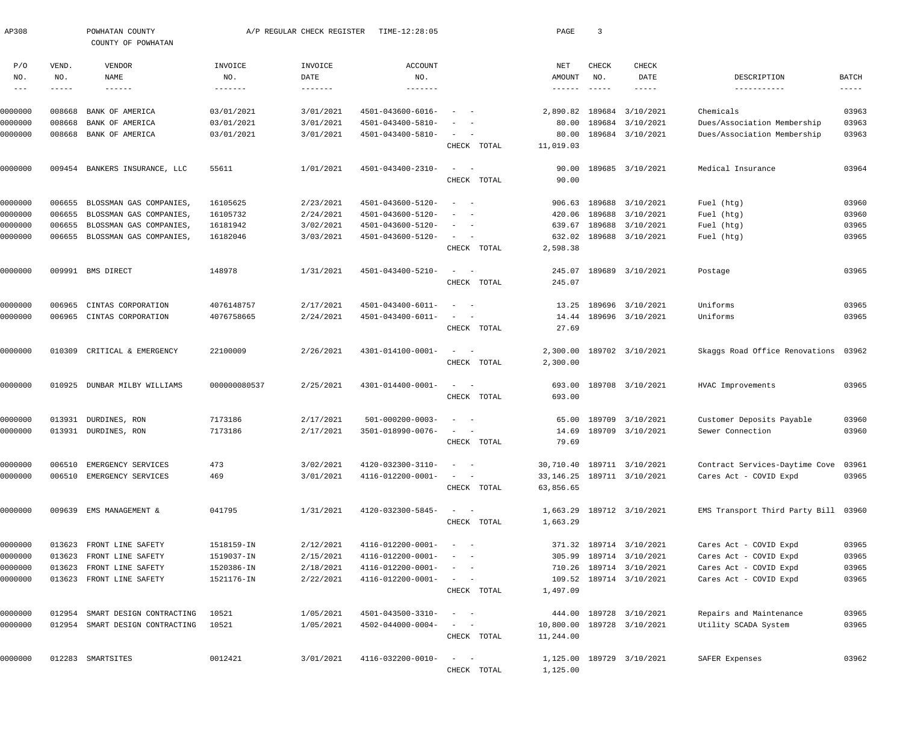AP308 POWHATAN COUNTY A/P REGULAR CHECK REGISTER TIME-12:28:05

COUNTY OF POWHATAN

| P/O NO. | VEND. NO. | VENDOR NAME | INVOICE NO. | INVOICE DATE | ACCOUNT NO. | | NET AMOUNT | CHECK NO. | CHECK DATE | DESCRIPTION | BATCH |
|---|---|---|---|---|---|---|---|---|---|---|---|
| 0000000 | 008668 | BANK OF AMERICA | 03/01/2021 | 3/01/2021 | 4501-043600-6016- | - - | 2,890.82 | 189684 | 3/10/2021 | Chemicals | 03963 |
| 0000000 | 008668 | BANK OF AMERICA | 03/01/2021 | 3/01/2021 | 4501-043400-5810- | - - | 80.00 | 189684 | 3/10/2021 | Dues/Association Membership | 03963 |
| 0000000 | 008668 | BANK OF AMERICA | 03/01/2021 | 3/01/2021 | 4501-043400-5810- | - - | 80.00 | 189684 | 3/10/2021 | Dues/Association Membership | 03963 |
| | | | | | | CHECK TOTAL | 11,019.03 | | | | |
| 0000000 | 009454 | BANKERS INSURANCE, LLC | 55611 | 1/01/2021 | 4501-043400-2310- | - - | 90.00 | 189685 | 3/10/2021 | Medical Insurance | 03964 |
| | | | | | | CHECK TOTAL | 90.00 | | | | |
| 0000000 | 006655 | BLOSSMAN GAS COMPANIES, | 16105625 | 2/23/2021 | 4501-043600-5120- | - - | 906.63 | 189688 | 3/10/2021 | Fuel (htg) | 03960 |
| 0000000 | 006655 | BLOSSMAN GAS COMPANIES, | 16105732 | 2/24/2021 | 4501-043600-5120- | - - | 420.06 | 189688 | 3/10/2021 | Fuel (htg) | 03960 |
| 0000000 | 006655 | BLOSSMAN GAS COMPANIES, | 16181942 | 3/02/2021 | 4501-043600-5120- | - - | 639.67 | 189688 | 3/10/2021 | Fuel (htg) | 03965 |
| 0000000 | 006655 | BLOSSMAN GAS COMPANIES, | 16182046 | 3/03/2021 | 4501-043600-5120- | - - | 632.02 | 189688 | 3/10/2021 | Fuel (htg) | 03965 |
| | | | | | | CHECK TOTAL | 2,598.38 | | | | |
| 0000000 | 009991 | BMS DIRECT | 148978 | 1/31/2021 | 4501-043400-5210- | - - | 245.07 | 189689 | 3/10/2021 | Postage | 03965 |
| | | | | | | CHECK TOTAL | 245.07 | | | | |
| 0000000 | 006965 | CINTAS CORPORATION | 4076148757 | 2/17/2021 | 4501-043400-6011- | - - | 13.25 | 189696 | 3/10/2021 | Uniforms | 03965 |
| 0000000 | 006965 | CINTAS CORPORATION | 4076758665 | 2/24/2021 | 4501-043400-6011- | - - | 14.44 | 189696 | 3/10/2021 | Uniforms | 03965 |
| | | | | | | CHECK TOTAL | 27.69 | | | | |
| 0000000 | 010309 | CRITICAL & EMERGENCY | 22100009 | 2/26/2021 | 4301-014100-0001- | - - | 2,300.00 | 189702 | 3/10/2021 | Skaggs Road Office Renovations | 03962 |
| | | | | | | CHECK TOTAL | 2,300.00 | | | | |
| 0000000 | 010925 | DUNBAR MILBY WILLIAMS | 000000080537 | 2/25/2021 | 4301-014400-0001- | - - | 693.00 | 189708 | 3/10/2021 | HVAC Improvements | 03965 |
| | | | | | | CHECK TOTAL | 693.00 | | | | |
| 0000000 | 013931 | DURDINES, RON | 7173186 | 2/17/2021 | 501-000200-0003- | - - | 65.00 | 189709 | 3/10/2021 | Customer Deposits Payable | 03960 |
| 0000000 | 013931 | DURDINES, RON | 7173186 | 2/17/2021 | 3501-018990-0076- | - - | 14.69 | 189709 | 3/10/2021 | Sewer Connection | 03960 |
| | | | | | | CHECK TOTAL | 79.69 | | | | |
| 0000000 | 006510 | EMERGENCY SERVICES | 473 | 3/02/2021 | 4120-032300-3110- | - - | 30,710.40 | 189711 | 3/10/2021 | Contract Services-Daytime Cove | 03961 |
| 0000000 | 006510 | EMERGENCY SERVICES | 469 | 3/01/2021 | 4116-012200-0001- | - - | 33,146.25 | 189711 | 3/10/2021 | Cares Act - COVID Expd | 03965 |
| | | | | | | CHECK TOTAL | 63,856.65 | | | | |
| 0000000 | 009639 | EMS MANAGEMENT & | 041795 | 1/31/2021 | 4120-032300-5845- | - - | 1,663.29 | 189712 | 3/10/2021 | EMS Transport Third Party Bill | 03960 |
| | | | | | | CHECK TOTAL | 1,663.29 | | | | |
| 0000000 | 013623 | FRONT LINE SAFETY | 1518159-IN | 2/12/2021 | 4116-012200-0001- | - - | 371.32 | 189714 | 3/10/2021 | Cares Act - COVID Expd | 03965 |
| 0000000 | 013623 | FRONT LINE SAFETY | 1519037-IN | 2/15/2021 | 4116-012200-0001- | - - | 305.99 | 189714 | 3/10/2021 | Cares Act - COVID Expd | 03965 |
| 0000000 | 013623 | FRONT LINE SAFETY | 1520386-IN | 2/18/2021 | 4116-012200-0001- | - - | 710.26 | 189714 | 3/10/2021 | Cares Act - COVID Expd | 03965 |
| 0000000 | 013623 | FRONT LINE SAFETY | 1521176-IN | 2/22/2021 | 4116-012200-0001- | - - | 109.52 | 189714 | 3/10/2021 | Cares Act - COVID Expd | 03965 |
| | | | | | | CHECK TOTAL | 1,497.09 | | | | |
| 0000000 | 012954 | SMART DESIGN CONTRACTING | 10521 | 1/05/2021 | 4501-043500-3310- | - - | 444.00 | 189728 | 3/10/2021 | Repairs and Maintenance | 03965 |
| 0000000 | 012954 | SMART DESIGN CONTRACTING | 10521 | 1/05/2021 | 4502-044000-0004- | - - | 10,800.00 | 189728 | 3/10/2021 | Utility SCADA System | 03965 |
| | | | | | | CHECK TOTAL | 11,244.00 | | | | |
| 0000000 | 012283 | SMARTSITES | 0012421 | 3/01/2021 | 4116-032200-0010- | - - | 1,125.00 | 189729 | 3/10/2021 | SAFER Expenses | 03962 |
| | | | | | | CHECK TOTAL | 1,125.00 | | | | |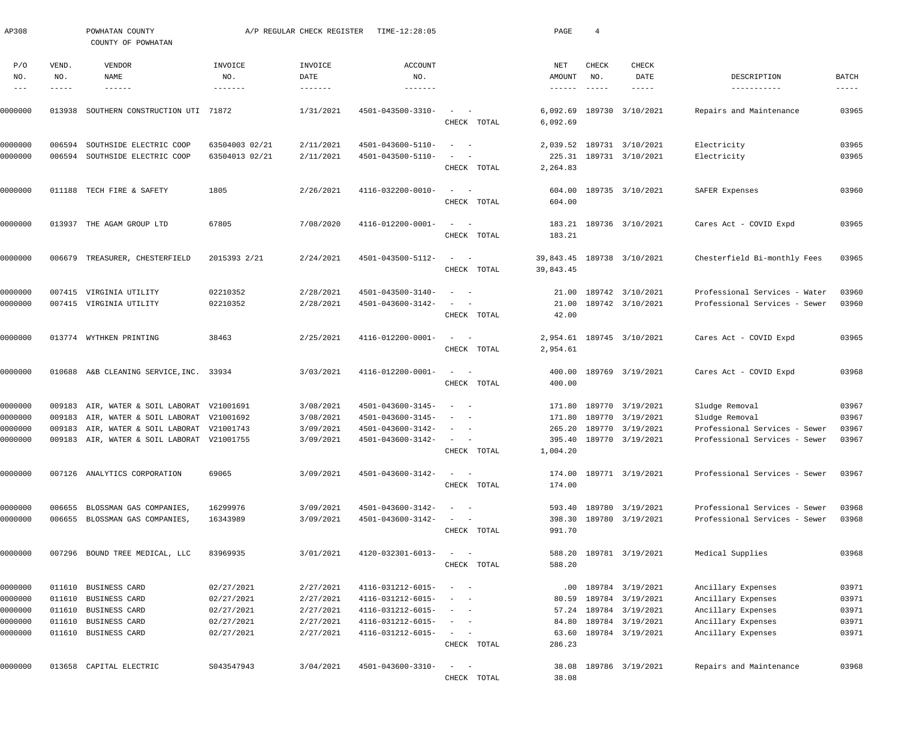AP308 POWHATAN COUNTY A/P REGULAR CHECK REGISTER TIME-12:28:05

COUNTY OF POWHATAN

| P/O NO. | VEND. NO. | VENDOR NAME | INVOICE NO. | INVOICE DATE | ACCOUNT NO. | | NET AMOUNT | CHECK NO. | CHECK DATE | DESCRIPTION | BATCH |
|---|---|---|---|---|---|---|---|---|---|---|---|
| 0000000 | 013938 | SOUTHERN CONSTRUCTION UTI | 71872 | 1/31/2021 | 4501-043500-3310- | - - | 6,092.69 | 189730 | 3/10/2021 | Repairs and Maintenance | 03965 |
| | | | | | | CHECK TOTAL | 6,092.69 | | | | |
| 0000000 | 006594 | SOUTHSIDE ELECTRIC COOP | 63504003 02/21 | 2/11/2021 | 4501-043600-5110- | - - | 2,039.52 | 189731 | 3/10/2021 | Electricity | 03965 |
| 0000000 | 006594 | SOUTHSIDE ELECTRIC COOP | 63504013 02/21 | 2/11/2021 | 4501-043500-5110- | - - | 225.31 | 189731 | 3/10/2021 | Electricity | 03965 |
| | | | | | | CHECK TOTAL | 2,264.83 | | | | |
| 0000000 | 011188 | TECH FIRE & SAFETY | 1805 | 2/26/2021 | 4116-032200-0010- | - - | 604.00 | 189735 | 3/10/2021 | SAFER Expenses | 03960 |
| | | | | | | CHECK TOTAL | 604.00 | | | | |
| 0000000 | 013937 | THE AGAM GROUP LTD | 67805 | 7/08/2020 | 4116-012200-0001- | - - | 183.21 | 189736 | 3/10/2021 | Cares Act - COVID Expd | 03965 |
| | | | | | | CHECK TOTAL | 183.21 | | | | |
| 0000000 | 006679 | TREASURER, CHESTERFIELD | 2015393 2/21 | 2/24/2021 | 4501-043500-5112- | - - | 39,843.45 | 189738 | 3/10/2021 | Chesterfield Bi-monthly Fees | 03965 |
| | | | | | | CHECK TOTAL | 39,843.45 | | | | |
| 0000000 | 007415 | VIRGINIA UTILITY | 02210352 | 2/28/2021 | 4501-043500-3140- | - - | 21.00 | 189742 | 3/10/2021 | Professional Services - Water | 03960 |
| 0000000 | 007415 | VIRGINIA UTILITY | 02210352 | 2/28/2021 | 4501-043600-3142- | - - | 21.00 | 189742 | 3/10/2021 | Professional Services - Sewer | 03960 |
| | | | | | | CHECK TOTAL | 42.00 | | | | |
| 0000000 | 013774 | WYTHKEN PRINTING | 38463 | 2/25/2021 | 4116-012200-0001- | - - | 2,954.61 | 189745 | 3/10/2021 | Cares Act - COVID Expd | 03965 |
| | | | | | | CHECK TOTAL | 2,954.61 | | | | |
| 0000000 | 010688 | A&B CLEANING SERVICE,INC. | 33934 | 3/03/2021 | 4116-012200-0001- | - - | 400.00 | 189769 | 3/19/2021 | Cares Act - COVID Expd | 03968 |
| | | | | | | CHECK TOTAL | 400.00 | | | | |
| 0000000 | 009183 | AIR, WATER & SOIL LABORAT | V21001691 | 3/08/2021 | 4501-043600-3145- | - - | 171.80 | 189770 | 3/19/2021 | Sludge Removal | 03967 |
| 0000000 | 009183 | AIR, WATER & SOIL LABORAT | V21001692 | 3/08/2021 | 4501-043600-3145- | - - | 171.80 | 189770 | 3/19/2021 | Sludge Removal | 03967 |
| 0000000 | 009183 | AIR, WATER & SOIL LABORAT | V21001743 | 3/09/2021 | 4501-043600-3142- | - - | 265.20 | 189770 | 3/19/2021 | Professional Services - Sewer | 03967 |
| 0000000 | 009183 | AIR, WATER & SOIL LABORAT | V21001755 | 3/09/2021 | 4501-043600-3142- | - - | 395.40 | 189770 | 3/19/2021 | Professional Services - Sewer | 03967 |
| | | | | | | CHECK TOTAL | 1,004.20 | | | | |
| 0000000 | 007126 | ANALYTICS CORPORATION | 69065 | 3/09/2021 | 4501-043600-3142- | - - | 174.00 | 189771 | 3/19/2021 | Professional Services - Sewer | 03967 |
| | | | | | | CHECK TOTAL | 174.00 | | | | |
| 0000000 | 006655 | BLOSSMAN GAS COMPANIES, | 16299976 | 3/09/2021 | 4501-043600-3142- | - - | 593.40 | 189780 | 3/19/2021 | Professional Services - Sewer | 03968 |
| 0000000 | 006655 | BLOSSMAN GAS COMPANIES, | 16343989 | 3/09/2021 | 4501-043600-3142- | - - | 398.30 | 189780 | 3/19/2021 | Professional Services - Sewer | 03968 |
| | | | | | | CHECK TOTAL | 991.70 | | | | |
| 0000000 | 007296 | BOUND TREE MEDICAL, LLC | 83969935 | 3/01/2021 | 4120-032301-6013- | - - | 588.20 | 189781 | 3/19/2021 | Medical Supplies | 03968 |
| | | | | | | CHECK TOTAL | 588.20 | | | | |
| 0000000 | 011610 | BUSINESS CARD | 02/27/2021 | 2/27/2021 | 4116-031212-6015- | - - | .00 | 189784 | 3/19/2021 | Ancillary Expenses | 03971 |
| 0000000 | 011610 | BUSINESS CARD | 02/27/2021 | 2/27/2021 | 4116-031212-6015- | - - | 80.59 | 189784 | 3/19/2021 | Ancillary Expenses | 03971 |
| 0000000 | 011610 | BUSINESS CARD | 02/27/2021 | 2/27/2021 | 4116-031212-6015- | - - | 57.24 | 189784 | 3/19/2021 | Ancillary Expenses | 03971 |
| 0000000 | 011610 | BUSINESS CARD | 02/27/2021 | 2/27/2021 | 4116-031212-6015- | - - | 84.80 | 189784 | 3/19/2021 | Ancillary Expenses | 03971 |
| 0000000 | 011610 | BUSINESS CARD | 02/27/2021 | 2/27/2021 | 4116-031212-6015- | - - | 63.60 | 189784 | 3/19/2021 | Ancillary Expenses | 03971 |
| | | | | | | CHECK TOTAL | 286.23 | | | | |
| 0000000 | 013658 | CAPITAL ELECTRIC | S043547943 | 3/04/2021 | 4501-043600-3310- | - - | 38.08 | 189786 | 3/19/2021 | Repairs and Maintenance | 03968 |
| | | | | | | CHECK TOTAL | 38.08 | | | | |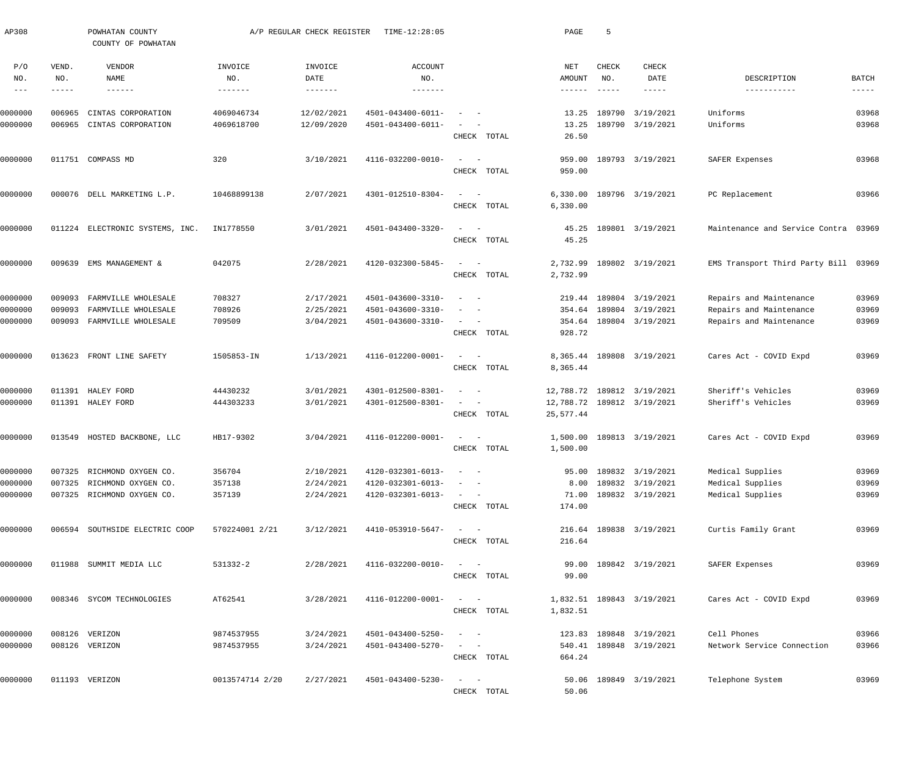AP308 POWHATAN COUNTY A/P REGULAR CHECK REGISTER TIME-12:28:05

COUNTY OF POWHATAN

| P/O NO. | VEND. NO. | VENDOR NAME | INVOICE NO. | INVOICE DATE | ACCOUNT NO. | | NET AMOUNT | CHECK NO. | CHECK DATE | DESCRIPTION | BATCH |
|---|---|---|---|---|---|---|---|---|---|---|---|
| 0000000 | 006965 | CINTAS CORPORATION | 4069046734 | 12/02/2021 | 4501-043400-6011- | - - | 13.25 | 189790 | 3/19/2021 | Uniforms | 03968 |
| 0000000 | 006965 | CINTAS CORPORATION | 4069618700 | 12/09/2020 | 4501-043400-6011- | - - | 13.25 | 189790 | 3/19/2021 | Uniforms | 03968 |
| | | | | | | CHECK TOTAL | 26.50 | | | | |
| 0000000 | 011751 | COMPASS MD | 320 | 3/10/2021 | 4116-032200-0010- | - - | 959.00 | 189793 | 3/19/2021 | SAFER Expenses | 03968 |
| | | | | | | CHECK TOTAL | 959.00 | | | | |
| 0000000 | 000076 | DELL MARKETING L.P. | 10468899138 | 2/07/2021 | 4301-012510-8304- | - - | 6,330.00 | 189796 | 3/19/2021 | PC Replacement | 03966 |
| | | | | | | CHECK TOTAL | 6,330.00 | | | | |
| 0000000 | 011224 | ELECTRONIC SYSTEMS, INC. | IN1778550 | 3/01/2021 | 4501-043400-3320- | - - | 45.25 | 189801 | 3/19/2021 | Maintenance and Service Contra | 03969 |
| | | | | | | CHECK TOTAL | 45.25 | | | | |
| 0000000 | 009639 | EMS MANAGEMENT & | 042075 | 2/28/2021 | 4120-032300-5845- | - - | 2,732.99 | 189802 | 3/19/2021 | EMS Transport Third Party Bill | 03969 |
| | | | | | | CHECK TOTAL | 2,732.99 | | | | |
| 0000000 | 009093 | FARMVILLE WHOLESALE | 708327 | 2/17/2021 | 4501-043600-3310- | - - | 219.44 | 189804 | 3/19/2021 | Repairs and Maintenance | 03969 |
| 0000000 | 009093 | FARMVILLE WHOLESALE | 708926 | 2/25/2021 | 4501-043600-3310- | - - | 354.64 | 189804 | 3/19/2021 | Repairs and Maintenance | 03969 |
| 0000000 | 009093 | FARMVILLE WHOLESALE | 709509 | 3/04/2021 | 4501-043600-3310- | - - | 354.64 | 189804 | 3/19/2021 | Repairs and Maintenance | 03969 |
| | | | | | | CHECK TOTAL | 928.72 | | | | |
| 0000000 | 013623 | FRONT LINE SAFETY | 1505853-IN | 1/13/2021 | 4116-012200-0001- | - - | 8,365.44 | 189808 | 3/19/2021 | Cares Act - COVID Expd | 03969 |
| | | | | | | CHECK TOTAL | 8,365.44 | | | | |
| 0000000 | 011391 | HALEY FORD | 44430232 | 3/01/2021 | 4301-012500-8301- | - - | 12,788.72 | 189812 | 3/19/2021 | Sheriff's Vehicles | 03969 |
| 0000000 | 011391 | HALEY FORD | 444303233 | 3/01/2021 | 4301-012500-8301- | - - | 12,788.72 | 189812 | 3/19/2021 | Sheriff's Vehicles | 03969 |
| | | | | | | CHECK TOTAL | 25,577.44 | | | | |
| 0000000 | 013549 | HOSTED BACKBONE, LLC | HB17-9302 | 3/04/2021 | 4116-012200-0001- | - - | 1,500.00 | 189813 | 3/19/2021 | Cares Act - COVID Expd | 03969 |
| | | | | | | CHECK TOTAL | 1,500.00 | | | | |
| 0000000 | 007325 | RICHMOND OXYGEN CO. | 356704 | 2/10/2021 | 4120-032301-6013- | - - | 95.00 | 189832 | 3/19/2021 | Medical Supplies | 03969 |
| 0000000 | 007325 | RICHMOND OXYGEN CO. | 357138 | 2/24/2021 | 4120-032301-6013- | - - | 8.00 | 189832 | 3/19/2021 | Medical Supplies | 03969 |
| 0000000 | 007325 | RICHMOND OXYGEN CO. | 357139 | 2/24/2021 | 4120-032301-6013- | - - | 71.00 | 189832 | 3/19/2021 | Medical Supplies | 03969 |
| | | | | | | CHECK TOTAL | 174.00 | | | | |
| 0000000 | 006594 | SOUTHSIDE ELECTRIC COOP | 570224001 2/21 | 3/12/2021 | 4410-053910-5647- | - - | 216.64 | 189838 | 3/19/2021 | Curtis Family Grant | 03969 |
| | | | | | | CHECK TOTAL | 216.64 | | | | |
| 0000000 | 011988 | SUMMIT MEDIA LLC | 531332-2 | 2/28/2021 | 4116-032200-0010- | - - | 99.00 | 189842 | 3/19/2021 | SAFER Expenses | 03969 |
| | | | | | | CHECK TOTAL | 99.00 | | | | |
| 0000000 | 008346 | SYCOM TECHNOLOGIES | AT62541 | 3/28/2021 | 4116-012200-0001- | - - | 1,832.51 | 189843 | 3/19/2021 | Cares Act - COVID Expd | 03969 |
| | | | | | | CHECK TOTAL | 1,832.51 | | | | |
| 0000000 | 008126 | VERIZON | 9874537955 | 3/24/2021 | 4501-043400-5250- | - - | 123.83 | 189848 | 3/19/2021 | Cell Phones | 03966 |
| 0000000 | 008126 | VERIZON | 9874537955 | 3/24/2021 | 4501-043400-5270- | - - | 540.41 | 189848 | 3/19/2021 | Network Service Connection | 03966 |
| | | | | | | CHECK TOTAL | 664.24 | | | | |
| 0000000 | 011193 | VERIZON | 0013574714 2/20 | 2/27/2021 | 4501-043400-5230- | - - | 50.06 | 189849 | 3/19/2021 | Telephone System | 03969 |
| | | | | | | CHECK TOTAL | 50.06 | | | | |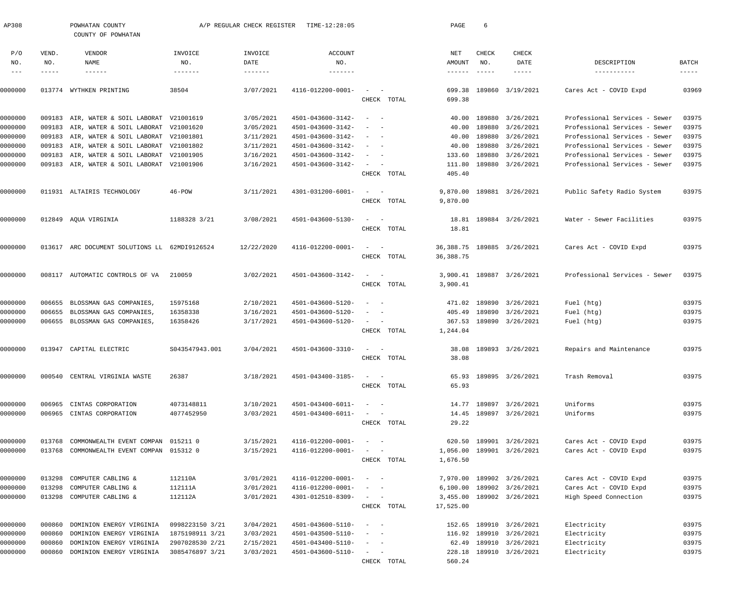AP308 POWHATAN COUNTY A/P REGULAR CHECK REGISTER TIME-12:28:05

COUNTY OF POWHATAN

| P/O NO. | VEND. NO. | VENDOR NAME | INVOICE NO. | INVOICE DATE | ACCOUNT NO. | | NET AMOUNT | CHECK NO. | CHECK DATE | DESCRIPTION | BATCH |
|---|---|---|---|---|---|---|---|---|---|---|---|
| 0000000 | 013774 | WYTHKEN PRINTING | 38504 | 3/07/2021 | 4116-012200-0001- | - - | 699.38 | 189860 | 3/19/2021 | Cares Act - COVID Expd | 03969 |
| | | | | | | CHECK TOTAL | 699.38 | | | | |
| 0000000 | 009183 | AIR, WATER & SOIL LABORAT | V21001619 | 3/05/2021 | 4501-043600-3142- | - - | 40.00 | 189880 | 3/26/2021 | Professional Services - Sewer | 03975 |
| 0000000 | 009183 | AIR, WATER & SOIL LABORAT | V21001620 | 3/05/2021 | 4501-043600-3142- | - - | 40.00 | 189880 | 3/26/2021 | Professional Services - Sewer | 03975 |
| 0000000 | 009183 | AIR, WATER & SOIL LABORAT | V21001801 | 3/11/2021 | 4501-043600-3142- | - - | 40.00 | 189880 | 3/26/2021 | Professional Services - Sewer | 03975 |
| 0000000 | 009183 | AIR, WATER & SOIL LABORAT | V21001802 | 3/11/2021 | 4501-043600-3142- | - - | 40.00 | 189880 | 3/26/2021 | Professional Services - Sewer | 03975 |
| 0000000 | 009183 | AIR, WATER & SOIL LABORAT | V21001905 | 3/16/2021 | 4501-043600-3142- | - - | 133.60 | 189880 | 3/26/2021 | Professional Services - Sewer | 03975 |
| 0000000 | 009183 | AIR, WATER & SOIL LABORAT | V21001906 | 3/16/2021 | 4501-043600-3142- | - - | 111.80 | 189880 | 3/26/2021 | Professional Services - Sewer | 03975 |
| | | | | | | CHECK TOTAL | 405.40 | | | | |
| 0000000 | 011931 | ALTAIRIS TECHNOLOGY | 46-POW | 3/11/2021 | 4301-031200-6001- | - - | 9,870.00 | 189881 | 3/26/2021 | Public Safety Radio System | 03975 |
| | | | | | | CHECK TOTAL | 9,870.00 | | | | |
| 0000000 | 012849 | AQUA VIRGINIA | 1188328 3/21 | 3/08/2021 | 4501-043600-5130- | - - | 18.81 | 189884 | 3/26/2021 | Water - Sewer Facilities | 03975 |
| | | | | | | CHECK TOTAL | 18.81 | | | | |
| 0000000 | 013617 | ARC DOCUMENT SOLUTIONS LL | 62MDI9126524 | 12/22/2020 | 4116-012200-0001- | - - | 36,388.75 | 189885 | 3/26/2021 | Cares Act - COVID Expd | 03975 |
| | | | | | | CHECK TOTAL | 36,388.75 | | | | |
| 0000000 | 008117 | AUTOMATIC CONTROLS OF VA | 210059 | 3/02/2021 | 4501-043600-3142- | - - | 3,900.41 | 189887 | 3/26/2021 | Professional Services - Sewer | 03975 |
| | | | | | | CHECK TOTAL | 3,900.41 | | | | |
| 0000000 | 006655 | BLOSSMAN GAS COMPANIES, | 15975168 | 2/10/2021 | 4501-043600-5120- | - - | 471.02 | 189890 | 3/26/2021 | Fuel (htg) | 03975 |
| 0000000 | 006655 | BLOSSMAN GAS COMPANIES, | 16358338 | 3/16/2021 | 4501-043600-5120- | - - | 405.49 | 189890 | 3/26/2021 | Fuel (htg) | 03975 |
| 0000000 | 006655 | BLOSSMAN GAS COMPANIES, | 16358426 | 3/17/2021 | 4501-043600-5120- | - - | 367.53 | 189890 | 3/26/2021 | Fuel (htg) | 03975 |
| | | | | | | CHECK TOTAL | 1,244.04 | | | | |
| 0000000 | 013947 | CAPITAL ELECTRIC | S043547943.001 | 3/04/2021 | 4501-043600-3310- | - - | 38.08 | 189893 | 3/26/2021 | Repairs and Maintenance | 03975 |
| | | | | | | CHECK TOTAL | 38.08 | | | | |
| 0000000 | 000540 | CENTRAL VIRGINIA WASTE | 26387 | 3/18/2021 | 4501-043400-3185- | - - | 65.93 | 189895 | 3/26/2021 | Trash Removal | 03975 |
| | | | | | | CHECK TOTAL | 65.93 | | | | |
| 0000000 | 006965 | CINTAS CORPORATION | 4073148811 | 3/10/2021 | 4501-043400-6011- | - - | 14.77 | 189897 | 3/26/2021 | Uniforms | 03975 |
| 0000000 | 006965 | CINTAS CORPORATION | 4077452950 | 3/03/2021 | 4501-043400-6011- | - - | 14.45 | 189897 | 3/26/2021 | Uniforms | 03975 |
| | | | | | | CHECK TOTAL | 29.22 | | | | |
| 0000000 | 013768 | COMMONWEALTH EVENT COMPAN | 015211 0 | 3/15/2021 | 4116-012200-0001- | - - | 620.50 | 189901 | 3/26/2021 | Cares Act - COVID Expd | 03975 |
| 0000000 | 013768 | COMMONWEALTH EVENT COMPAN | 015312 0 | 3/15/2021 | 4116-012200-0001- | - - | 1,056.00 | 189901 | 3/26/2021 | Cares Act - COVID Expd | 03975 |
| | | | | | | CHECK TOTAL | 1,676.50 | | | | |
| 0000000 | 013298 | COMPUTER CABLING & | 112110A | 3/01/2021 | 4116-012200-0001- | - - | 7,970.00 | 189902 | 3/26/2021 | Cares Act - COVID Expd | 03975 |
| 0000000 | 013298 | COMPUTER CABLING & | 112111A | 3/01/2021 | 4116-012200-0001- | - - | 6,100.00 | 189902 | 3/26/2021 | Cares Act - COVID Expd | 03975 |
| 0000000 | 013298 | COMPUTER CABLING & | 112112A | 3/01/2021 | 4301-012510-8309- | - - | 3,455.00 | 189902 | 3/26/2021 | High Speed Connection | 03975 |
| | | | | | | CHECK TOTAL | 17,525.00 | | | | |
| 0000000 | 000860 | DOMINION ENERGY VIRGINIA | 0998223150 3/21 | 3/04/2021 | 4501-043600-5110- | - - | 152.65 | 189910 | 3/26/2021 | Electricity | 03975 |
| 0000000 | 000860 | DOMINION ENERGY VIRGINIA | 1875198911 3/21 | 3/03/2021 | 4501-043500-5110- | - - | 116.92 | 189910 | 3/26/2021 | Electricity | 03975 |
| 0000000 | 000860 | DOMINION ENERGY VIRGINIA | 2907028530 2/21 | 2/15/2021 | 4501-043400-5110- | - - | 62.49 | 189910 | 3/26/2021 | Electricity | 03975 |
| 0000000 | 000860 | DOMINION ENERGY VIRGINIA | 3085476897 3/21 | 3/03/2021 | 4501-043600-5110- | - - | 228.18 | 189910 | 3/26/2021 | Electricity | 03975 |
| | | | | | | CHECK TOTAL | 560.24 | | | | |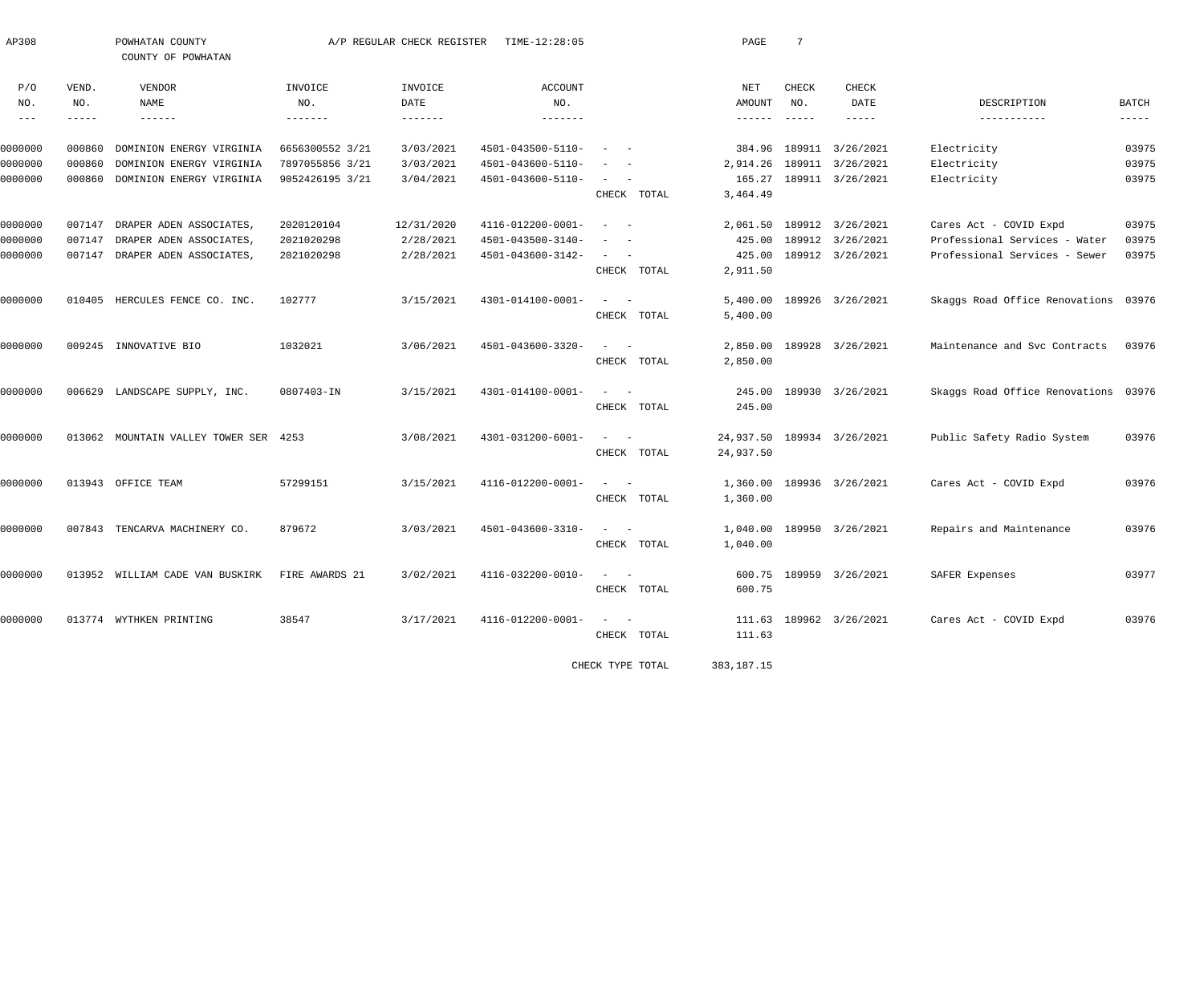AP308 POWHATAN COUNTY A/P REGULAR CHECK REGISTER TIME-12:28:05 PAGE 7

COUNTY OF POWHATAN

| P/O NO. | VEND. NO. | VENDOR NAME | INVOICE NO. | INVOICE DATE | ACCOUNT NO. | | NET AMOUNT | CHECK NO. | CHECK DATE | DESCRIPTION | BATCH |
|---|---|---|---|---|---|---|---|---|---|---|---|
| 0000000 | 000860 | DOMINION ENERGY VIRGINIA | 6656300552 3/21 | 3/03/2021 | 4501-043500-5110- | - - | 384.96 | 189911 | 3/26/2021 | Electricity | 03975 |
| 0000000 | 000860 | DOMINION ENERGY VIRGINIA | 7897055856 3/21 | 3/03/2021 | 4501-043600-5110- | - - | 2,914.26 | 189911 | 3/26/2021 | Electricity | 03975 |
| 0000000 | 000860 | DOMINION ENERGY VIRGINIA | 9052426195 3/21 | 3/04/2021 | 4501-043600-5110- | - - | 165.27 | 189911 | 3/26/2021 | Electricity | 03975 |
| | | | | | | CHECK TOTAL | 3,464.49 | | | | |
| 0000000 | 007147 | DRAPER ADEN ASSOCIATES, | 2020120104 | 12/31/2020 | 4116-012200-0001- | - - | 2,061.50 | 189912 | 3/26/2021 | Cares Act - COVID Expd | 03975 |
| 0000000 | 007147 | DRAPER ADEN ASSOCIATES, | 2021020298 | 2/28/2021 | 4501-043500-3140- | - - | 425.00 | 189912 | 3/26/2021 | Professional Services - Water | 03975 |
| 0000000 | 007147 | DRAPER ADEN ASSOCIATES, | 2021020298 | 2/28/2021 | 4501-043600-3142- | - - | 425.00 | 189912 | 3/26/2021 | Professional Services - Sewer | 03975 |
| | | | | | | CHECK TOTAL | 2,911.50 | | | | |
| 0000000 | 010405 | HERCULES FENCE CO. INC. | 102777 | 3/15/2021 | 4301-014100-0001- | - - | 5,400.00 | 189926 | 3/26/2021 | Skaggs Road Office Renovations | 03976 |
| | | | | | | CHECK TOTAL | 5,400.00 | | | | |
| 0000000 | 009245 | INNOVATIVE BIO | 1032021 | 3/06/2021 | 4501-043600-3320- | - - | 2,850.00 | 189928 | 3/26/2021 | Maintenance and Svc Contracts | 03976 |
| | | | | | | CHECK TOTAL | 2,850.00 | | | | |
| 0000000 | 006629 | LANDSCAPE SUPPLY, INC. | 0807403-IN | 3/15/2021 | 4301-014100-0001- | - - | 245.00 | 189930 | 3/26/2021 | Skaggs Road Office Renovations | 03976 |
| | | | | | | CHECK TOTAL | 245.00 | | | | |
| 0000000 | 013062 | MOUNTAIN VALLEY TOWER SER | 4253 | 3/08/2021 | 4301-031200-6001- | - - | 24,937.50 | 189934 | 3/26/2021 | Public Safety Radio System | 03976 |
| | | | | | | CHECK TOTAL | 24,937.50 | | | | |
| 0000000 | 013943 | OFFICE TEAM | 57299151 | 3/15/2021 | 4116-012200-0001- | - - | 1,360.00 | 189936 | 3/26/2021 | Cares Act - COVID Expd | 03976 |
| | | | | | | CHECK TOTAL | 1,360.00 | | | | |
| 0000000 | 007843 | TENCARVA MACHINERY CO. | 879672 | 3/03/2021 | 4501-043600-3310- | - - | 1,040.00 | 189950 | 3/26/2021 | Repairs and Maintenance | 03976 |
| | | | | | | CHECK TOTAL | 1,040.00 | | | | |
| 0000000 | 013952 | WILLIAM CADE VAN BUSKIRK | FIRE AWARDS 21 | 3/02/2021 | 4116-032200-0010- | - - | 600.75 | 189959 | 3/26/2021 | SAFER Expenses | 03977 |
| | | | | | | CHECK TOTAL | 600.75 | | | | |
| 0000000 | 013774 | WYTHKEN PRINTING | 38547 | 3/17/2021 | 4116-012200-0001- | - - | 111.63 | 189962 | 3/26/2021 | Cares Act - COVID Expd | 03976 |
| | | | | | | CHECK TOTAL | 111.63 | | | | |
| | | | | | | CHECK TYPE TOTAL | 383,187.15 | | | | |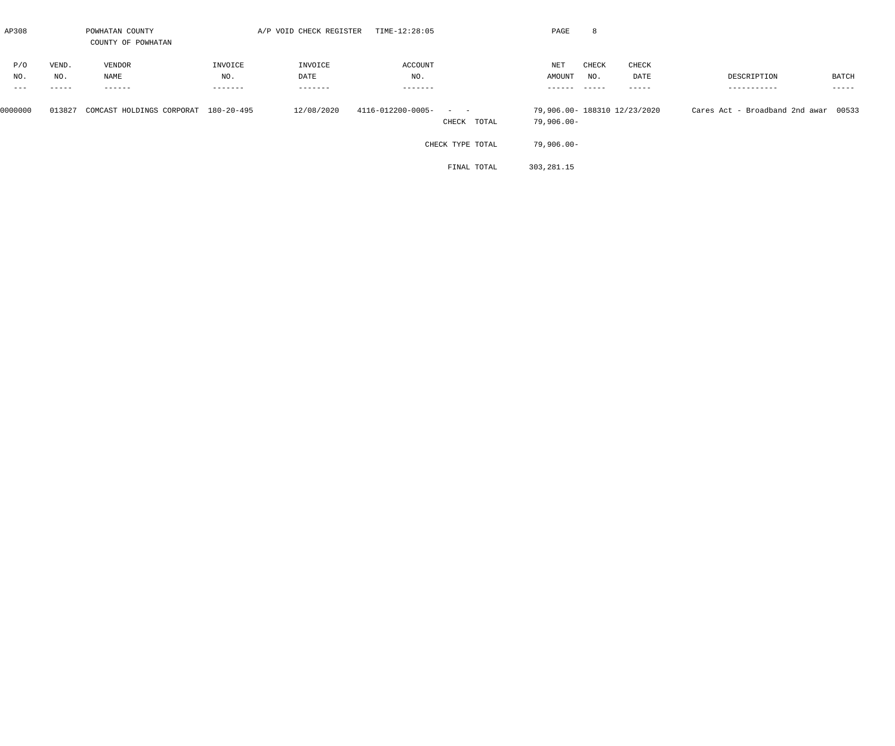AP308 POWHATAN COUNTY A/P VOID CHECK REGISTER TIME-12:28:05

COUNTY OF POWHATAN

| P/O NO. | VEND. NO. | VENDOR NAME | INVOICE NO. | INVOICE DATE | ACCOUNT NO. | | NET AMOUNT | CHECK NO. | CHECK DATE | DESCRIPTION | BATCH |
|---|---|---|---|---|---|---|---|---|---|---|---|
| 0000000 | 013827 | COMCAST HOLDINGS CORPORAT | 180-20-495 | 12/08/2020 | 4116-012200-0005- - - | | 79,906.00- | 188310 | 12/23/2020 | Cares Act - Broadband 2nd awar | 00533 |
| | | | | | | CHECK TOTAL | 79,906.00- | | | | |
| | | | | | | CHECK TYPE TOTAL | 79,906.00- | | | | |
| | | | | | | FINAL TOTAL | 303,281.15 | | | | |